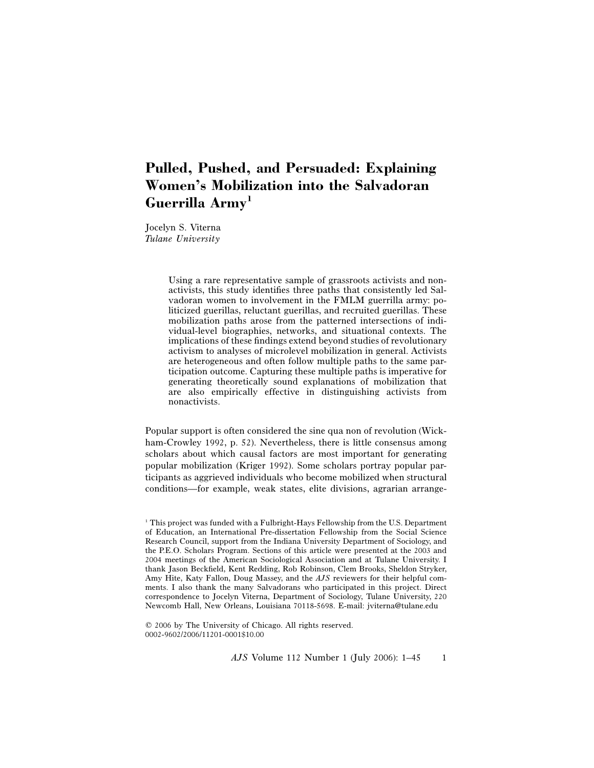# Pulled, Pushed, and Persuaded: Explaining Women's Mobilization into the Salvadoran Guerrilla Army[1]

Jocelyn S. Viterna
*Tulane University*

> Using a rare representative sample of grassroots activists and nonactivists, this study identifies three paths that consistently led Salvadoran women to involvement in the FMLM guerrilla army: politicized guerillas, reluctant guerillas, and recruited guerillas. These mobilization paths arose from the patterned intersections of individual-level biographies, networks, and situational contexts. The implications of these findings extend beyond studies of revolutionary activism to analyses of microlevel mobilization in general. Activists are heterogeneous and often follow multiple paths to the same participation outcome. Capturing these multiple paths is imperative for generating theoretically sound explanations of mobilization that are also empirically effective in distinguishing activists from nonactivists.

Popular support is often considered the sine qua non of revolution (Wickham-Crowley 1992, p. 52). Nevertheless, there is little consensus among scholars about which causal factors are most important for generating popular mobilization (Kriger 1992). Some scholars portray popular participants as aggrieved individuals who become mobilized when structural conditions—for example, weak states, elite divisions, agrarian arrange-

---

[1] This project was funded with a Fulbright-Hays Fellowship from the U.S. Department of Education, an International Pre-dissertation Fellowship from the Social Science Research Council, support from the Indiana University Department of Sociology, and the P.E.O. Scholars Program. Sections of this article were presented at the 2003 and 2004 meetings of the American Sociological Association and at Tulane University. I thank Jason Beckfield, Kent Redding, Rob Robinson, Clem Brooks, Sheldon Stryker, Amy Hite, Katy Fallon, Doug Massey, and the *AJS* reviewers for their helpful comments. I also thank the many Salvadorans who participated in this project. Direct correspondence to Jocelyn Viterna, Department of Sociology, Tulane University, 220 Newcomb Hall, New Orleans, Louisiana 70118-5698. E-mail: jviterna@tulane.edu

© 2006 by The University of Chicago. All rights reserved.
0002-9602/2006/11201-0001$10.00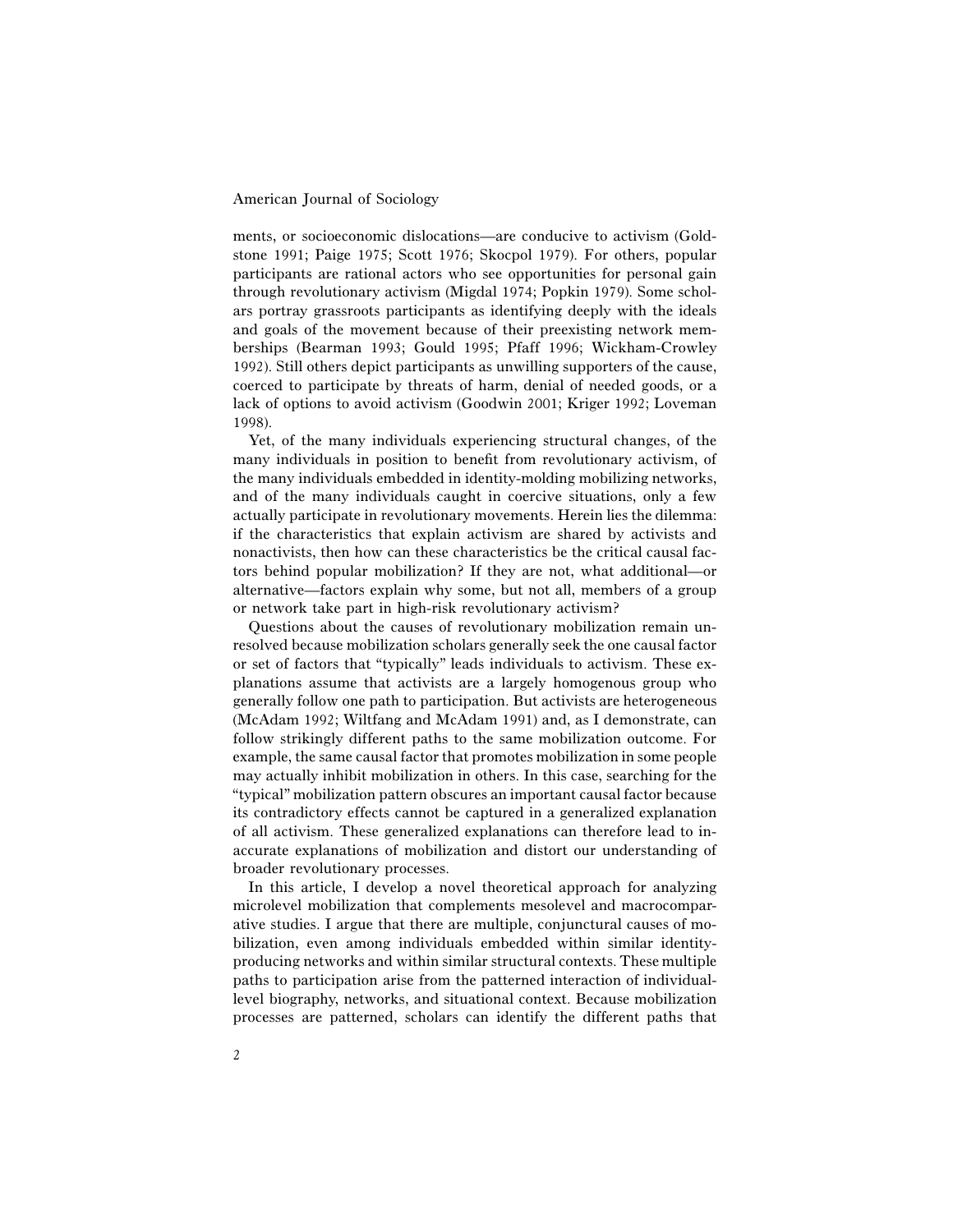ments, or socioeconomic dislocations—are conducive to activism (Goldstone 1991; Paige 1975; Scott 1976; Skocpol 1979). For others, popular participants are rational actors who see opportunities for personal gain through revolutionary activism (Migdal 1974; Popkin 1979). Some scholars portray grassroots participants as identifying deeply with the ideals and goals of the movement because of their preexisting network memberships (Bearman 1993; Gould 1995; Pfaff 1996; Wickham-Crowley 1992). Still others depict participants as unwilling supporters of the cause, coerced to participate by threats of harm, denial of needed goods, or a lack of options to avoid activism (Goodwin 2001; Kriger 1992; Loveman 1998).

Yet, of the many individuals experiencing structural changes, of the many individuals in position to benefit from revolutionary activism, of the many individuals embedded in identity-molding mobilizing networks, and of the many individuals caught in coercive situations, only a few actually participate in revolutionary movements. Herein lies the dilemma: if the characteristics that explain activism are shared by activists and nonactivists, then how can these characteristics be the critical causal factors behind popular mobilization? If they are not, what additional—or alternative—factors explain why some, but not all, members of a group or network take part in high-risk revolutionary activism?

Questions about the causes of revolutionary mobilization remain unresolved because mobilization scholars generally seek the one causal factor or set of factors that "typically" leads individuals to activism. These explanations assume that activists are a largely homogenous group who generally follow one path to participation. But activists are heterogeneous (McAdam 1992; Wiltfang and McAdam 1991) and, as I demonstrate, can follow strikingly different paths to the same mobilization outcome. For example, the same causal factor that promotes mobilization in some people may actually inhibit mobilization in others. In this case, searching for the "typical" mobilization pattern obscures an important causal factor because its contradictory effects cannot be captured in a generalized explanation of all activism. These generalized explanations can therefore lead to inaccurate explanations of mobilization and distort our understanding of broader revolutionary processes.

In this article, I develop a novel theoretical approach for analyzing microlevel mobilization that complements mesolevel and macrocomparative studies. I argue that there are multiple, conjunctural causes of mobilization, even among individuals embedded within similar identity-producing networks and within similar structural contexts. These multiple paths to participation arise from the patterned interaction of individual-level biography, networks, and situational context. Because mobilization processes are patterned, scholars can identify the different paths that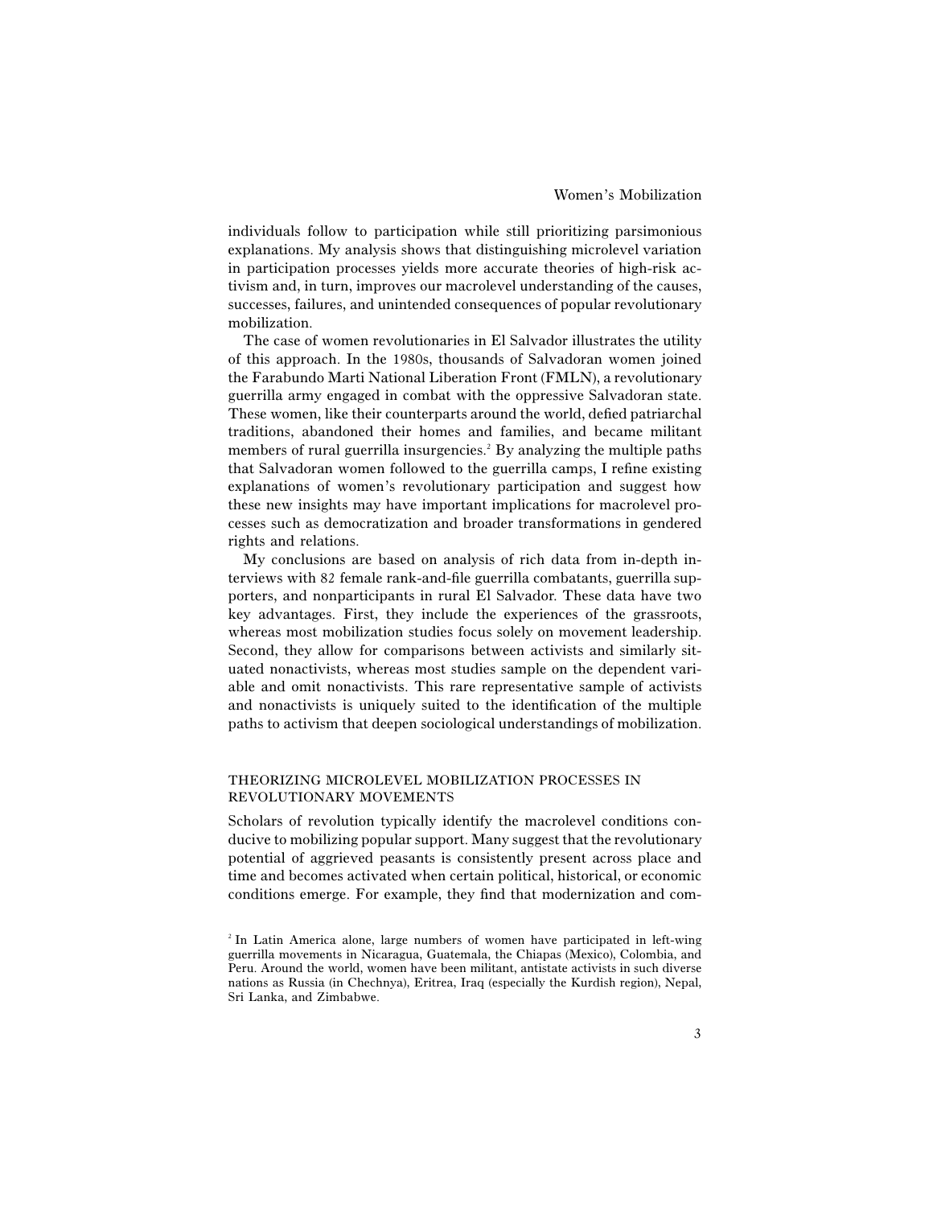individuals follow to participation while still prioritizing parsimonious explanations. My analysis shows that distinguishing microlevel variation in participation processes yields more accurate theories of high-risk activism and, in turn, improves our macrolevel understanding of the causes, successes, failures, and unintended consequences of popular revolutionary mobilization.

The case of women revolutionaries in El Salvador illustrates the utility of this approach. In the 1980s, thousands of Salvadoran women joined the Farabundo Marti National Liberation Front (FMLN), a revolutionary guerrilla army engaged in combat with the oppressive Salvadoran state. These women, like their counterparts around the world, defied patriarchal traditions, abandoned their homes and families, and became militant members of rural guerrilla insurgencies.[2] By analyzing the multiple paths that Salvadoran women followed to the guerrilla camps, I refine existing explanations of women's revolutionary participation and suggest how these new insights may have important implications for macrolevel processes such as democratization and broader transformations in gendered rights and relations.

My conclusions are based on analysis of rich data from in-depth interviews with 82 female rank-and-file guerrilla combatants, guerrilla supporters, and nonparticipants in rural El Salvador. These data have two key advantages. First, they include the experiences of the grassroots, whereas most mobilization studies focus solely on movement leadership. Second, they allow for comparisons between activists and similarly situated nonactivists, whereas most studies sample on the dependent variable and omit nonactivists. This rare representative sample of activists and nonactivists is uniquely suited to the identification of the multiple paths to activism that deepen sociological understandings of mobilization.

## THEORIZING MICROLEVEL MOBILIZATION PROCESSES IN REVOLUTIONARY MOVEMENTS

Scholars of revolution typically identify the macrolevel conditions conducive to mobilizing popular support. Many suggest that the revolutionary potential of aggrieved peasants is consistently present across place and time and becomes activated when certain political, historical, or economic conditions emerge. For example, they find that modernization and com-

[2] In Latin America alone, large numbers of women have participated in left-wing guerrilla movements in Nicaragua, Guatemala, the Chiapas (Mexico), Colombia, and Peru. Around the world, women have been militant, antistate activists in such diverse nations as Russia (in Chechnya), Eritrea, Iraq (especially the Kurdish region), Nepal, Sri Lanka, and Zimbabwe.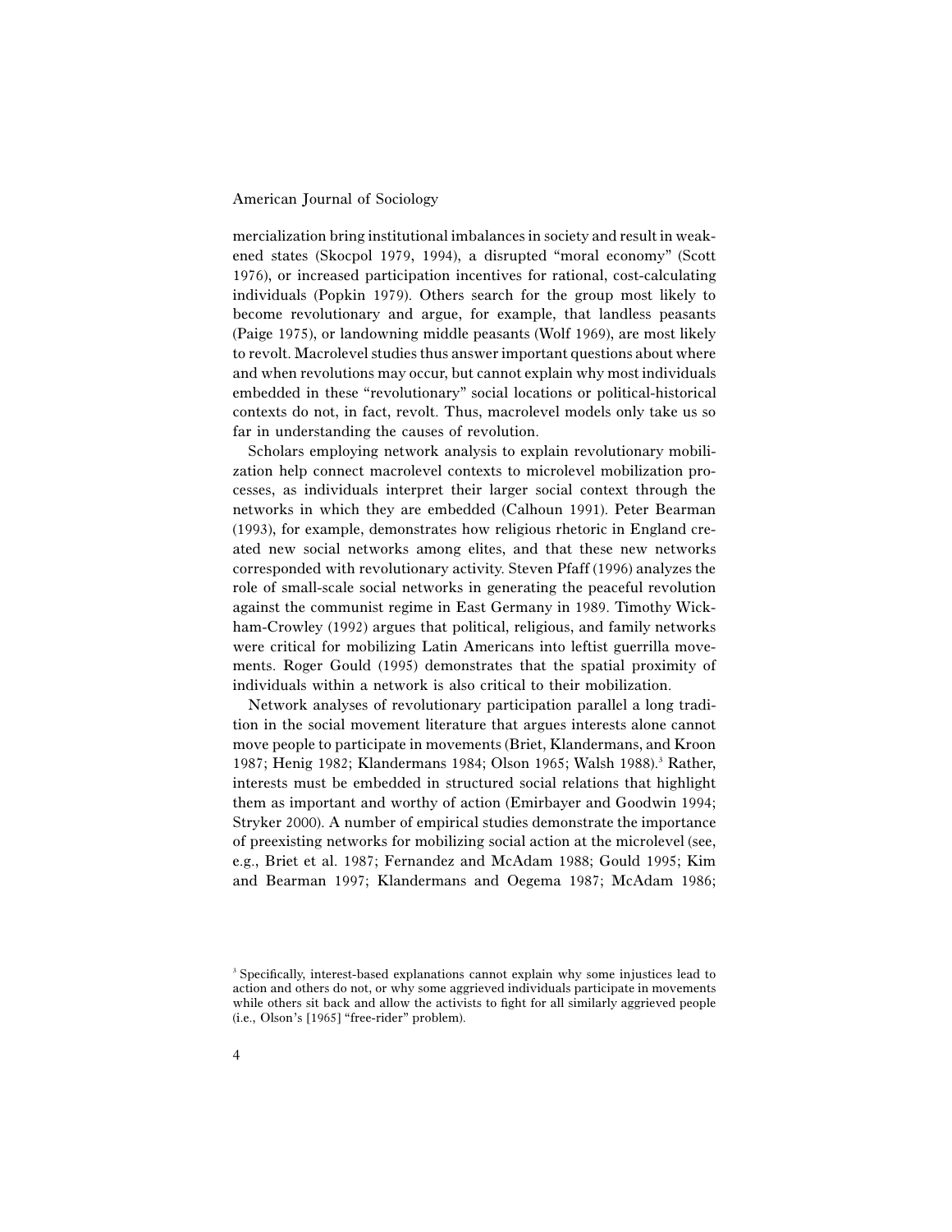mercialization bring institutional imbalances in society and result in weakened states (Skocpol 1979, 1994), a disrupted "moral economy" (Scott 1976), or increased participation incentives for rational, cost-calculating individuals (Popkin 1979). Others search for the group most likely to become revolutionary and argue, for example, that landless peasants (Paige 1975), or landowning middle peasants (Wolf 1969), are most likely to revolt. Macrolevel studies thus answer important questions about where and when revolutions may occur, but cannot explain why most individuals embedded in these "revolutionary" social locations or political-historical contexts do not, in fact, revolt. Thus, macrolevel models only take us so far in understanding the causes of revolution.

Scholars employing network analysis to explain revolutionary mobilization help connect macrolevel contexts to microlevel mobilization processes, as individuals interpret their larger social context through the networks in which they are embedded (Calhoun 1991). Peter Bearman (1993), for example, demonstrates how religious rhetoric in England created new social networks among elites, and that these new networks corresponded with revolutionary activity. Steven Pfaff (1996) analyzes the role of small-scale social networks in generating the peaceful revolution against the communist regime in East Germany in 1989. Timothy Wickham-Crowley (1992) argues that political, religious, and family networks were critical for mobilizing Latin Americans into leftist guerrilla movements. Roger Gould (1995) demonstrates that the spatial proximity of individuals within a network is also critical to their mobilization.

Network analyses of revolutionary participation parallel a long tradition in the social movement literature that argues interests alone cannot move people to participate in movements (Briet, Klandermans, and Kroon 1987; Henig 1982; Klandermans 1984; Olson 1965; Walsh 1988).[3] Rather, interests must be embedded in structured social relations that highlight them as important and worthy of action (Emirbayer and Goodwin 1994; Stryker 2000). A number of empirical studies demonstrate the importance of preexisting networks for mobilizing social action at the microlevel (see, e.g., Briet et al. 1987; Fernandez and McAdam 1988; Gould 1995; Kim and Bearman 1997; Klandermans and Oegema 1987; McAdam 1986;

[3] Specifically, interest-based explanations cannot explain why some injustices lead to action and others do not, or why some aggrieved individuals participate in movements while others sit back and allow the activists to fight for all similarly aggrieved people (i.e., Olson's [1965] "free-rider" problem).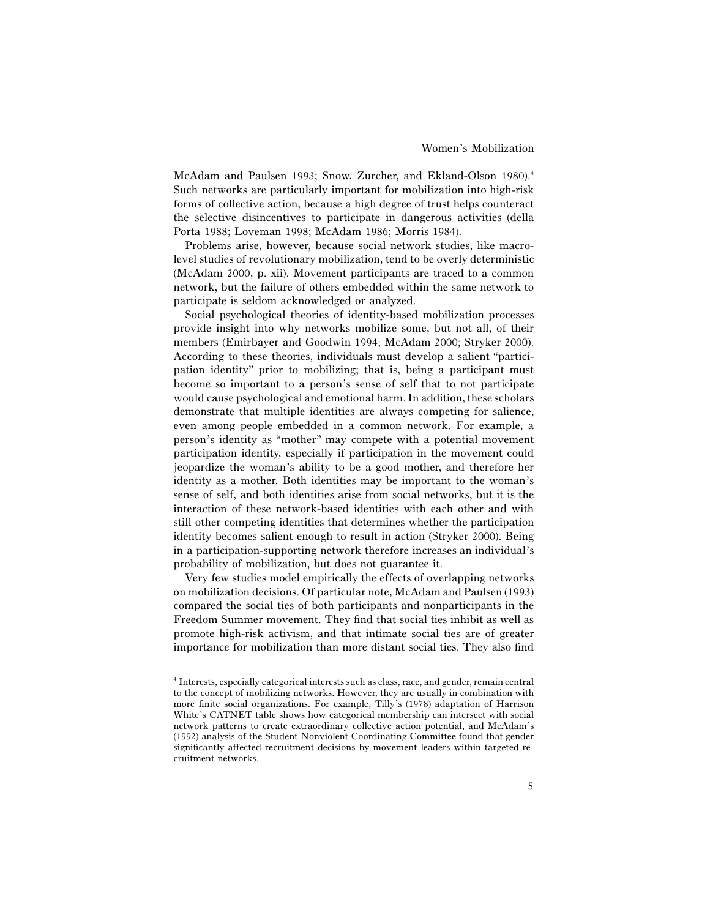McAdam and Paulsen 1993; Snow, Zurcher, and Ekland-Olson 1980).[4] Such networks are particularly important for mobilization into high-risk forms of collective action, because a high degree of trust helps counteract the selective disincentives to participate in dangerous activities (della Porta 1988; Loveman 1998; McAdam 1986; Morris 1984).

Problems arise, however, because social network studies, like macro-level studies of revolutionary mobilization, tend to be overly deterministic (McAdam 2000, p. xii). Movement participants are traced to a common network, but the failure of others embedded within the same network to participate is seldom acknowledged or analyzed.

Social psychological theories of identity-based mobilization processes provide insight into why networks mobilize some, but not all, of their members (Emirbayer and Goodwin 1994; McAdam 2000; Stryker 2000). According to these theories, individuals must develop a salient "participation identity" prior to mobilizing; that is, being a participant must become so important to a person's sense of self that to not participate would cause psychological and emotional harm. In addition, these scholars demonstrate that multiple identities are always competing for salience, even among people embedded in a common network. For example, a person's identity as "mother" may compete with a potential movement participation identity, especially if participation in the movement could jeopardize the woman's ability to be a good mother, and therefore her identity as a mother. Both identities may be important to the woman's sense of self, and both identities arise from social networks, but it is the interaction of these network-based identities with each other and with still other competing identities that determines whether the participation identity becomes salient enough to result in action (Stryker 2000). Being in a participation-supporting network therefore increases an individual's probability of mobilization, but does not guarantee it.

Very few studies model empirically the effects of overlapping networks on mobilization decisions. Of particular note, McAdam and Paulsen (1993) compared the social ties of both participants and nonparticipants in the Freedom Summer movement. They find that social ties inhibit as well as promote high-risk activism, and that intimate social ties are of greater importance for mobilization than more distant social ties. They also find

[4] Interests, especially categorical interests such as class, race, and gender, remain central to the concept of mobilizing networks. However, they are usually in combination with more finite social organizations. For example, Tilly's (1978) adaptation of Harrison White's CATNET table shows how categorical membership can intersect with social network patterns to create extraordinary collective action potential, and McAdam's (1992) analysis of the Student Nonviolent Coordinating Committee found that gender significantly affected recruitment decisions by movement leaders within targeted recruitment networks.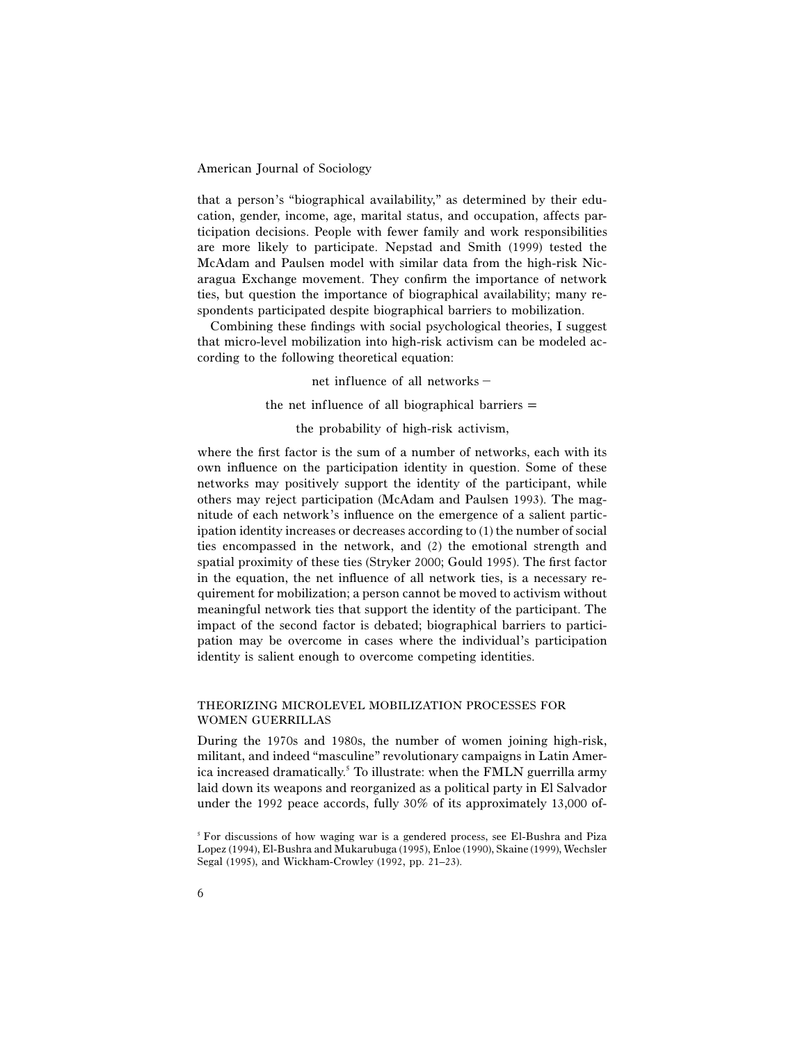that a person's "biographical availability," as determined by their education, gender, income, age, marital status, and occupation, affects participation decisions. People with fewer family and work responsibilities are more likely to participate. Nepstad and Smith (1999) tested the McAdam and Paulsen model with similar data from the high-risk Nicaragua Exchange movement. They confirm the importance of network ties, but question the importance of biographical availability; many respondents participated despite biographical barriers to mobilization.

Combining these findings with social psychological theories, I suggest that micro-level mobilization into high-risk activism can be modeled according to the following theoretical equation:

$$\text{net influence of all networks} -$$
$$\text{the net influence of all biographical barriers} =$$
$$\text{the probability of high-risk activism,}$$

where the first factor is the sum of a number of networks, each with its own influence on the participation identity in question. Some of these networks may positively support the identity of the participant, while others may reject participation (McAdam and Paulsen 1993). The magnitude of each network's influence on the emergence of a salient participation identity increases or decreases according to (1) the number of social ties encompassed in the network, and (2) the emotional strength and spatial proximity of these ties (Stryker 2000; Gould 1995). The first factor in the equation, the net influence of all network ties, is a necessary requirement for mobilization; a person cannot be moved to activism without meaningful network ties that support the identity of the participant. The impact of the second factor is debated; biographical barriers to participation may be overcome in cases where the individual's participation identity is salient enough to overcome competing identities.

## THEORIZING MICROLEVEL MOBILIZATION PROCESSES FOR WOMEN GUERRILLAS

During the 1970s and 1980s, the number of women joining high-risk, militant, and indeed "masculine" revolutionary campaigns in Latin America increased dramatically.[5] To illustrate: when the FMLN guerrilla army laid down its weapons and reorganized as a political party in El Salvador under the 1992 peace accords, fully 30% of its approximately 13,000 of-

[5] For discussions of how waging war is a gendered process, see El-Bushra and Piza Lopez (1994), El-Bushra and Mukarubuga (1995), Enloe (1990), Skaine (1999), Wechsler Segal (1995), and Wickham-Crowley (1992, pp. 21–23).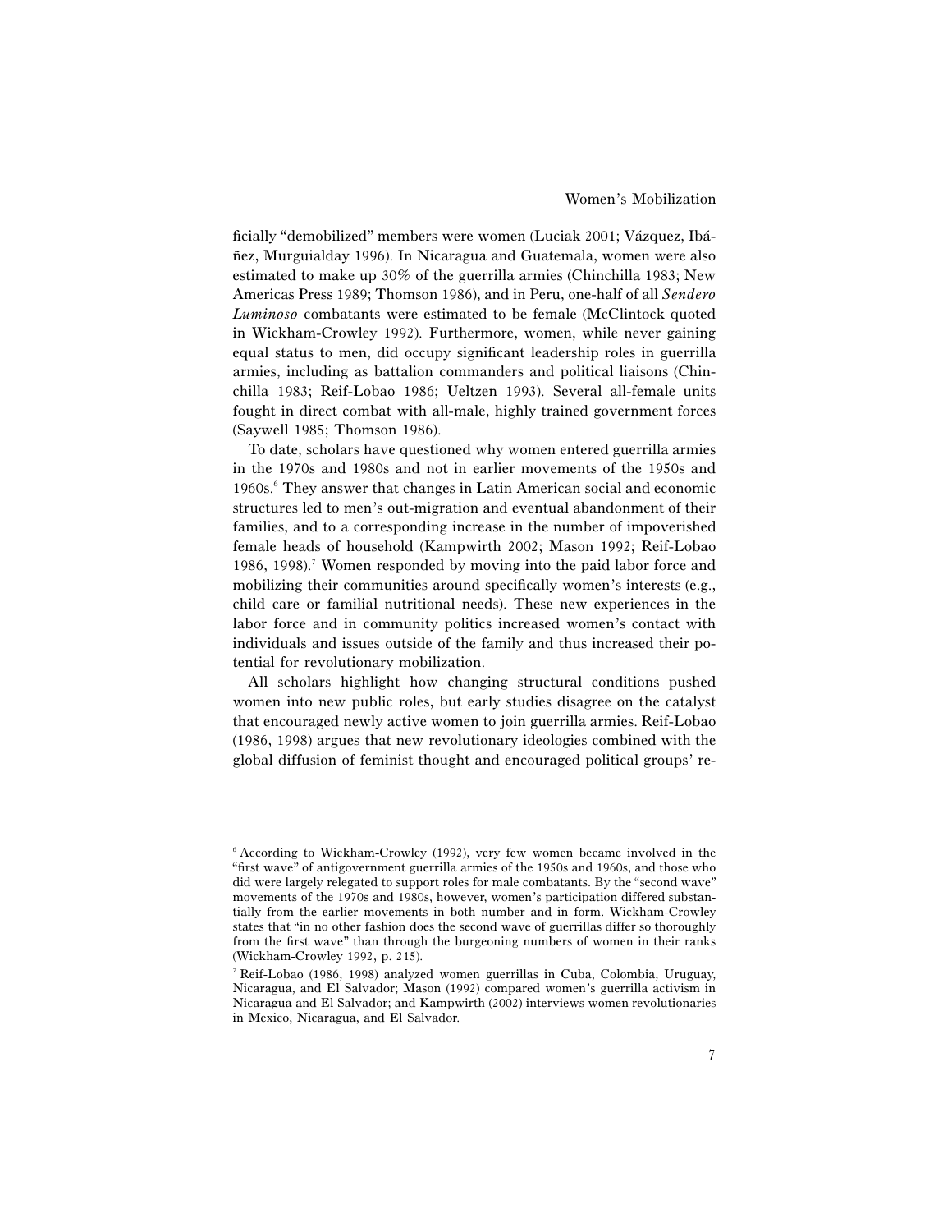ficially "demobilized" members were women (Luciak 2001; Vázquez, Ibáñez, Murguialday 1996). In Nicaragua and Guatemala, women were also estimated to make up 30% of the guerrilla armies (Chinchilla 1983; New Americas Press 1989; Thomson 1986), and in Peru, one-half of all *Sendero Luminoso* combatants were estimated to be female (McClintock quoted in Wickham-Crowley 1992). Furthermore, women, while never gaining equal status to men, did occupy significant leadership roles in guerrilla armies, including as battalion commanders and political liaisons (Chinchilla 1983; Reif-Lobao 1986; Ueltzen 1993). Several all-female units fought in direct combat with all-male, highly trained government forces (Saywell 1985; Thomson 1986).

To date, scholars have questioned why women entered guerrilla armies in the 1970s and 1980s and not in earlier movements of the 1950s and 1960s.[6] They answer that changes in Latin American social and economic structures led to men's out-migration and eventual abandonment of their families, and to a corresponding increase in the number of impoverished female heads of household (Kampwirth 2002; Mason 1992; Reif-Lobao 1986, 1998).[7] Women responded by moving into the paid labor force and mobilizing their communities around specifically women's interests (e.g., child care or familial nutritional needs). These new experiences in the labor force and in community politics increased women's contact with individuals and issues outside of the family and thus increased their potential for revolutionary mobilization.

All scholars highlight how changing structural conditions pushed women into new public roles, but early studies disagree on the catalyst that encouraged newly active women to join guerrilla armies. Reif-Lobao (1986, 1998) argues that new revolutionary ideologies combined with the global diffusion of feminist thought and encouraged political groups' re-

---

[6] According to Wickham-Crowley (1992), very few women became involved in the "first wave" of antigovernment guerrilla armies of the 1950s and 1960s, and those who did were largely relegated to support roles for male combatants. By the "second wave" movements of the 1970s and 1980s, however, women's participation differed substantially from the earlier movements in both number and in form. Wickham-Crowley states that "in no other fashion does the second wave of guerrillas differ so thoroughly from the first wave" than through the burgeoning numbers of women in their ranks (Wickham-Crowley 1992, p. 215).

[7] Reif-Lobao (1986, 1998) analyzed women guerrillas in Cuba, Colombia, Uruguay, Nicaragua, and El Salvador; Mason (1992) compared women's guerrilla activism in Nicaragua and El Salvador; and Kampwirth (2002) interviews women revolutionaries in Mexico, Nicaragua, and El Salvador.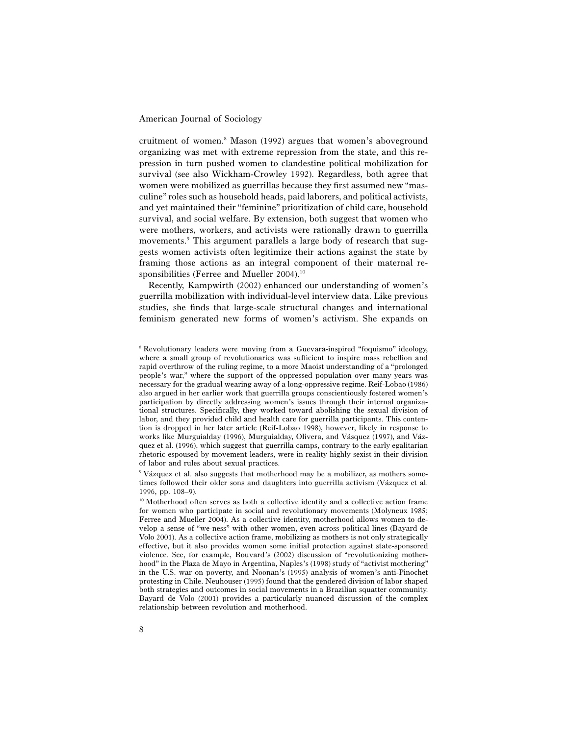cruitment of women.[8] Mason (1992) argues that women's aboveground organizing was met with extreme repression from the state, and this repression in turn pushed women to clandestine political mobilization for survival (see also Wickham-Crowley 1992). Regardless, both agree that women were mobilized as guerrillas because they first assumed new "masculine" roles such as household heads, paid laborers, and political activists, and yet maintained their "feminine" prioritization of child care, household survival, and social welfare. By extension, both suggest that women who were mothers, workers, and activists were rationally drawn to guerrilla movements.[9] This argument parallels a large body of research that suggests women activists often legitimize their actions against the state by framing those actions as an integral component of their maternal responsibilities (Ferree and Mueller 2004).[10]

Recently, Kampwirth (2002) enhanced our understanding of women's guerrilla mobilization with individual-level interview data. Like previous studies, she finds that large-scale structural changes and international feminism generated new forms of women's activism. She expands on

[8] Revolutionary leaders were moving from a Guevara-inspired "foquismo" ideology, where a small group of revolutionaries was sufficient to inspire mass rebellion and rapid overthrow of the ruling regime, to a more Maoist understanding of a "prolonged people's war," where the support of the oppressed population over many years was necessary for the gradual wearing away of a long-oppressive regime. Reif-Lobao (1986) also argued in her earlier work that guerrilla groups conscientiously fostered women's participation by directly addressing women's issues through their internal organizational structures. Specifically, they worked toward abolishing the sexual division of labor, and they provided child and health care for guerrilla participants. This contention is dropped in her later article (Reif-Lobao 1998), however, likely in response to works like Murguialday (1996), Murguialday, Olivera, and Vásquez (1997), and Vázquez et al. (1996), which suggest that guerrilla camps, contrary to the early egalitarian rhetoric espoused by movement leaders, were in reality highly sexist in their division of labor and rules about sexual practices.

[9] Vázquez et al. also suggests that motherhood may be a mobilizer, as mothers sometimes followed their older sons and daughters into guerrilla activism (Vázquez et al. 1996, pp. 108–9).

[10] Motherhood often serves as both a collective identity and a collective action frame for women who participate in social and revolutionary movements (Molyneux 1985; Ferree and Mueller 2004). As a collective identity, motherhood allows women to develop a sense of "we-ness" with other women, even across political lines (Bayard de Volo 2001). As a collective action frame, mobilizing as mothers is not only strategically effective, but it also provides women some initial protection against state-sponsored violence. See, for example, Bouvard's (2002) discussion of "revolutionizing motherhood" in the Plaza de Mayo in Argentina, Naples's (1998) study of "activist mothering" in the U.S. war on poverty, and Noonan's (1995) analysis of women's anti-Pinochet protesting in Chile. Neuhouser (1995) found that the gendered division of labor shaped both strategies and outcomes in social movements in a Brazilian squatter community. Bayard de Volo (2001) provides a particularly nuanced discussion of the complex relationship between revolution and motherhood.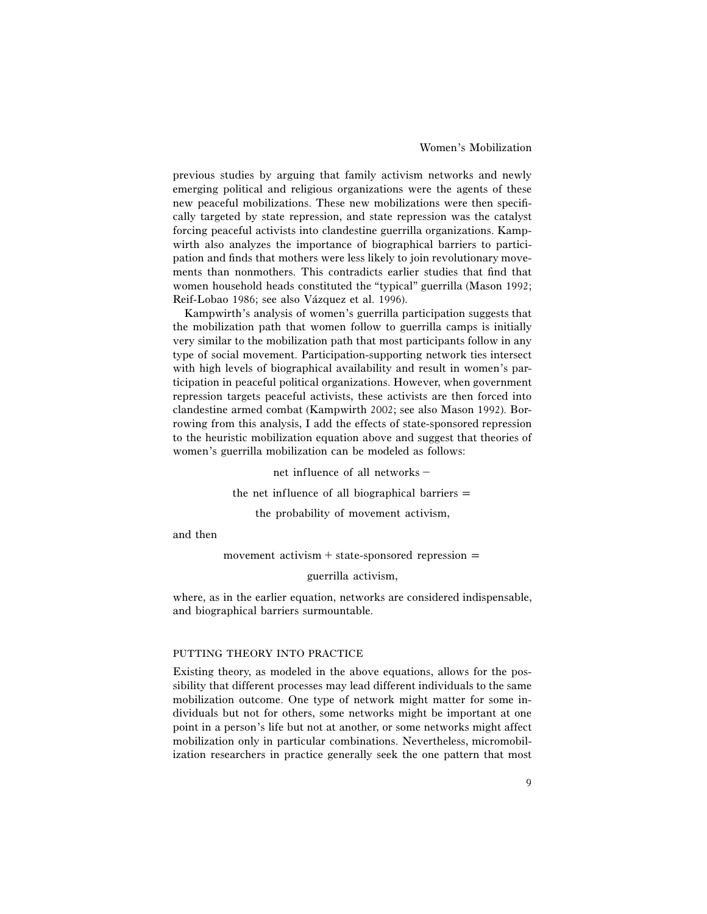previous studies by arguing that family activism networks and newly emerging political and religious organizations were the agents of these new peaceful mobilizations. These new mobilizations were then specifically targeted by state repression, and state repression was the catalyst forcing peaceful activists into clandestine guerrilla organizations. Kampwirth also analyzes the importance of biographical barriers to participation and finds that mothers were less likely to join revolutionary movements than nonmothers. This contradicts earlier studies that find that women household heads constituted the "typical" guerrilla (Mason 1992; Reif-Lobao 1986; see also Vázquez et al. 1996).

Kampwirth's analysis of women's guerrilla participation suggests that the mobilization path that women follow to guerrilla camps is initially very similar to the mobilization path that most participants follow in any type of social movement. Participation-supporting network ties intersect with high levels of biographical availability and result in women's participation in peaceful political organizations. However, when government repression targets peaceful activists, these activists are then forced into clandestine armed combat (Kampwirth 2002; see also Mason 1992). Borrowing from this analysis, I add the effects of state-sponsored repression to the heuristic mobilization equation above and suggest that theories of women's guerrilla mobilization can be modeled as follows:

$$\text{net influence of all networks} -$$
$$\text{the net influence of all biographical barriers} =$$
$$\text{the probability of movement activism,}$$

and then

$$\text{movement activism} + \text{state-sponsored repression} =$$
$$\text{guerrilla activism,}$$

where, as in the earlier equation, networks are considered indispensable, and biographical barriers surmountable.

## PUTTING THEORY INTO PRACTICE

Existing theory, as modeled in the above equations, allows for the possibility that different processes may lead different individuals to the same mobilization outcome. One type of network might matter for some individuals but not for others, some networks might be important at one point in a person's life but not at another, or some networks might affect mobilization only in particular combinations. Nevertheless, micromobilization researchers in practice generally seek the one pattern that most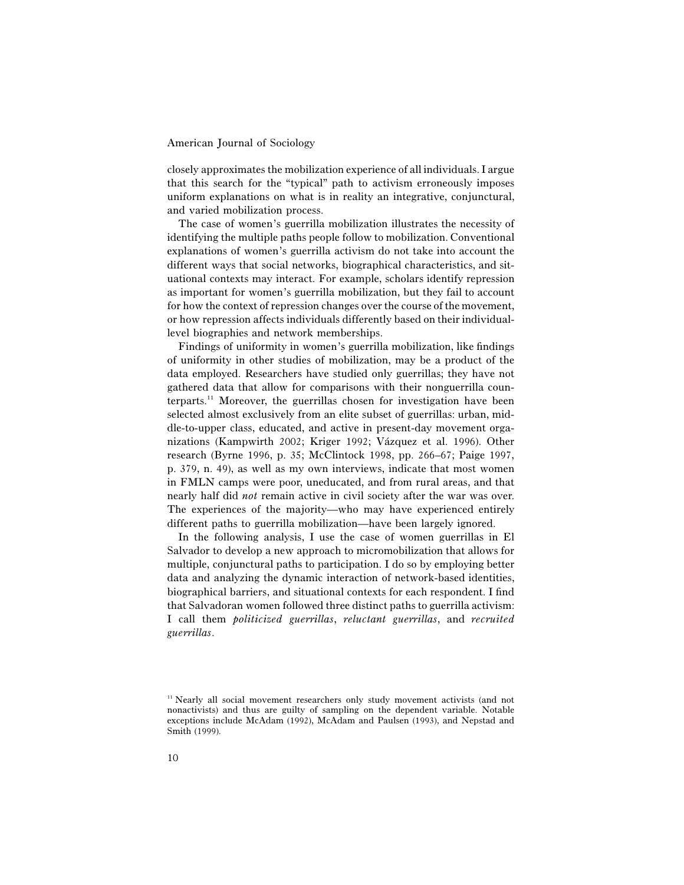closely approximates the mobilization experience of all individuals. I argue that this search for the "typical" path to activism erroneously imposes uniform explanations on what is in reality an integrative, conjunctural, and varied mobilization process.

The case of women's guerrilla mobilization illustrates the necessity of identifying the multiple paths people follow to mobilization. Conventional explanations of women's guerrilla activism do not take into account the different ways that social networks, biographical characteristics, and situational contexts may interact. For example, scholars identify repression as important for women's guerrilla mobilization, but they fail to account for how the context of repression changes over the course of the movement, or how repression affects individuals differently based on their individual-level biographies and network memberships.

Findings of uniformity in women's guerrilla mobilization, like findings of uniformity in other studies of mobilization, may be a product of the data employed. Researchers have studied only guerrillas; they have not gathered data that allow for comparisons with their nonguerrilla counterparts.[11] Moreover, the guerrillas chosen for investigation have been selected almost exclusively from an elite subset of guerrillas: urban, middle-to-upper class, educated, and active in present-day movement organizations (Kampwirth 2002; Kriger 1992; Vázquez et al. 1996). Other research (Byrne 1996, p. 35; McClintock 1998, pp. 266–67; Paige 1997, p. 379, n. 49), as well as my own interviews, indicate that most women in FMLN camps were poor, uneducated, and from rural areas, and that nearly half did *not* remain active in civil society after the war was over. The experiences of the majority—who may have experienced entirely different paths to guerrilla mobilization—have been largely ignored.

In the following analysis, I use the case of women guerrillas in El Salvador to develop a new approach to micromobilization that allows for multiple, conjunctural paths to participation. I do so by employing better data and analyzing the dynamic interaction of network-based identities, biographical barriers, and situational contexts for each respondent. I find that Salvadoran women followed three distinct paths to guerrilla activism: I call them *politicized guerrillas*, *reluctant guerrillas*, and *recruited guerrillas*.

[11] Nearly all social movement researchers only study movement activists (and not nonactivists) and thus are guilty of sampling on the dependent variable. Notable exceptions include McAdam (1992), McAdam and Paulsen (1993), and Nepstad and Smith (1999).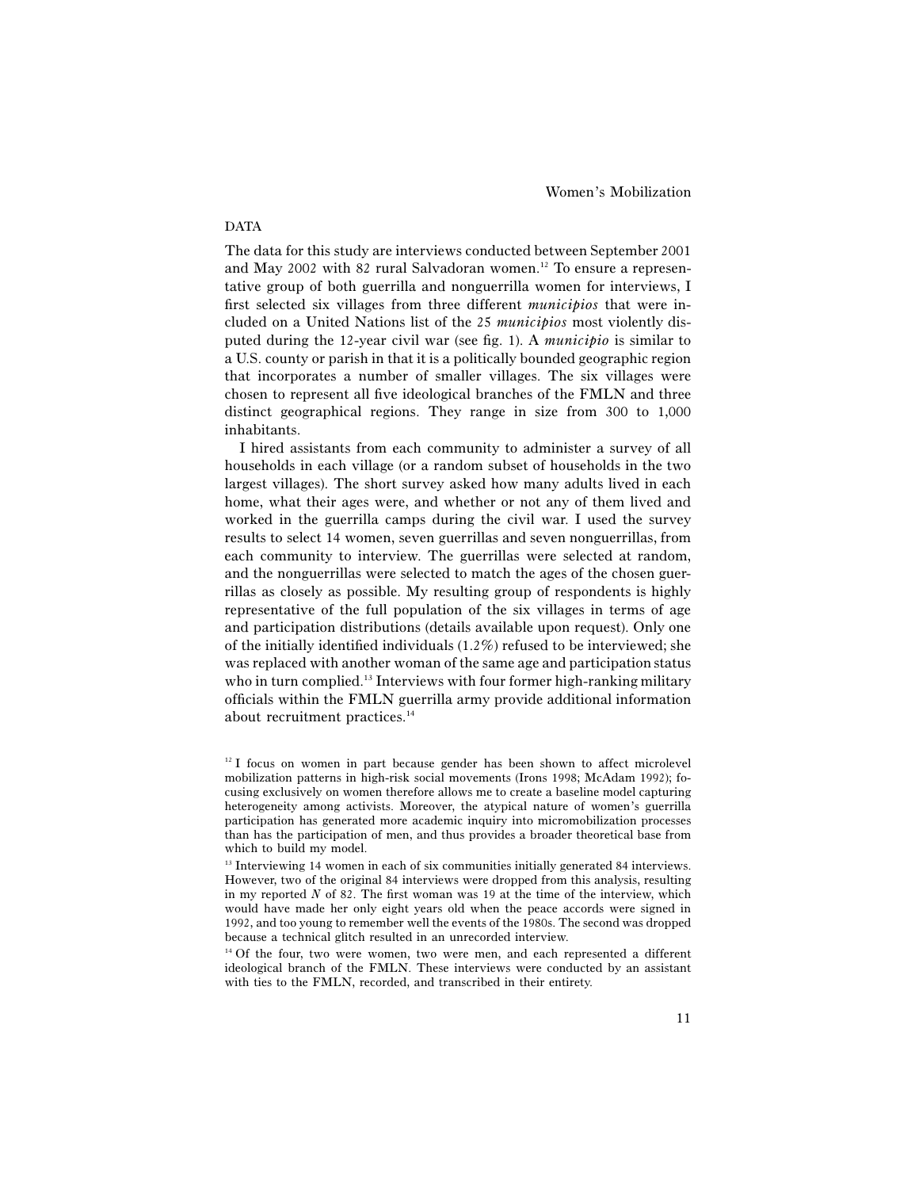## DATA

The data for this study are interviews conducted between September 2001 and May 2002 with 82 rural Salvadoran women.[12] To ensure a representative group of both guerrilla and nonguerrilla women for interviews, I first selected six villages from three different *municipios* that were included on a United Nations list of the 25 *municipios* most violently disputed during the 12-year civil war (see fig. 1). A *municipio* is similar to a U.S. county or parish in that it is a politically bounded geographic region that incorporates a number of smaller villages. The six villages were chosen to represent all five ideological branches of the FMLN and three distinct geographical regions. They range in size from 300 to 1,000 inhabitants.

I hired assistants from each community to administer a survey of all households in each village (or a random subset of households in the two largest villages). The short survey asked how many adults lived in each home, what their ages were, and whether or not any of them lived and worked in the guerrilla camps during the civil war. I used the survey results to select 14 women, seven guerrillas and seven nonguerrillas, from each community to interview. The guerrillas were selected at random, and the nonguerrillas were selected to match the ages of the chosen guerrillas as closely as possible. My resulting group of respondents is highly representative of the full population of the six villages in terms of age and participation distributions (details available upon request). Only one of the initially identified individuals (1.2%) refused to be interviewed; she was replaced with another woman of the same age and participation status who in turn complied.[13] Interviews with four former high-ranking military officials within the FMLN guerrilla army provide additional information about recruitment practices.[14]

[12] I focus on women in part because gender has been shown to affect microlevel mobilization patterns in high-risk social movements (Irons 1998; McAdam 1992); focusing exclusively on women therefore allows me to create a baseline model capturing heterogeneity among activists. Moreover, the atypical nature of women's guerrilla participation has generated more academic inquiry into micromobilization processes than has the participation of men, and thus provides a broader theoretical base from which to build my model.

[13] Interviewing 14 women in each of six communities initially generated 84 interviews. However, two of the original 84 interviews were dropped from this analysis, resulting in my reported $N$ of 82. The first woman was 19 at the time of the interview, which would have made her only eight years old when the peace accords were signed in 1992, and too young to remember well the events of the 1980s. The second was dropped because a technical glitch resulted in an unrecorded interview.

[14] Of the four, two were women, two were men, and each represented a different ideological branch of the FMLN. These interviews were conducted by an assistant with ties to the FMLN, recorded, and transcribed in their entirety.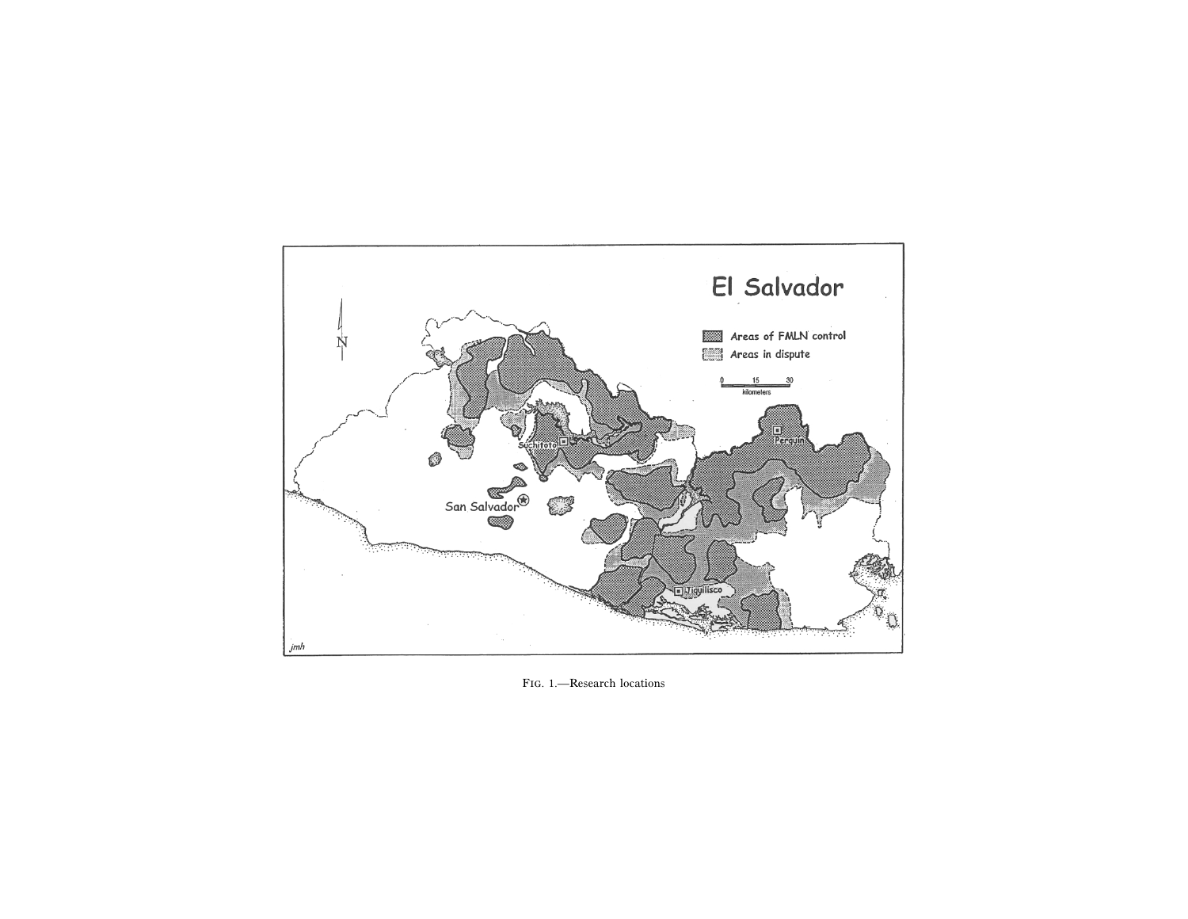FIG. 1.—Research locations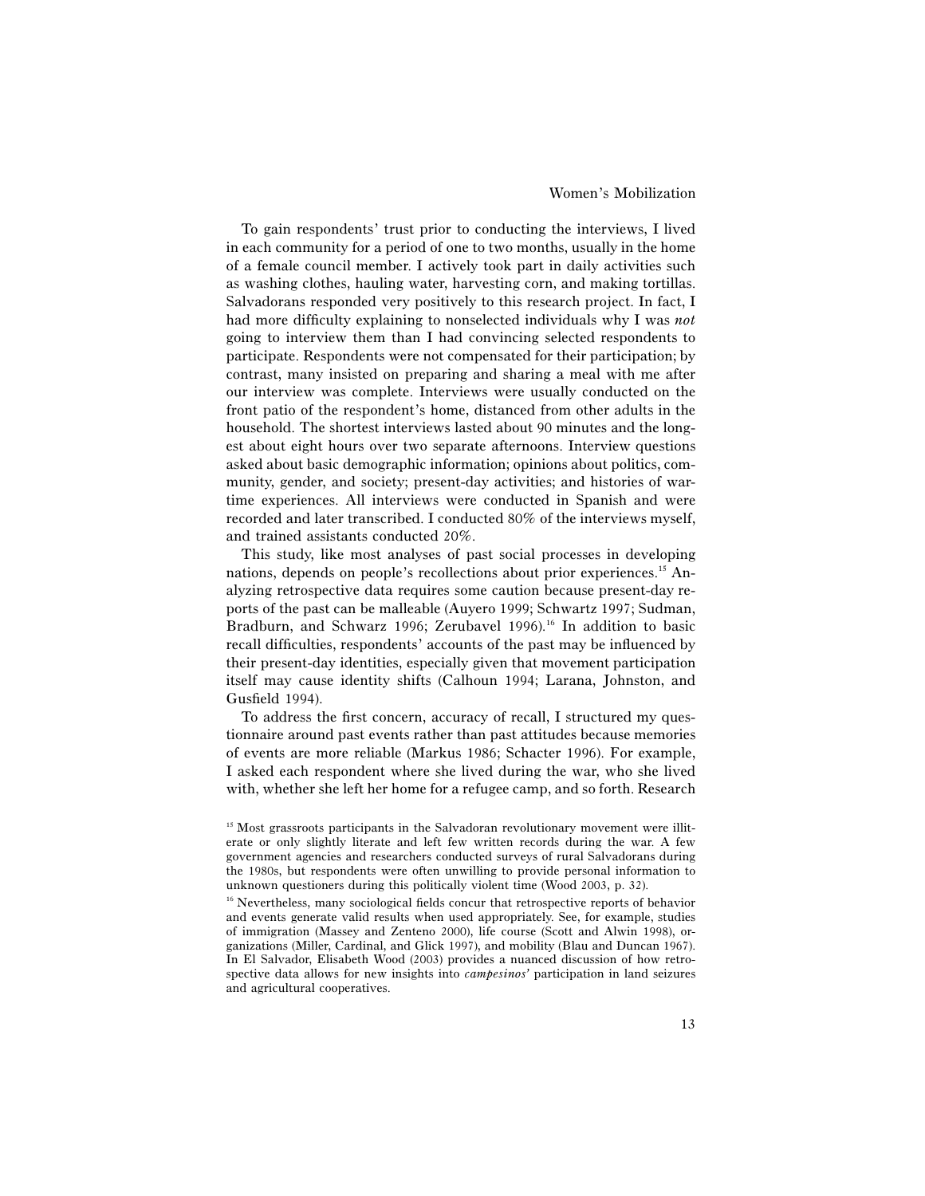To gain respondents' trust prior to conducting the interviews, I lived in each community for a period of one to two months, usually in the home of a female council member. I actively took part in daily activities such as washing clothes, hauling water, harvesting corn, and making tortillas. Salvadorans responded very positively to this research project. In fact, I had more difficulty explaining to nonselected individuals why I was *not* going to interview them than I had convincing selected respondents to participate. Respondents were not compensated for their participation; by contrast, many insisted on preparing and sharing a meal with me after our interview was complete. Interviews were usually conducted on the front patio of the respondent's home, distanced from other adults in the household. The shortest interviews lasted about 90 minutes and the longest about eight hours over two separate afternoons. Interview questions asked about basic demographic information; opinions about politics, community, gender, and society; present-day activities; and histories of wartime experiences. All interviews were conducted in Spanish and were recorded and later transcribed. I conducted 80% of the interviews myself, and trained assistants conducted 20%.

This study, like most analyses of past social processes in developing nations, depends on people's recollections about prior experiences.[15] Analyzing retrospective data requires some caution because present-day reports of the past can be malleable (Auyero 1999; Schwartz 1997; Sudman, Bradburn, and Schwarz 1996; Zerubavel 1996).[16] In addition to basic recall difficulties, respondents' accounts of the past may be influenced by their present-day identities, especially given that movement participation itself may cause identity shifts (Calhoun 1994; Larana, Johnston, and Gusfield 1994).

To address the first concern, accuracy of recall, I structured my questionnaire around past events rather than past attitudes because memories of events are more reliable (Markus 1986; Schacter 1996). For example, I asked each respondent where she lived during the war, who she lived with, whether she left her home for a refugee camp, and so forth. Research

[15] Most grassroots participants in the Salvadoran revolutionary movement were illiterate or only slightly literate and left few written records during the war. A few government agencies and researchers conducted surveys of rural Salvadorans during the 1980s, but respondents were often unwilling to provide personal information to unknown questioners during this politically violent time (Wood 2003, p. 32).

[16] Nevertheless, many sociological fields concur that retrospective reports of behavior and events generate valid results when used appropriately. See, for example, studies of immigration (Massey and Zenteno 2000), life course (Scott and Alwin 1998), organizations (Miller, Cardinal, and Glick 1997), and mobility (Blau and Duncan 1967). In El Salvador, Elisabeth Wood (2003) provides a nuanced discussion of how retrospective data allows for new insights into *campesinos'* participation in land seizures and agricultural cooperatives.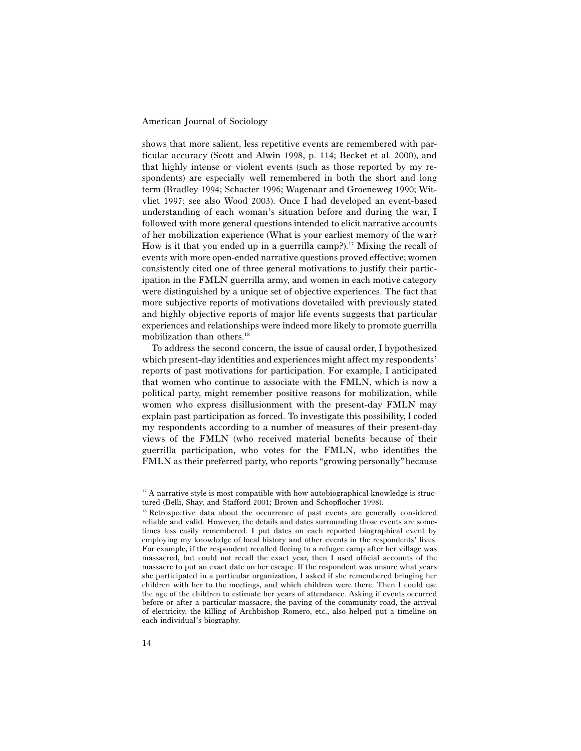shows that more salient, less repetitive events are remembered with particular accuracy (Scott and Alwin 1998, p. 114; Becket et al. 2000), and that highly intense or violent events (such as those reported by my respondents) are especially well remembered in both the short and long term (Bradley 1994; Schacter 1996; Wagenaar and Groeneweg 1990; Witvliet 1997; see also Wood 2003). Once I had developed an event-based understanding of each woman's situation before and during the war, I followed with more general questions intended to elicit narrative accounts of her mobilization experience (What is your earliest memory of the war? How is it that you ended up in a guerrilla camp?).[17] Mixing the recall of events with more open-ended narrative questions proved effective; women consistently cited one of three general motivations to justify their participation in the FMLN guerrilla army, and women in each motive category were distinguished by a unique set of objective experiences. The fact that more subjective reports of motivations dovetailed with previously stated and highly objective reports of major life events suggests that particular experiences and relationships were indeed more likely to promote guerrilla mobilization than others.[18]

To address the second concern, the issue of causal order, I hypothesized which present-day identities and experiences might affect my respondents' reports of past motivations for participation. For example, I anticipated that women who continue to associate with the FMLN, which is now a political party, might remember positive reasons for mobilization, while women who express disillusionment with the present-day FMLN may explain past participation as forced. To investigate this possibility, I coded my respondents according to a number of measures of their present-day views of the FMLN (who received material benefits because of their guerrilla participation, who votes for the FMLN, who identifies the FMLN as their preferred party, who reports "growing personally" because

[17] A narrative style is most compatible with how autobiographical knowledge is structured (Belli, Shay, and Stafford 2001; Brown and Schopflocher 1998).

[18] Retrospective data about the occurrence of past events are generally considered reliable and valid. However, the details and dates surrounding those events are sometimes less easily remembered. I put dates on each reported biographical event by employing my knowledge of local history and other events in the respondents' lives. For example, if the respondent recalled fleeing to a refugee camp after her village was massacred, but could not recall the exact year, then I used official accounts of the massacre to put an exact date on her escape. If the respondent was unsure what years she participated in a particular organization, I asked if she remembered bringing her children with her to the meetings, and which children were there. Then I could use the age of the children to estimate her years of attendance. Asking if events occurred before or after a particular massacre, the paving of the community road, the arrival of electricity, the killing of Archbishop Romero, etc., also helped put a timeline on each individual's biography.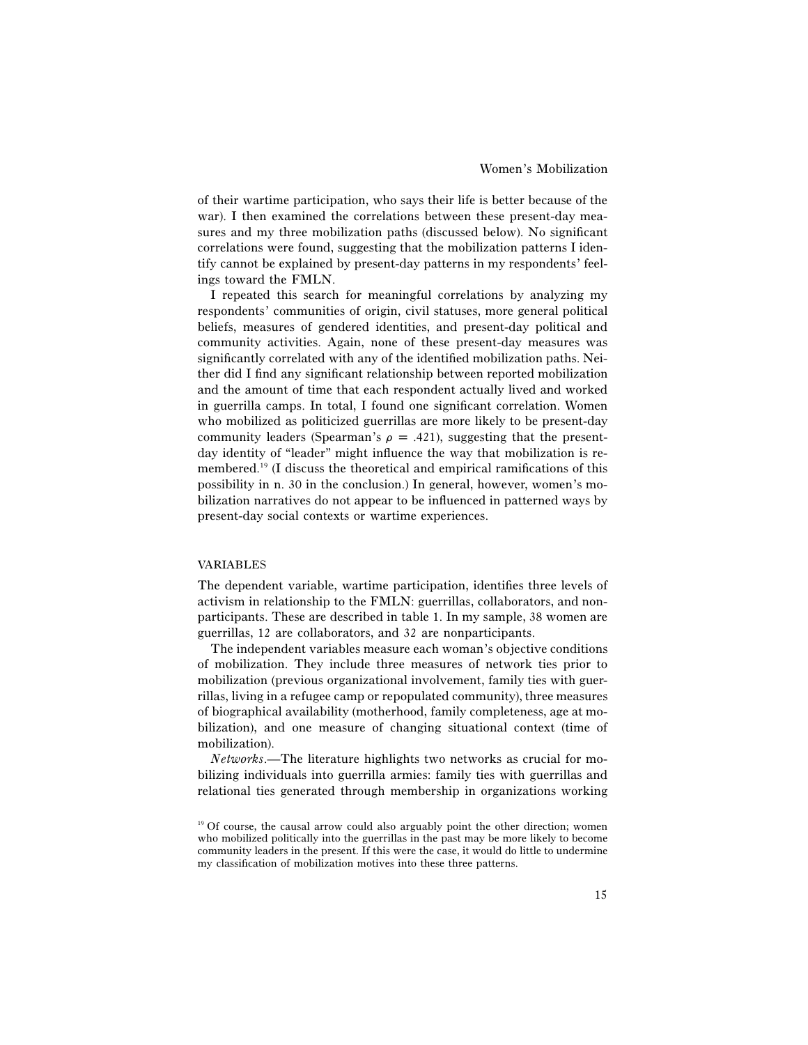of their wartime participation, who says their life is better because of the war). I then examined the correlations between these present-day measures and my three mobilization paths (discussed below). No significant correlations were found, suggesting that the mobilization patterns I identify cannot be explained by present-day patterns in my respondents' feelings toward the FMLN.

I repeated this search for meaningful correlations by analyzing my respondents' communities of origin, civil statuses, more general political beliefs, measures of gendered identities, and present-day political and community activities. Again, none of these present-day measures was significantly correlated with any of the identified mobilization paths. Neither did I find any significant relationship between reported mobilization and the amount of time that each respondent actually lived and worked in guerrilla camps. In total, I found one significant correlation. Women who mobilized as politicized guerrillas are more likely to be present-day community leaders (Spearman's $\rho = .421$), suggesting that the present-day identity of "leader" might influence the way that mobilization is remembered.[19] (I discuss the theoretical and empirical ramifications of this possibility in n. 30 in the conclusion.) In general, however, women's mobilization narratives do not appear to be influenced in patterned ways by present-day social contexts or wartime experiences.

## VARIABLES

The dependent variable, wartime participation, identifies three levels of activism in relationship to the FMLN: guerrillas, collaborators, and nonparticipants. These are described in table 1. In my sample, 38 women are guerrillas, 12 are collaborators, and 32 are nonparticipants.

The independent variables measure each woman's objective conditions of mobilization. They include three measures of network ties prior to mobilization (previous organizational involvement, family ties with guerrillas, living in a refugee camp or repopulated community), three measures of biographical availability (motherhood, family completeness, age at mobilization), and one measure of changing situational context (time of mobilization).

*Networks*.—The literature highlights two networks as crucial for mobilizing individuals into guerrilla armies: family ties with guerrillas and relational ties generated through membership in organizations working

[19] Of course, the causal arrow could also arguably point the other direction; women who mobilized politically into the guerrillas in the past may be more likely to become community leaders in the present. If this were the case, it would do little to undermine my classification of mobilization motives into these three patterns.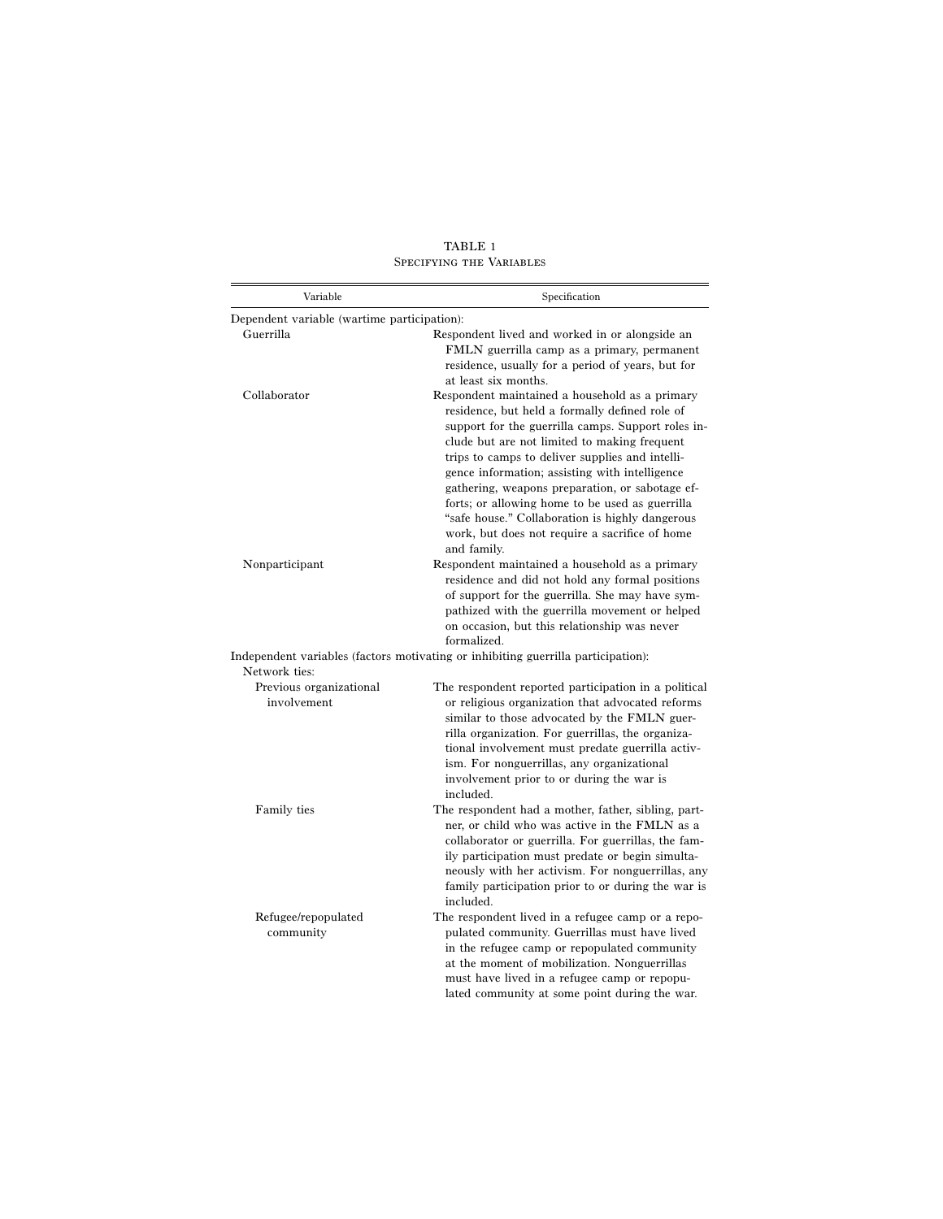TABLE 1
Specifying the Variables

| Variable | Specification |
|---|---|
| Dependent variable (wartime participation): | |
| Guerrilla | Respondent lived and worked in or alongside an FMLN guerrilla camp as a primary, permanent residence, usually for a period of years, but for at least six months. |
| Collaborator | Respondent maintained a household as a primary residence, but held a formally defined role of support for the guerrilla camps. Support roles include but are not limited to making frequent trips to camps to deliver supplies and intelligence information; assisting with intelligence gathering, weapons preparation, or sabotage efforts; or allowing home to be used as guerrilla "safe house." Collaboration is highly dangerous work, but does not require a sacrifice of home and family. |
| Nonparticipant | Respondent maintained a household as a primary residence and did not hold any formal positions of support for the guerrilla. She may have sympathized with the guerrilla movement or helped on occasion, but this relationship was never formalized. |
| Independent variables (factors motivating or inhibiting guerrilla participation): | |
| Network ties: | |
| Previous organizational involvement | The respondent reported participation in a political or religious organization that advocated reforms similar to those advocated by the FMLN guerrilla organization. For guerrillas, the organizational involvement must predate guerrilla activism. For nonguerrillas, any organizational involvement prior to or during the war is included. |
| Family ties | The respondent had a mother, father, sibling, partner, or child who was active in the FMLN as a collaborator or guerrilla. For guerrillas, the family participation must predate or begin simultaneously with her activism. For nonguerrillas, any family participation prior to or during the war is included. |
| Refugee/repopulated community | The respondent lived in a refugee camp or a repopulated community. Guerrillas must have lived in the refugee camp or repopulated community at the moment of mobilization. Nonguerrillas must have lived in a refugee camp or repopulated community at some point during the war. |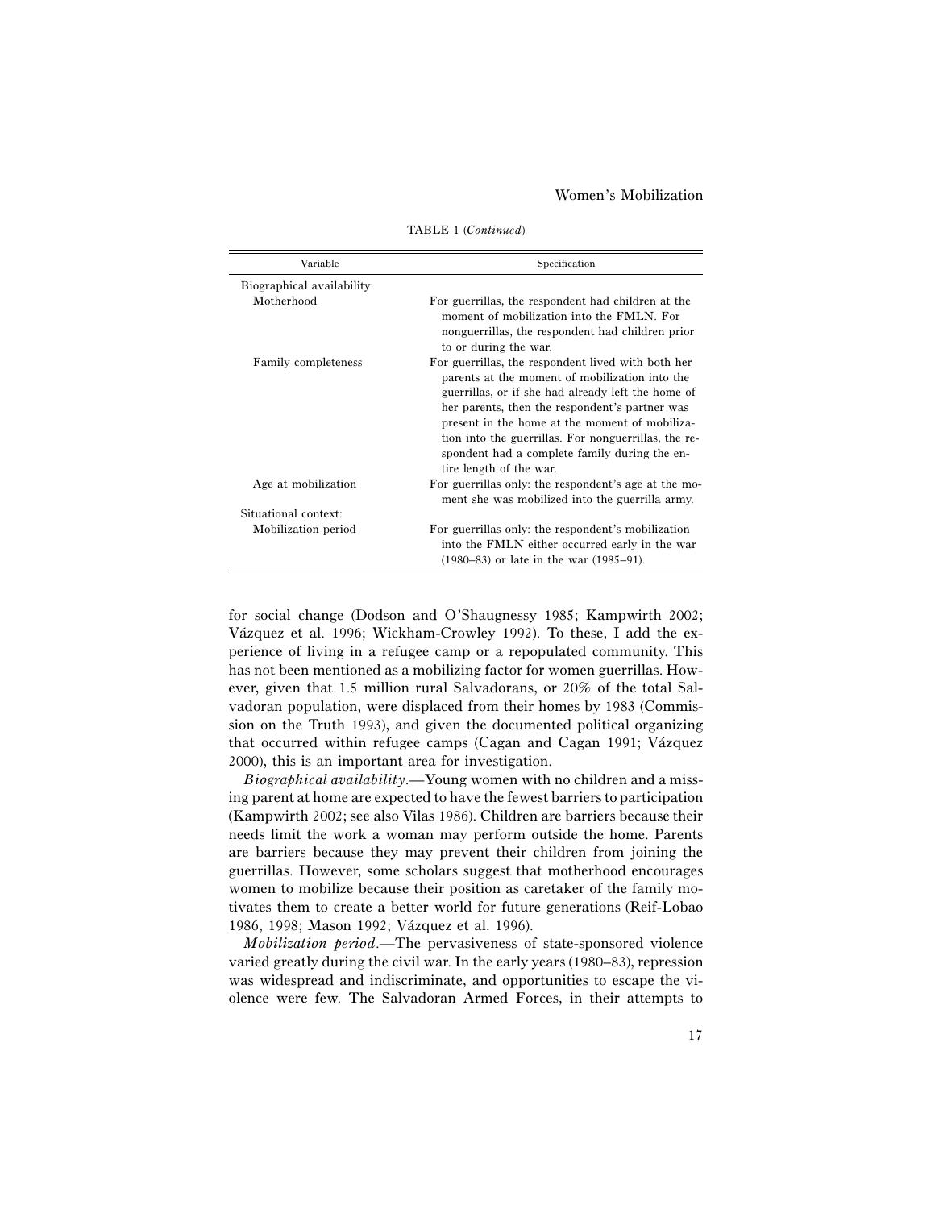TABLE 1 (*Continued*)

| Variable | Specification |
|---|---|
| Biographical availability: | |
| Motherhood | For guerrillas, the respondent had children at the moment of mobilization into the FMLN. For nonguerrillas, the respondent had children prior to or during the war. |
| Family completeness | For guerrillas, the respondent lived with both her parents at the moment of mobilization into the guerrillas, or if she had already left the home of her parents, then the respondent's partner was present in the home at the moment of mobilization into the guerrillas. For nonguerrillas, the respondent had a complete family during the entire length of the war. |
| Age at mobilization | For guerrillas only: the respondent's age at the moment she was mobilized into the guerrilla army. |
| Situational context: | |
| Mobilization period | For guerrillas only: the respondent's mobilization into the FMLN either occurred early in the war (1980–83) or late in the war (1985–91). |

for social change (Dodson and O'Shaugnessy 1985; Kampwirth 2002; Vázquez et al. 1996; Wickham-Crowley 1992). To these, I add the experience of living in a refugee camp or a repopulated community. This has not been mentioned as a mobilizing factor for women guerrillas. However, given that 1.5 million rural Salvadorans, or 20% of the total Salvadoran population, were displaced from their homes by 1983 (Commission on the Truth 1993), and given the documented political organizing that occurred within refugee camps (Cagan and Cagan 1991; Vázquez 2000), this is an important area for investigation.

*Biographical availability*.—Young women with no children and a missing parent at home are expected to have the fewest barriers to participation (Kampwirth 2002; see also Vilas 1986). Children are barriers because their needs limit the work a woman may perform outside the home. Parents are barriers because they may prevent their children from joining the guerrillas. However, some scholars suggest that motherhood encourages women to mobilize because their position as caretaker of the family motivates them to create a better world for future generations (Reif-Lobao 1986, 1998; Mason 1992; Vázquez et al. 1996).

*Mobilization period*.—The pervasiveness of state-sponsored violence varied greatly during the civil war. In the early years (1980–83), repression was widespread and indiscriminate, and opportunities to escape the violence were few. The Salvadoran Armed Forces, in their attempts to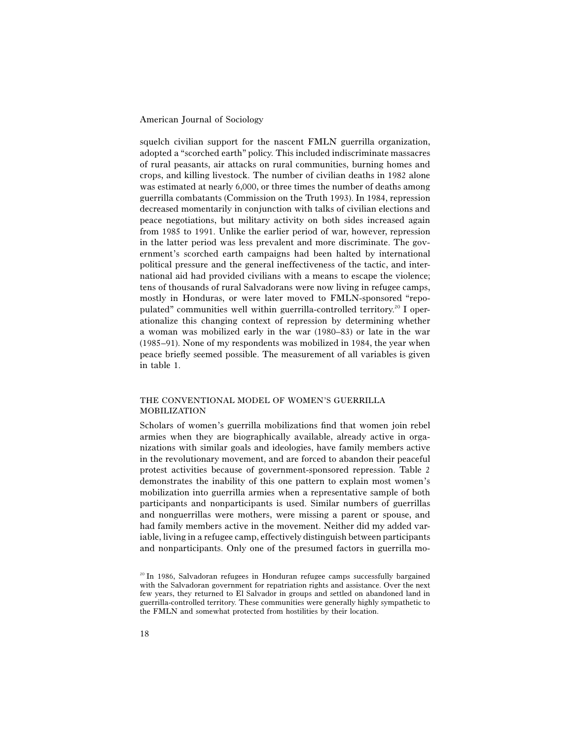squelch civilian support for the nascent FMLN guerrilla organization, adopted a "scorched earth" policy. This included indiscriminate massacres of rural peasants, air attacks on rural communities, burning homes and crops, and killing livestock. The number of civilian deaths in 1982 alone was estimated at nearly 6,000, or three times the number of deaths among guerrilla combatants (Commission on the Truth 1993). In 1984, repression decreased momentarily in conjunction with talks of civilian elections and peace negotiations, but military activity on both sides increased again from 1985 to 1991. Unlike the earlier period of war, however, repression in the latter period was less prevalent and more discriminate. The government's scorched earth campaigns had been halted by international political pressure and the general ineffectiveness of the tactic, and international aid had provided civilians with a means to escape the violence; tens of thousands of rural Salvadorans were now living in refugee camps, mostly in Honduras, or were later moved to FMLN-sponsored "repopulated" communities well within guerrilla-controlled territory.[20] I operationalize this changing context of repression by determining whether a woman was mobilized early in the war (1980–83) or late in the war (1985–91). None of my respondents was mobilized in 1984, the year when peace briefly seemed possible. The measurement of all variables is given in table 1.

## THE CONVENTIONAL MODEL OF WOMEN'S GUERRILLA MOBILIZATION

Scholars of women's guerrilla mobilizations find that women join rebel armies when they are biographically available, already active in organizations with similar goals and ideologies, have family members active in the revolutionary movement, and are forced to abandon their peaceful protest activities because of government-sponsored repression. Table 2 demonstrates the inability of this one pattern to explain most women's mobilization into guerrilla armies when a representative sample of both participants and nonparticipants is used. Similar numbers of guerrillas and nonguerrillas were mothers, were missing a parent or spouse, and had family members active in the movement. Neither did my added variable, living in a refugee camp, effectively distinguish between participants and nonparticipants. Only one of the presumed factors in guerrilla mo-

[20] In 1986, Salvadoran refugees in Honduran refugee camps successfully bargained with the Salvadoran government for repatriation rights and assistance. Over the next few years, they returned to El Salvador in groups and settled on abandoned land in guerrilla-controlled territory. These communities were generally highly sympathetic to the FMLN and somewhat protected from hostilities by their location.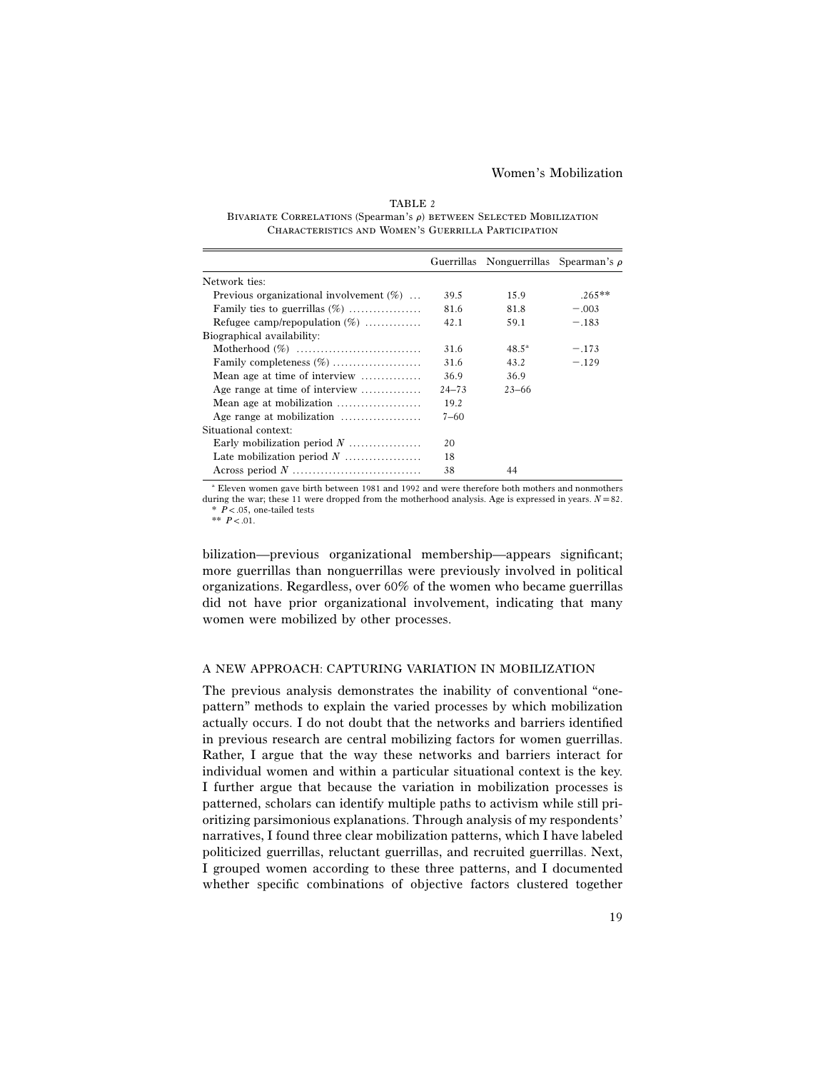TABLE 2

Bivariate Correlations (Spearman's $\rho$) between Selected Mobilization Characteristics and Women's Guerrilla Participation

| | Guerrillas | Nonguerrillas | Spearman's $\rho$ |
|---|---|---|---|
| Network ties: | | | |
| Previous organizational involvement (%) | 39.5 | 15.9 | .265** |
| Family ties to guerrillas (%) | 81.6 | 81.8 | −.003 |
| Refugee camp/repopulation (%) | 42.1 | 59.1 | −.183 |
| Biographical availability: | | | |
| Motherhood (%) | 31.6 | 48.5[a] | −.173 |
| Family completeness (%) | 31.6 | 43.2 | −.129 |
| Mean age at time of interview | 36.9 | 36.9 | |
| Age range at time of interview | 24–73 | 23–66 | |
| Mean age at mobilization | 19.2 | | |
| Age range at mobilization | 7–60 | | |
| Situational context: | | | |
| Early mobilization period $N$ | 20 | | |
| Late mobilization period $N$ | 18 | | |
| Across period $N$ | 38 | 44 | |

[a] Eleven women gave birth between 1981 and 1992 and were therefore both mothers and nonmothers during the war; these 11 were dropped from the motherhood analysis. Age is expressed in years. $N = 82$.

\* $P < .05$, one-tailed tests

\*\* $P < .01$.

bilization—previous organizational membership—appears significant; more guerrillas than nonguerrillas were previously involved in political organizations. Regardless, over 60% of the women who became guerrillas did not have prior organizational involvement, indicating that many women were mobilized by other processes.

## A NEW APPROACH: CAPTURING VARIATION IN MOBILIZATION

The previous analysis demonstrates the inability of conventional "one-pattern" methods to explain the varied processes by which mobilization actually occurs. I do not doubt that the networks and barriers identified in previous research are central mobilizing factors for women guerrillas. Rather, I argue that the way these networks and barriers interact for individual women and within a particular situational context is the key. I further argue that because the variation in mobilization processes is patterned, scholars can identify multiple paths to activism while still prioritizing parsimonious explanations. Through analysis of my respondents' narratives, I found three clear mobilization patterns, which I have labeled politicized guerrillas, reluctant guerrillas, and recruited guerrillas. Next, I grouped women according to these three patterns, and I documented whether specific combinations of objective factors clustered together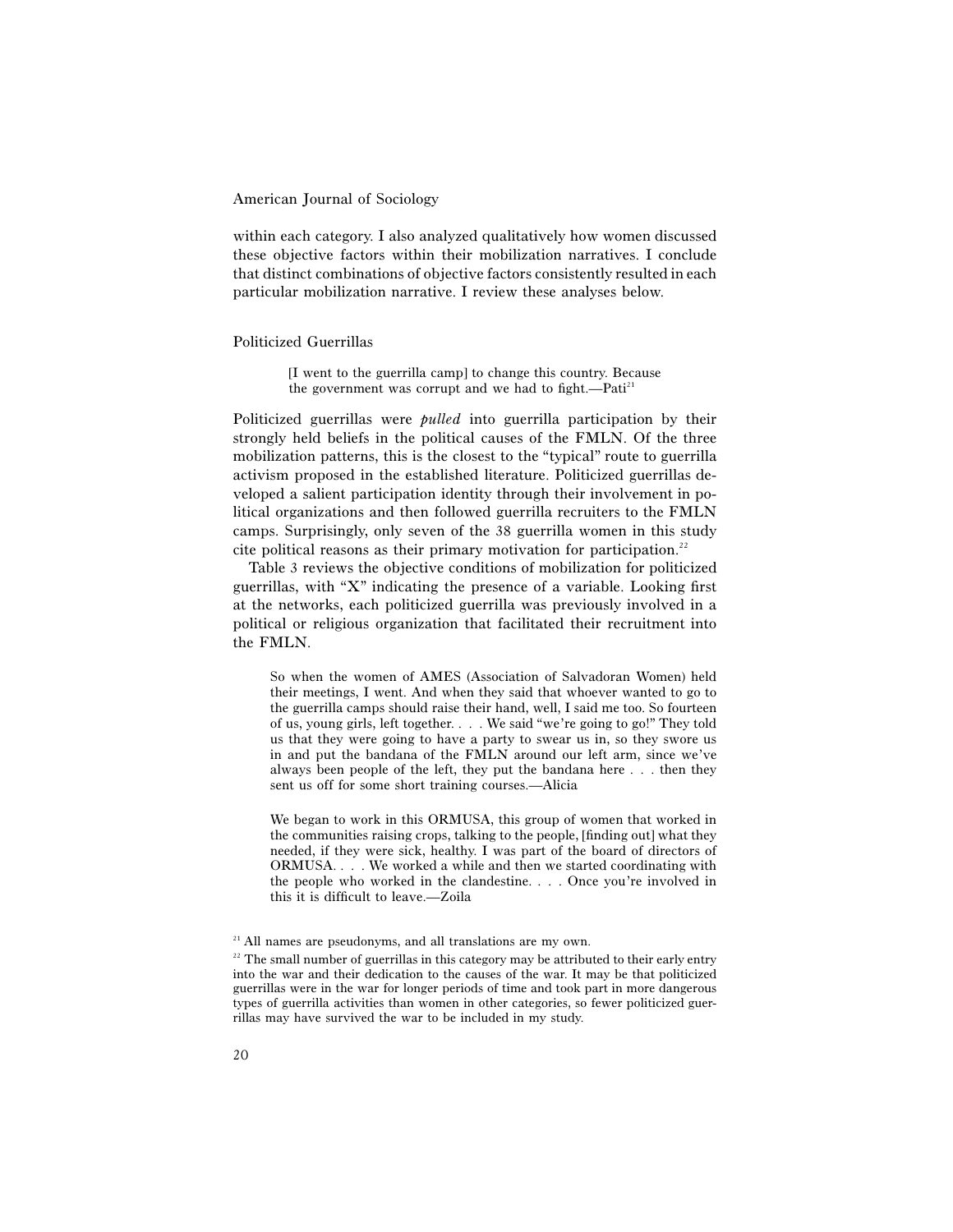within each category. I also analyzed qualitatively how women discussed these objective factors within their mobilization narratives. I conclude that distinct combinations of objective factors consistently resulted in each particular mobilization narrative. I review these analyses below.

### Politicized Guerrillas

> [I went to the guerrilla camp] to change this country. Because the government was corrupt and we had to fight.—Pati[21]

Politicized guerrillas were *pulled* into guerrilla participation by their strongly held beliefs in the political causes of the FMLN. Of the three mobilization patterns, this is the closest to the "typical" route to guerrilla activism proposed in the established literature. Politicized guerrillas developed a salient participation identity through their involvement in political organizations and then followed guerrilla recruiters to the FMLN camps. Surprisingly, only seven of the 38 guerrilla women in this study cite political reasons as their primary motivation for participation.[22]

Table 3 reviews the objective conditions of mobilization for politicized guerrillas, with "X" indicating the presence of a variable. Looking first at the networks, each politicized guerrilla was previously involved in a political or religious organization that facilitated their recruitment into the FMLN.

> So when the women of AMES (Association of Salvadoran Women) held their meetings, I went. And when they said that whoever wanted to go to the guerrilla camps should raise their hand, well, I said me too. So fourteen of us, young girls, left together. . . . We said "we're going to go!" They told us that they were going to have a party to swear us in, so they swore us in and put the bandana of the FMLN around our left arm, since we've always been people of the left, they put the bandana here . . . then they sent us off for some short training courses.—Alicia

> We began to work in this ORMUSA, this group of women that worked in the communities raising crops, talking to the people, [finding out] what they needed, if they were sick, healthy. I was part of the board of directors of ORMUSA. . . . We worked a while and then we started coordinating with the people who worked in the clandestine. . . . Once you're involved in this it is difficult to leave.—Zoila

[21] All names are pseudonyms, and all translations are my own.

[22] The small number of guerrillas in this category may be attributed to their early entry into the war and their dedication to the causes of the war. It may be that politicized guerrillas were in the war for longer periods of time and took part in more dangerous types of guerrilla activities than women in other categories, so fewer politicized guerrillas may have survived the war to be included in my study.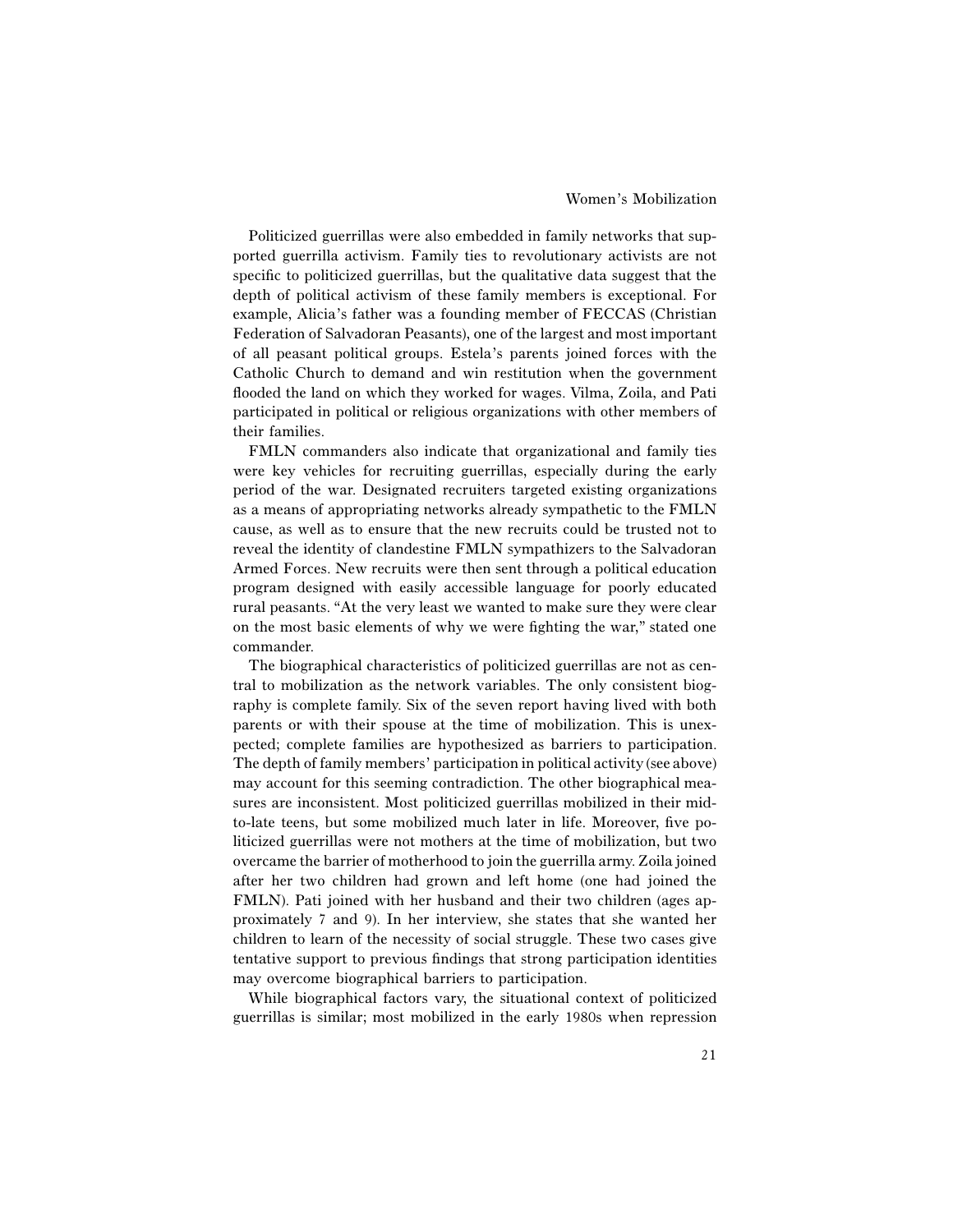Politicized guerrillas were also embedded in family networks that supported guerrilla activism. Family ties to revolutionary activists are not specific to politicized guerrillas, but the qualitative data suggest that the depth of political activism of these family members is exceptional. For example, Alicia's father was a founding member of FECCAS (Christian Federation of Salvadoran Peasants), one of the largest and most important of all peasant political groups. Estela's parents joined forces with the Catholic Church to demand and win restitution when the government flooded the land on which they worked for wages. Vilma, Zoila, and Pati participated in political or religious organizations with other members of their families.

FMLN commanders also indicate that organizational and family ties were key vehicles for recruiting guerrillas, especially during the early period of the war. Designated recruiters targeted existing organizations as a means of appropriating networks already sympathetic to the FMLN cause, as well as to ensure that the new recruits could be trusted not to reveal the identity of clandestine FMLN sympathizers to the Salvadoran Armed Forces. New recruits were then sent through a political education program designed with easily accessible language for poorly educated rural peasants. "At the very least we wanted to make sure they were clear on the most basic elements of why we were fighting the war," stated one commander.

The biographical characteristics of politicized guerrillas are not as central to mobilization as the network variables. The only consistent biography is complete family. Six of the seven report having lived with both parents or with their spouse at the time of mobilization. This is unexpected; complete families are hypothesized as barriers to participation. The depth of family members' participation in political activity (see above) may account for this seeming contradiction. The other biographical measures are inconsistent. Most politicized guerrillas mobilized in their mid-to-late teens, but some mobilized much later in life. Moreover, five politicized guerrillas were not mothers at the time of mobilization, but two overcame the barrier of motherhood to join the guerrilla army. Zoila joined after her two children had grown and left home (one had joined the FMLN). Pati joined with her husband and their two children (ages approximately 7 and 9). In her interview, she states that she wanted her children to learn of the necessity of social struggle. These two cases give tentative support to previous findings that strong participation identities may overcome biographical barriers to participation.

While biographical factors vary, the situational context of politicized guerrillas is similar; most mobilized in the early 1980s when repression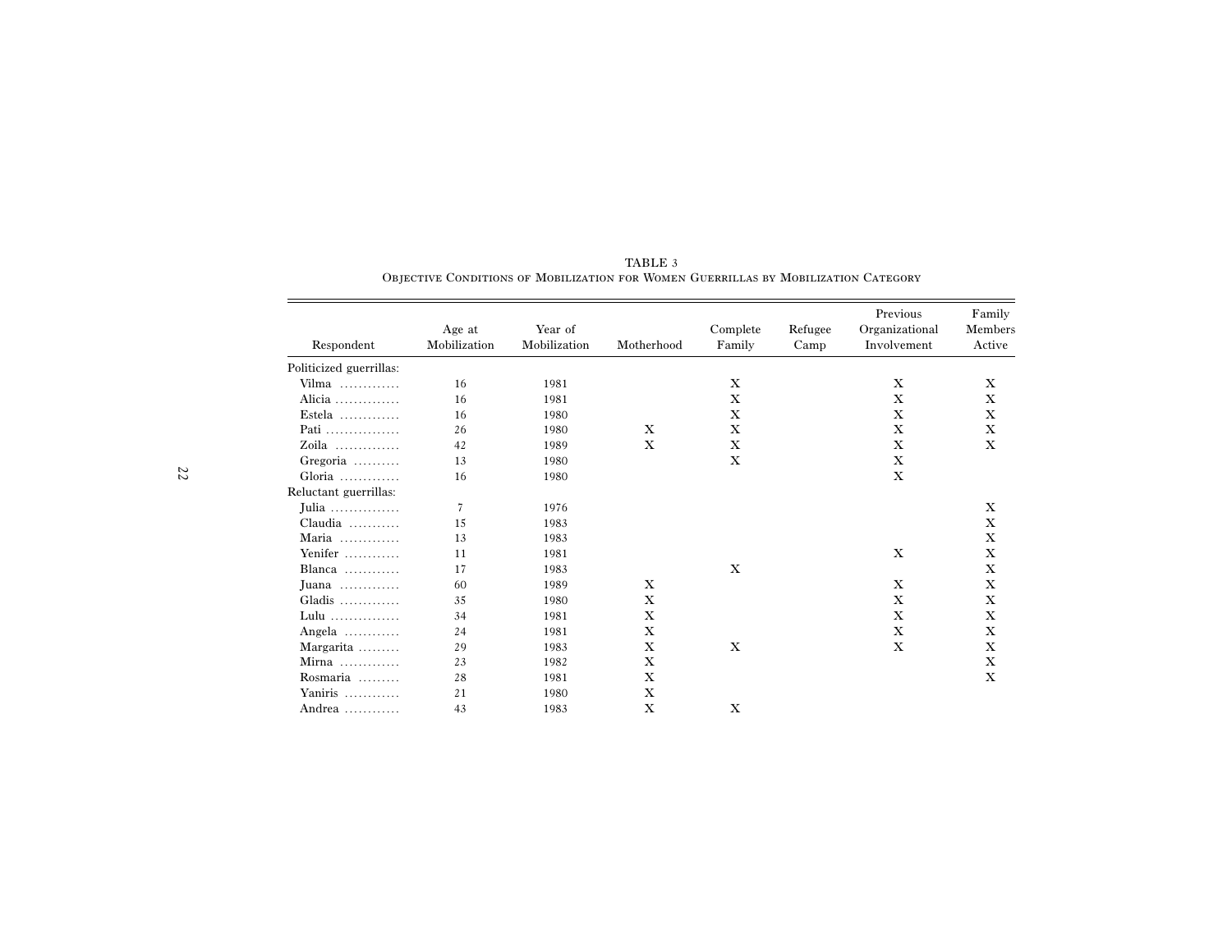TABLE 3
Objective Conditions of Mobilization for Women Guerrillas by Mobilization Category

| Respondent | Age at Mobilization | Year of Mobilization | Motherhood | Complete Family | Refugee Camp | Previous Organizational Involvement | Family Members Active |
|---|---|---|---|---|---|---|---|
| Politicized guerrillas: | | | | | | | |
| Vilma | 16 | 1981 | | X | | X | X |
| Alicia | 16 | 1981 | | X | | X | X |
| Estela | 16 | 1980 | | X | | X | X |
| Pati | 26 | 1980 | X | X | | X | X |
| Zoila | 42 | 1989 | X | X | | X | X |
| Gregoria | 13 | 1980 | | X | | X | |
| Gloria | 16 | 1980 | | | | X | |
| Reluctant guerrillas: | | | | | | | |
| Julia | 7 | 1976 | | | | | X |
| Claudia | 15 | 1983 | | | | | X |
| Maria | 13 | 1983 | | | | | X |
| Yenifer | 11 | 1981 | | | | X | X |
| Blanca | 17 | 1983 | | X | | | X |
| Juana | 60 | 1989 | X | | | X | X |
| Gladis | 35 | 1980 | X | | | X | X |
| Lulu | 34 | 1981 | X | | | X | X |
| Angela | 24 | 1981 | X | | | X | X |
| Margarita | 29 | 1983 | X | X | | X | X |
| Mirna | 23 | 1982 | X | | | | X |
| Rosmaria | 28 | 1981 | X | | | | X |
| Yaniris | 21 | 1980 | X | | | | |
| Andrea | 43 | 1983 | X | X | | | |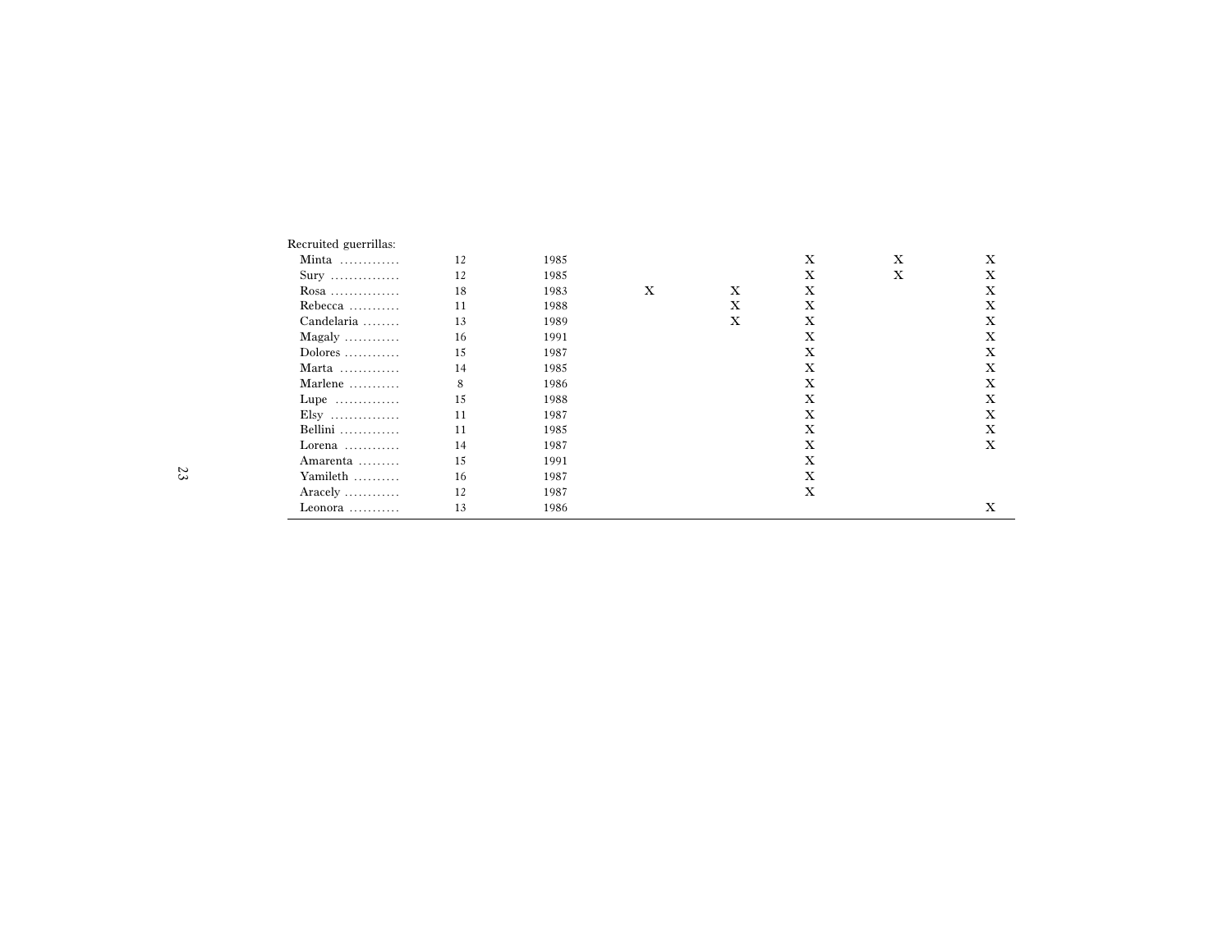| | | | | | | | |
|---|---|---|---|---|---|---|---|
| Recruited guerrillas: | | | | | | | |
| Minta | 12 | 1985 | | | X | X | X |
| Sury | 12 | 1985 | | | X | X | X |
| Rosa | 18 | 1983 | X | X | X | | X |
| Rebecca | 11 | 1988 | | X | X | | X |
| Candelaria | 13 | 1989 | | X | X | | X |
| Magaly | 16 | 1991 | | | X | | X |
| Dolores | 15 | 1987 | | | X | | X |
| Marta | 14 | 1985 | | | X | | X |
| Marlene | 8 | 1986 | | | X | | X |
| Lupe | 15 | 1988 | | | X | | X |
| Elsy | 11 | 1987 | | | X | | X |
| Bellini | 11 | 1985 | | | X | | X |
| Lorena | 14 | 1987 | | | X | | X |
| Amarenta | 15 | 1991 | | | X | | |
| Yamileth | 16 | 1987 | | | X | | |
| Aracely | 12 | 1987 | | | X | | |
| Leonora | 13 | 1986 | | | | | X |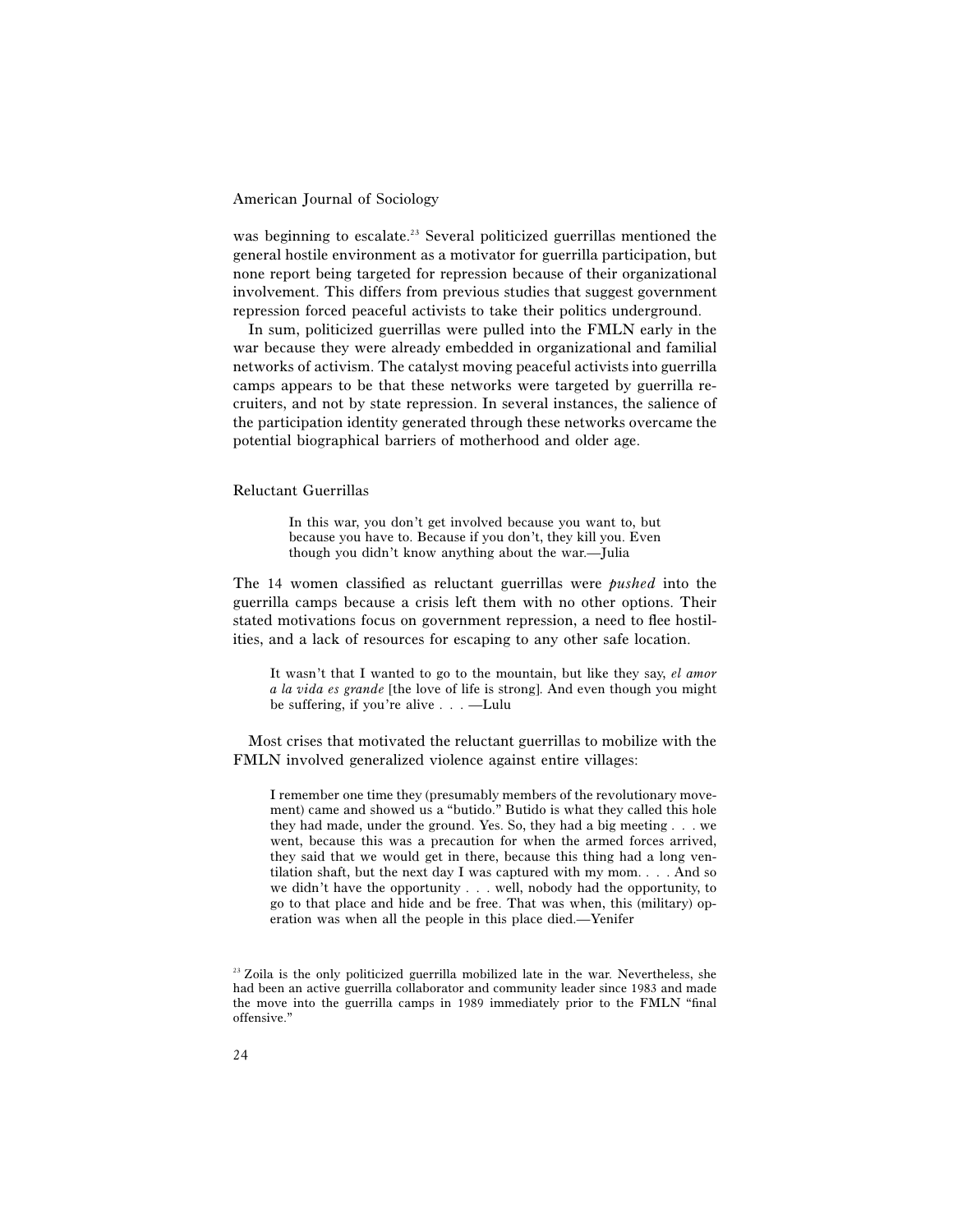was beginning to escalate.[23] Several politicized guerrillas mentioned the general hostile environment as a motivator for guerrilla participation, but none report being targeted for repression because of their organizational involvement. This differs from previous studies that suggest government repression forced peaceful activists to take their politics underground.

In sum, politicized guerrillas were pulled into the FMLN early in the war because they were already embedded in organizational and familial networks of activism. The catalyst moving peaceful activists into guerrilla camps appears to be that these networks were targeted by guerrilla recruiters, and not by state repression. In several instances, the salience of the participation identity generated through these networks overcame the potential biographical barriers of motherhood and older age.

### Reluctant Guerrillas

> In this war, you don't get involved because you want to, but because you have to. Because if you don't, they kill you. Even though you didn't know anything about the war.—Julia

The 14 women classified as reluctant guerrillas were *pushed* into the guerrilla camps because a crisis left them with no other options. Their stated motivations focus on government repression, a need to flee hostilities, and a lack of resources for escaping to any other safe location.

> It wasn't that I wanted to go to the mountain, but like they say, *el amor a la vida es grande* [the love of life is strong]. And even though you might be suffering, if you're alive . . . —Lulu

Most crises that motivated the reluctant guerrillas to mobilize with the FMLN involved generalized violence against entire villages:

> I remember one time they (presumably members of the revolutionary movement) came and showed us a "butido." Butido is what they called this hole they had made, under the ground. Yes. So, they had a big meeting . . . we went, because this was a precaution for when the armed forces arrived, they said that we would get in there, because this thing had a long ventilation shaft, but the next day I was captured with my mom. . . . And so we didn't have the opportunity . . . well, nobody had the opportunity, to go to that place and hide and be free. That was when, this (military) operation was when all the people in this place died.—Yenifer

[23] Zoila is the only politicized guerrilla mobilized late in the war. Nevertheless, she had been an active guerrilla collaborator and community leader since 1983 and made the move into the guerrilla camps in 1989 immediately prior to the FMLN "final offensive."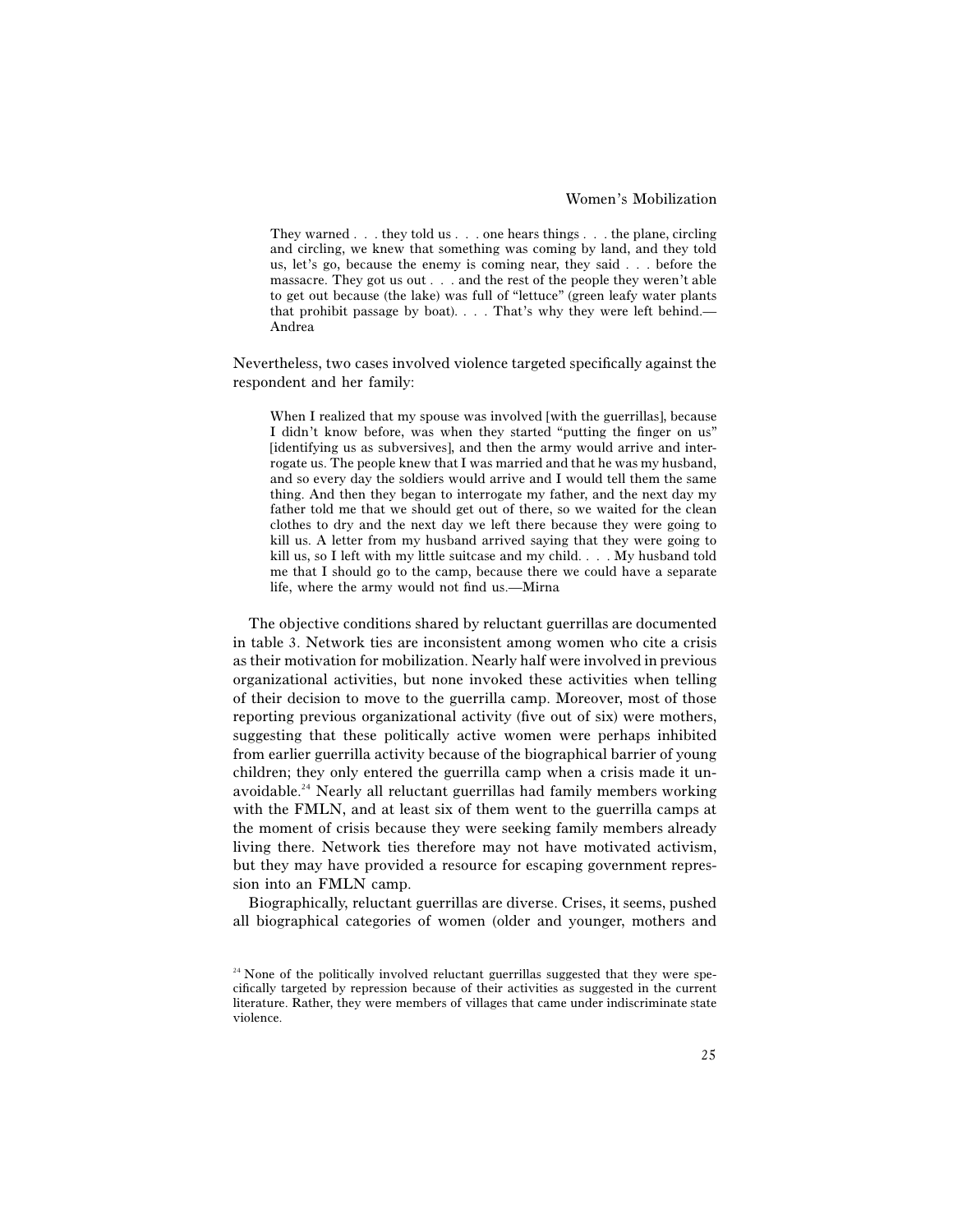> They warned . . . they told us . . . one hears things . . . the plane, circling and circling, we knew that something was coming by land, and they told us, let's go, because the enemy is coming near, they said . . . before the massacre. They got us out . . . and the rest of the people they weren't able to get out because (the lake) was full of "lettuce" (green leafy water plants that prohibit passage by boat). . . . That's why they were left behind.—Andrea

Nevertheless, two cases involved violence targeted specifically against the respondent and her family:

> When I realized that my spouse was involved [with the guerrillas], because I didn't know before, was when they started "putting the finger on us" [identifying us as subversives], and then the army would arrive and interrogate us. The people knew that I was married and that he was my husband, and so every day the soldiers would arrive and I would tell them the same thing. And then they began to interrogate my father, and the next day my father told me that we should get out of there, so we waited for the clean clothes to dry and the next day we left there because they were going to kill us. A letter from my husband arrived saying that they were going to kill us, so I left with my little suitcase and my child. . . . My husband told me that I should go to the camp, because there we could have a separate life, where the army would not find us.—Mirna

The objective conditions shared by reluctant guerrillas are documented in table 3. Network ties are inconsistent among women who cite a crisis as their motivation for mobilization. Nearly half were involved in previous organizational activities, but none invoked these activities when telling of their decision to move to the guerrilla camp. Moreover, most of those reporting previous organizational activity (five out of six) were mothers, suggesting that these politically active women were perhaps inhibited from earlier guerrilla activity because of the biographical barrier of young children; they only entered the guerrilla camp when a crisis made it unavoidable.[24] Nearly all reluctant guerrillas had family members working with the FMLN, and at least six of them went to the guerrilla camps at the moment of crisis because they were seeking family members already living there. Network ties therefore may not have motivated activism, but they may have provided a resource for escaping government repression into an FMLN camp.

Biographically, reluctant guerrillas are diverse. Crises, it seems, pushed all biographical categories of women (older and younger, mothers and

---

[24] None of the politically involved reluctant guerrillas suggested that they were specifically targeted by repression because of their activities as suggested in the current literature. Rather, they were members of villages that came under indiscriminate state violence.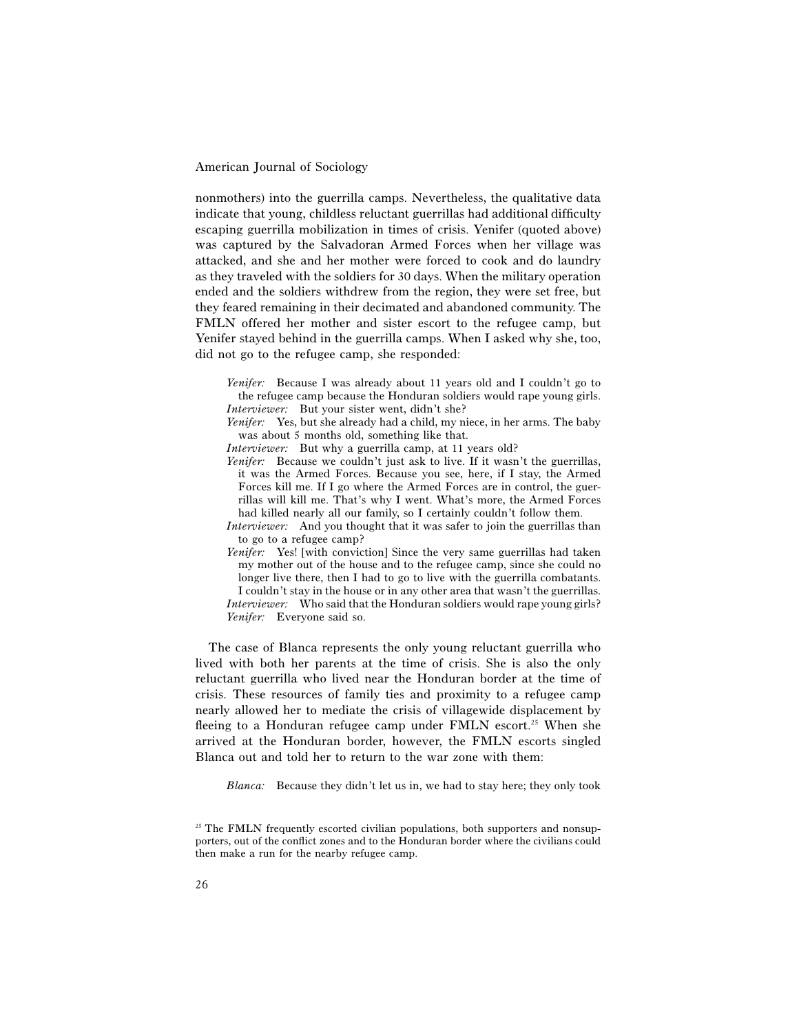nonmothers) into the guerrilla camps. Nevertheless, the qualitative data indicate that young, childless reluctant guerrillas had additional difficulty escaping guerrilla mobilization in times of crisis. Yenifer (quoted above) was captured by the Salvadoran Armed Forces when her village was attacked, and she and her mother were forced to cook and do laundry as they traveled with the soldiers for 30 days. When the military operation ended and the soldiers withdrew from the region, they were set free, but they feared remaining in their decimated and abandoned community. The FMLN offered her mother and sister escort to the refugee camp, but Yenifer stayed behind in the guerrilla camps. When I asked why she, too, did not go to the refugee camp, she responded:

> *Yenifer:* Because I was already about 11 years old and I couldn't go to the refugee camp because the Honduran soldiers would rape young girls.
> *Interviewer:* But your sister went, didn't she?
> *Yenifer:* Yes, but she already had a child, my niece, in her arms. The baby was about 5 months old, something like that.
> *Interviewer:* But why a guerrilla camp, at 11 years old?
> *Yenifer:* Because we couldn't just ask to live. If it wasn't the guerrillas, it was the Armed Forces. Because you see, here, if I stay, the Armed Forces kill me. If I go where the Armed Forces are in control, the guerrillas will kill me. That's why I went. What's more, the Armed Forces had killed nearly all our family, so I certainly couldn't follow them.
> *Interviewer:* And you thought that it was safer to join the guerrillas than to go to a refugee camp?
> *Yenifer:* Yes! [with conviction] Since the very same guerrillas had taken my mother out of the house and to the refugee camp, since she could no longer live there, then I had to go to live with the guerrilla combatants. I couldn't stay in the house or in any other area that wasn't the guerrillas.
> *Interviewer:* Who said that the Honduran soldiers would rape young girls?
> *Yenifer:* Everyone said so.

The case of Blanca represents the only young reluctant guerrilla who lived with both her parents at the time of crisis. She is also the only reluctant guerrilla who lived near the Honduran border at the time of crisis. These resources of family ties and proximity to a refugee camp nearly allowed her to mediate the crisis of villagewide displacement by fleeing to a Honduran refugee camp under FMLN escort.[25] When she arrived at the Honduran border, however, the FMLN escorts singled Blanca out and told her to return to the war zone with them:

> *Blanca:* Because they didn't let us in, we had to stay here; they only took

[25] The FMLN frequently escorted civilian populations, both supporters and nonsupporters, out of the conflict zones and to the Honduran border where the civilians could then make a run for the nearby refugee camp.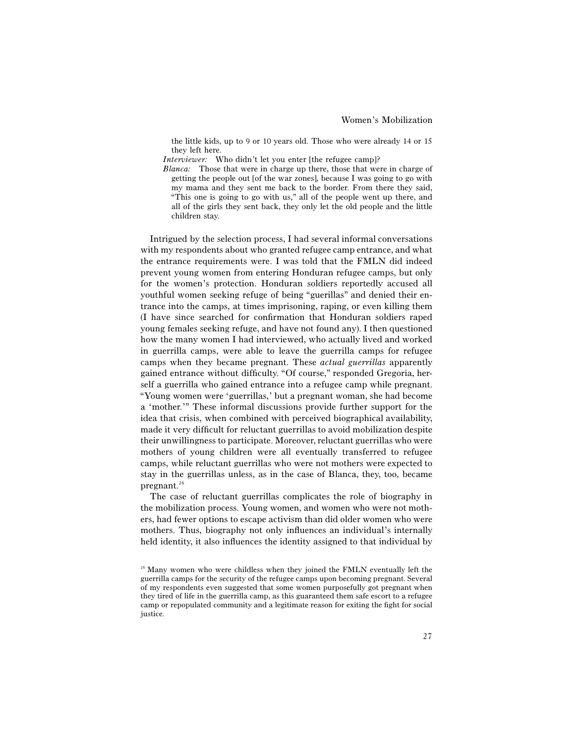the little kids, up to 9 or 10 years old. Those who were already 14 or 15 they left here.

*Interviewer:* Who didn't let you enter [the refugee camp]?

*Blanca:* Those that were in charge up there, those that were in charge of getting the people out [of the war zones], because I was going to go with my mama and they sent me back to the border. From there they said, "This one is going to go with us," all of the people went up there, and all of the girls they sent back, they only let the old people and the little children stay.

Intrigued by the selection process, I had several informal conversations with my respondents about who granted refugee camp entrance, and what the entrance requirements were. I was told that the FMLN did indeed prevent young women from entering Honduran refugee camps, but only for the women's protection. Honduran soldiers reportedly accused all youthful women seeking refuge of being "guerillas" and denied their entrance into the camps, at times imprisoning, raping, or even killing them (I have since searched for confirmation that Honduran soldiers raped young females seeking refuge, and have not found any). I then questioned how the many women I had interviewed, who actually lived and worked in guerrilla camps, were able to leave the guerrilla camps for refugee camps when they became pregnant. These *actual guerrillas* apparently gained entrance without difficulty. "Of course," responded Gregoria, herself a guerrilla who gained entrance into a refugee camp while pregnant. "Young women were 'guerrillas,' but a pregnant woman, she had become a 'mother.'" These informal discussions provide further support for the idea that crisis, when combined with perceived biographical availability, made it very difficult for reluctant guerrillas to avoid mobilization despite their unwillingness to participate. Moreover, reluctant guerrillas who were mothers of young children were all eventually transferred to refugee camps, while reluctant guerrillas who were not mothers were expected to stay in the guerrillas unless, as in the case of Blanca, they, too, became pregnant.[26]

The case of reluctant guerrillas complicates the role of biography in the mobilization process. Young women, and women who were not mothers, had fewer options to escape activism than did older women who were mothers. Thus, biography not only influences an individual's internally held identity, it also influences the identity assigned to that individual by

[26] Many women who were childless when they joined the FMLN eventually left the guerrilla camps for the security of the refugee camps upon becoming pregnant. Several of my respondents even suggested that some women purposefully got pregnant when they tired of life in the guerrilla camp, as this guaranteed them safe escort to a refugee camp or repopulated community and a legitimate reason for exiting the fight for social justice.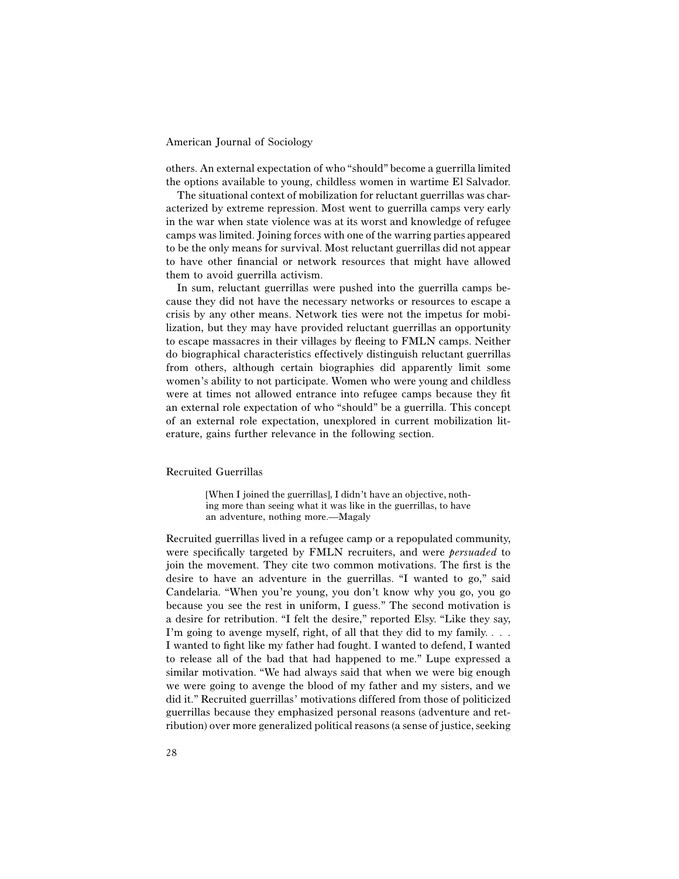others. An external expectation of who "should" become a guerrilla limited the options available to young, childless women in wartime El Salvador.

The situational context of mobilization for reluctant guerrillas was characterized by extreme repression. Most went to guerrilla camps very early in the war when state violence was at its worst and knowledge of refugee camps was limited. Joining forces with one of the warring parties appeared to be the only means for survival. Most reluctant guerrillas did not appear to have other financial or network resources that might have allowed them to avoid guerrilla activism.

In sum, reluctant guerrillas were pushed into the guerrilla camps because they did not have the necessary networks or resources to escape a crisis by any other means. Network ties were not the impetus for mobilization, but they may have provided reluctant guerrillas an opportunity to escape massacres in their villages by fleeing to FMLN camps. Neither do biographical characteristics effectively distinguish reluctant guerrillas from others, although certain biographies did apparently limit some women's ability to not participate. Women who were young and childless were at times not allowed entrance into refugee camps because they fit an external role expectation of who "should" be a guerrilla. This concept of an external role expectation, unexplored in current mobilization literature, gains further relevance in the following section.

### Recruited Guerrillas

> [When I joined the guerrillas], I didn't have an objective, nothing more than seeing what it was like in the guerrillas, to have an adventure, nothing more.—Magaly

Recruited guerrillas lived in a refugee camp or a repopulated community, were specifically targeted by FMLN recruiters, and were *persuaded* to join the movement. They cite two common motivations. The first is the desire to have an adventure in the guerrillas. "I wanted to go," said Candelaria. "When you're young, you don't know why you go, you go because you see the rest in uniform, I guess." The second motivation is a desire for retribution. "I felt the desire," reported Elsy. "Like they say, I'm going to avenge myself, right, of all that they did to my family. . . . I wanted to fight like my father had fought. I wanted to defend, I wanted to release all of the bad that had happened to me." Lupe expressed a similar motivation. "We had always said that when we were big enough we were going to avenge the blood of my father and my sisters, and we did it." Recruited guerrillas' motivations differed from those of politicized guerrillas because they emphasized personal reasons (adventure and retribution) over more generalized political reasons (a sense of justice, seeking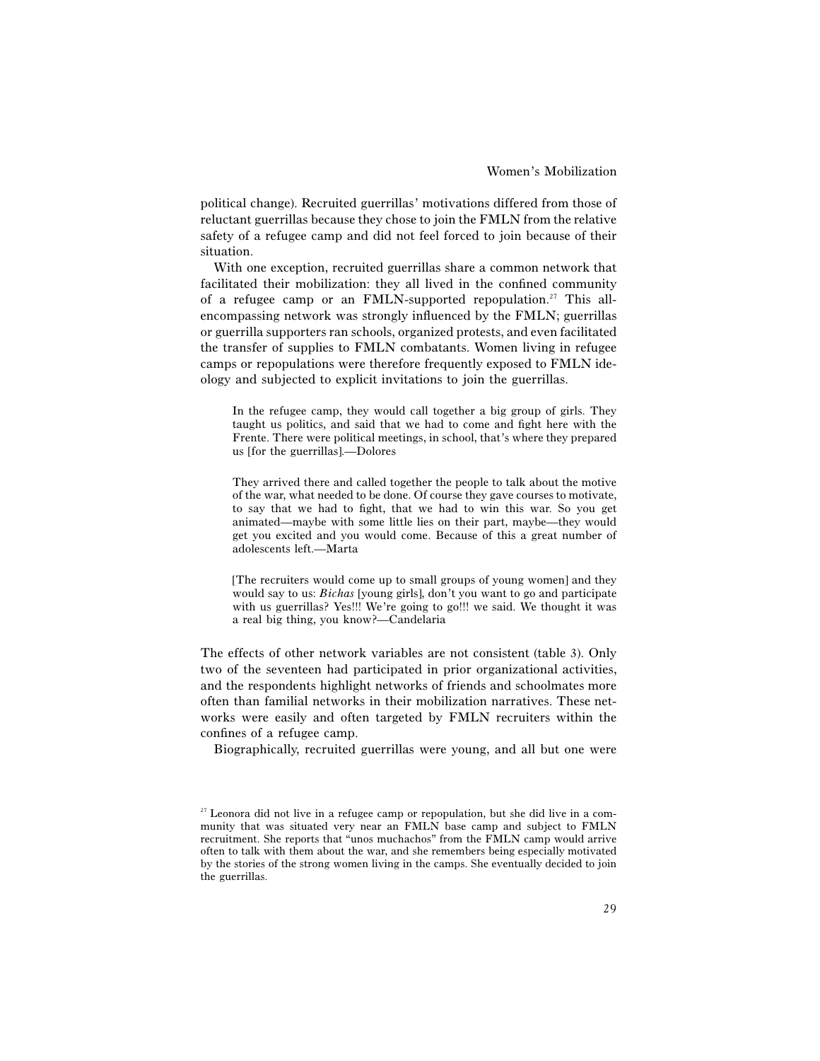political change). Recruited guerrillas' motivations differed from those of reluctant guerrillas because they chose to join the FMLN from the relative safety of a refugee camp and did not feel forced to join because of their situation.

With one exception, recruited guerrillas share a common network that facilitated their mobilization: they all lived in the confined community of a refugee camp or an FMLN-supported repopulation.[27] This all-encompassing network was strongly influenced by the FMLN; guerrillas or guerrilla supporters ran schools, organized protests, and even facilitated the transfer of supplies to FMLN combatants. Women living in refugee camps or repopulations were therefore frequently exposed to FMLN ideology and subjected to explicit invitations to join the guerrillas.

> In the refugee camp, they would call together a big group of girls. They taught us politics, and said that we had to come and fight here with the Frente. There were political meetings, in school, that's where they prepared us [for the guerrillas].—Dolores

> They arrived there and called together the people to talk about the motive of the war, what needed to be done. Of course they gave courses to motivate, to say that we had to fight, that we had to win this war. So you get animated—maybe with some little lies on their part, maybe—they would get you excited and you would come. Because of this a great number of adolescents left.—Marta

> [The recruiters would come up to small groups of young women] and they would say to us: *Bichas* [young girls], don't you want to go and participate with us guerrillas? Yes!!! We're going to go!!! we said. We thought it was a real big thing, you know?—Candelaria

The effects of other network variables are not consistent (table 3). Only two of the seventeen had participated in prior organizational activities, and the respondents highlight networks of friends and schoolmates more often than familial networks in their mobilization narratives. These networks were easily and often targeted by FMLN recruiters within the confines of a refugee camp.

Biographically, recruited guerrillas were young, and all but one were

[27] Leonora did not live in a refugee camp or repopulation, but she did live in a community that was situated very near an FMLN base camp and subject to FMLN recruitment. She reports that "unos muchachos" from the FMLN camp would arrive often to talk with them about the war, and she remembers being especially motivated by the stories of the strong women living in the camps. She eventually decided to join the guerrillas.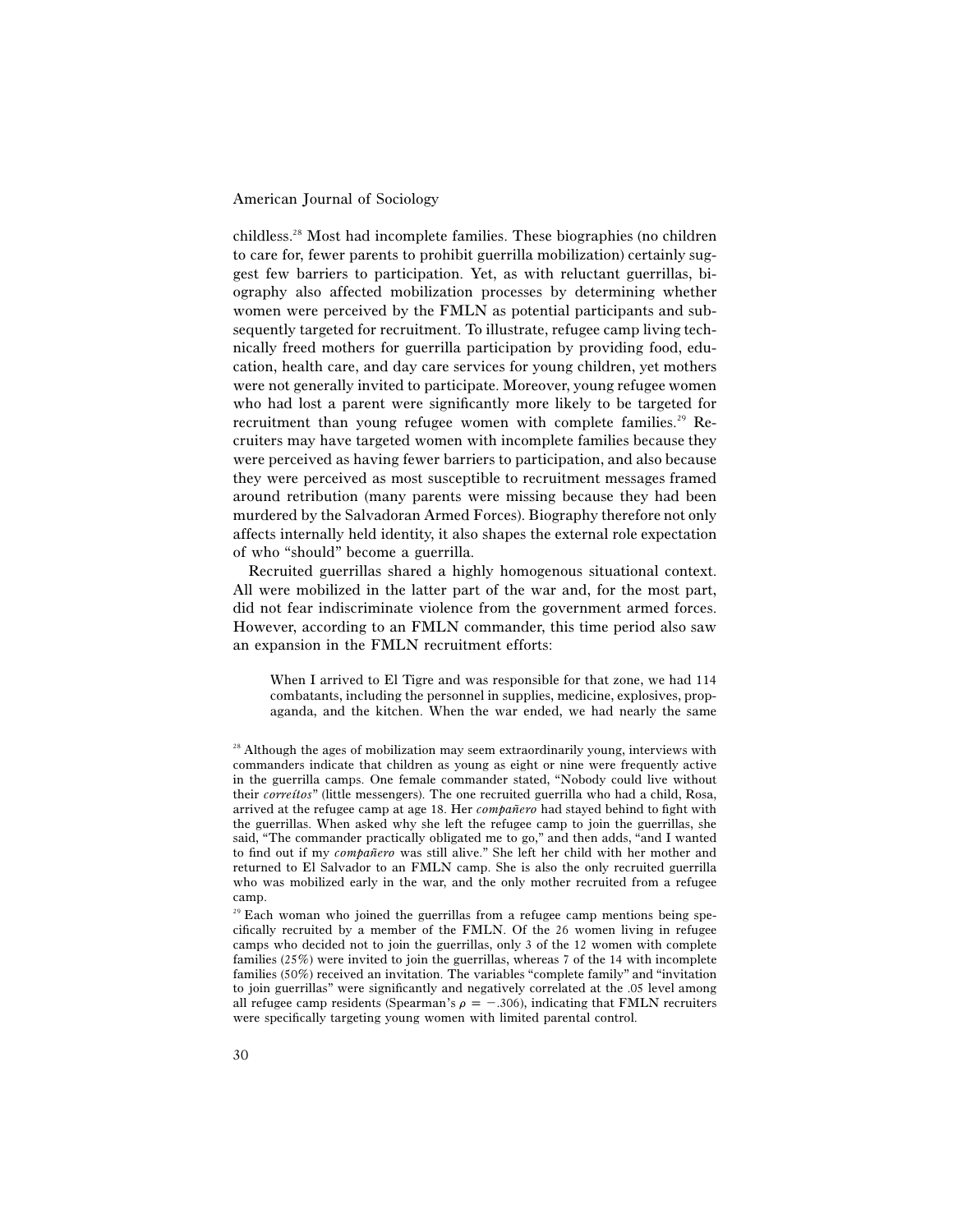childless.[28] Most had incomplete families. These biographies (no children to care for, fewer parents to prohibit guerrilla mobilization) certainly suggest few barriers to participation. Yet, as with reluctant guerrillas, biography also affected mobilization processes by determining whether women were perceived by the FMLN as potential participants and subsequently targeted for recruitment. To illustrate, refugee camp living technically freed mothers for guerrilla participation by providing food, education, health care, and day care services for young children, yet mothers were not generally invited to participate. Moreover, young refugee women who had lost a parent were significantly more likely to be targeted for recruitment than young refugee women with complete families.[29] Recruiters may have targeted women with incomplete families because they were perceived as having fewer barriers to participation, and also because they were perceived as most susceptible to recruitment messages framed around retribution (many parents were missing because they had been murdered by the Salvadoran Armed Forces). Biography therefore not only affects internally held identity, it also shapes the external role expectation of who "should" become a guerrilla.

Recruited guerrillas shared a highly homogenous situational context. All were mobilized in the latter part of the war and, for the most part, did not fear indiscriminate violence from the government armed forces. However, according to an FMLN commander, this time period also saw an expansion in the FMLN recruitment efforts:

> When I arrived to El Tigre and was responsible for that zone, we had 114 combatants, including the personnel in supplies, medicine, explosives, propaganda, and the kitchen. When the war ended, we had nearly the same

[28] Although the ages of mobilization may seem extraordinarily young, interviews with commanders indicate that children as young as eight or nine were frequently active in the guerrilla camps. One female commander stated, "Nobody could live without their *correítos*" (little messengers). The one recruited guerrilla who had a child, Rosa, arrived at the refugee camp at age 18. Her *compañero* had stayed behind to fight with the guerrillas. When asked why she left the refugee camp to join the guerrillas, she said, "The commander practically obligated me to go," and then adds, "and I wanted to find out if my *compañero* was still alive." She left her child with her mother and returned to El Salvador to an FMLN camp. She is also the only recruited guerrilla who was mobilized early in the war, and the only mother recruited from a refugee camp.

[29] Each woman who joined the guerrillas from a refugee camp mentions being specifically recruited by a member of the FMLN. Of the 26 women living in refugee camps who decided not to join the guerrillas, only 3 of the 12 women with complete families (25%) were invited to join the guerrillas, whereas 7 of the 14 with incomplete families (50%) received an invitation. The variables "complete family" and "invitation to join guerrillas" were significantly and negatively correlated at the .05 level among all refugee camp residents (Spearman's $\rho = -.306$), indicating that FMLN recruiters were specifically targeting young women with limited parental control.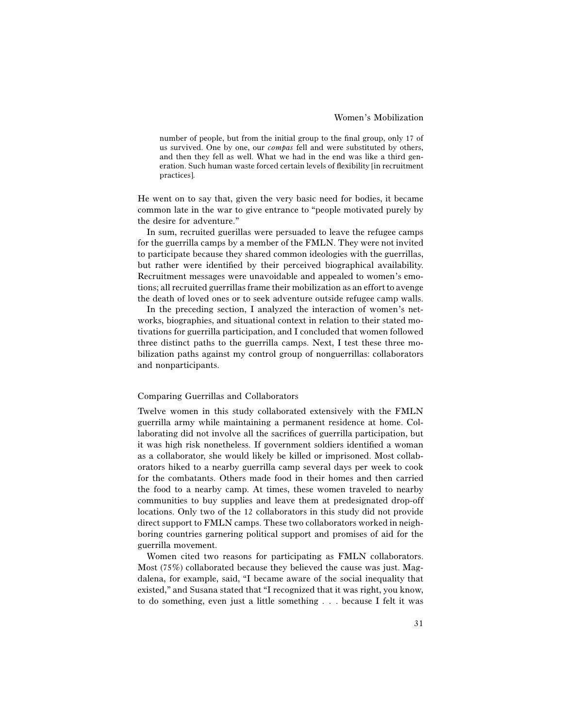> number of people, but from the initial group to the final group, only 17 of us survived. One by one, our *compas* fell and were substituted by others, and then they fell as well. What we had in the end was like a third generation. Such human waste forced certain levels of flexibility [in recruitment practices].

He went on to say that, given the very basic need for bodies, it became common late in the war to give entrance to "people motivated purely by the desire for adventure."

In sum, recruited guerillas were persuaded to leave the refugee camps for the guerrilla camps by a member of the FMLN. They were not invited to participate because they shared common ideologies with the guerrillas, but rather were identified by their perceived biographical availability. Recruitment messages were unavoidable and appealed to women's emotions; all recruited guerrillas frame their mobilization as an effort to avenge the death of loved ones or to seek adventure outside refugee camp walls.

In the preceding section, I analyzed the interaction of women's networks, biographies, and situational context in relation to their stated motivations for guerrilla participation, and I concluded that women followed three distinct paths to the guerrilla camps. Next, I test these three mobilization paths against my control group of nonguerrillas: collaborators and nonparticipants.

## Comparing Guerrillas and Collaborators

Twelve women in this study collaborated extensively with the FMLN guerrilla army while maintaining a permanent residence at home. Collaborating did not involve all the sacrifices of guerrilla participation, but it was high risk nonetheless. If government soldiers identified a woman as a collaborator, she would likely be killed or imprisoned. Most collaborators hiked to a nearby guerrilla camp several days per week to cook for the combatants. Others made food in their homes and then carried the food to a nearby camp. At times, these women traveled to nearby communities to buy supplies and leave them at predesignated drop-off locations. Only two of the 12 collaborators in this study did not provide direct support to FMLN camps. These two collaborators worked in neighboring countries garnering political support and promises of aid for the guerrilla movement.

Women cited two reasons for participating as FMLN collaborators. Most (75%) collaborated because they believed the cause was just. Magdalena, for example, said, "I became aware of the social inequality that existed," and Susana stated that "I recognized that it was right, you know, to do something, even just a little something . . . because I felt it was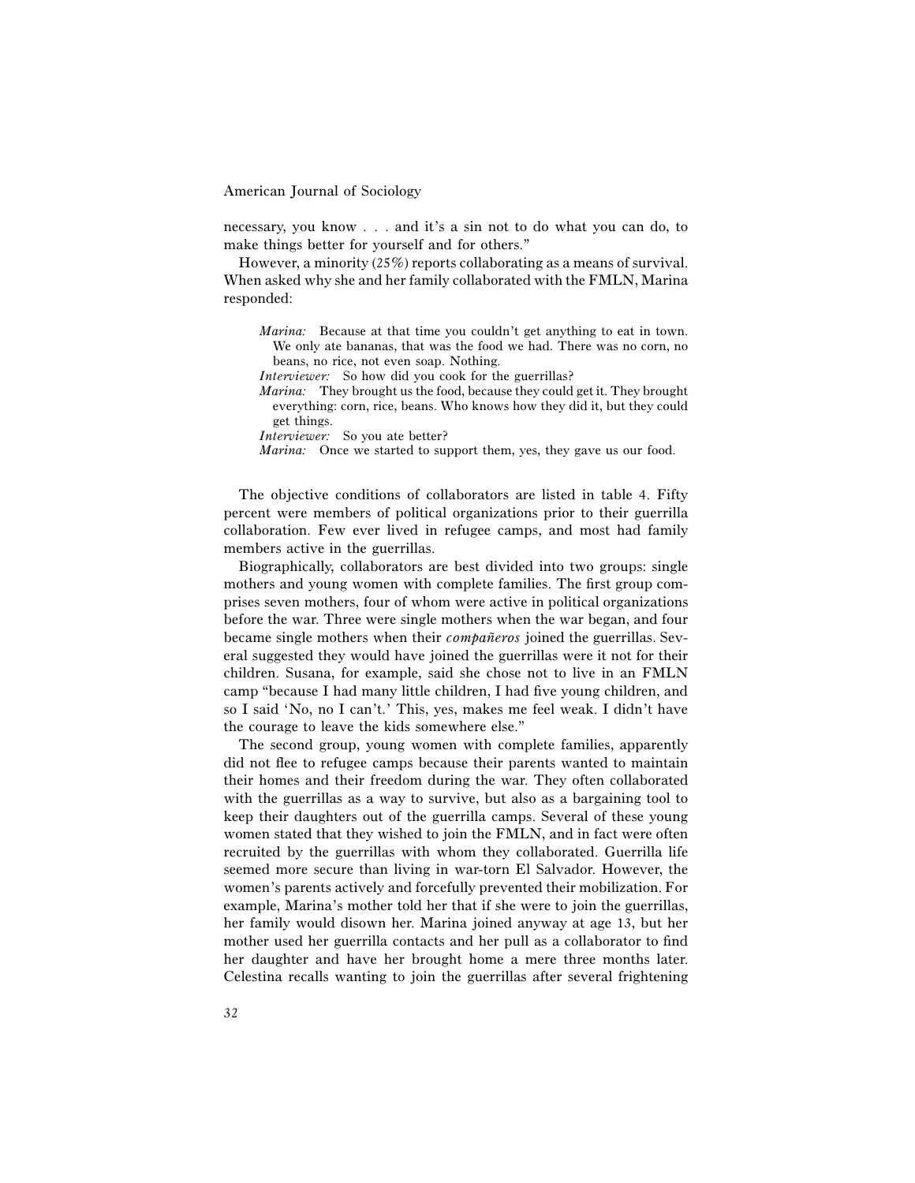necessary, you know . . . and it's a sin not to do what you can do, to make things better for yourself and for others."

However, a minority (25%) reports collaborating as a means of survival. When asked why she and her family collaborated with the FMLN, Marina responded:

> *Marina:* Because at that time you couldn't get anything to eat in town. We only ate bananas, that was the food we had. There was no corn, no beans, no rice, not even soap. Nothing.
>
> *Interviewer:* So how did you cook for the guerrillas?
>
> *Marina:* They brought us the food, because they could get it. They brought everything: corn, rice, beans. Who knows how they did it, but they could get things.
>
> *Interviewer:* So you ate better?
>
> *Marina:* Once we started to support them, yes, they gave us our food.

The objective conditions of collaborators are listed in table 4. Fifty percent were members of political organizations prior to their guerrilla collaboration. Few ever lived in refugee camps, and most had family members active in the guerrillas.

Biographically, collaborators are best divided into two groups: single mothers and young women with complete families. The first group comprises seven mothers, four of whom were active in political organizations before the war. Three were single mothers when the war began, and four became single mothers when their *compañeros* joined the guerrillas. Several suggested they would have joined the guerrillas were it not for their children. Susana, for example, said she chose not to live in an FMLN camp "because I had many little children, I had five young children, and so I said 'No, no I can't.' This, yes, makes me feel weak. I didn't have the courage to leave the kids somewhere else."

The second group, young women with complete families, apparently did not flee to refugee camps because their parents wanted to maintain their homes and their freedom during the war. They often collaborated with the guerrillas as a way to survive, but also as a bargaining tool to keep their daughters out of the guerrilla camps. Several of these young women stated that they wished to join the FMLN, and in fact were often recruited by the guerrillas with whom they collaborated. Guerrilla life seemed more secure than living in war-torn El Salvador. However, the women's parents actively and forcefully prevented their mobilization. For example, Marina's mother told her that if she were to join the guerrillas, her family would disown her. Marina joined anyway at age 13, but her mother used her guerrilla contacts and her pull as a collaborator to find her daughter and have her brought home a mere three months later. Celestina recalls wanting to join the guerrillas after several frightening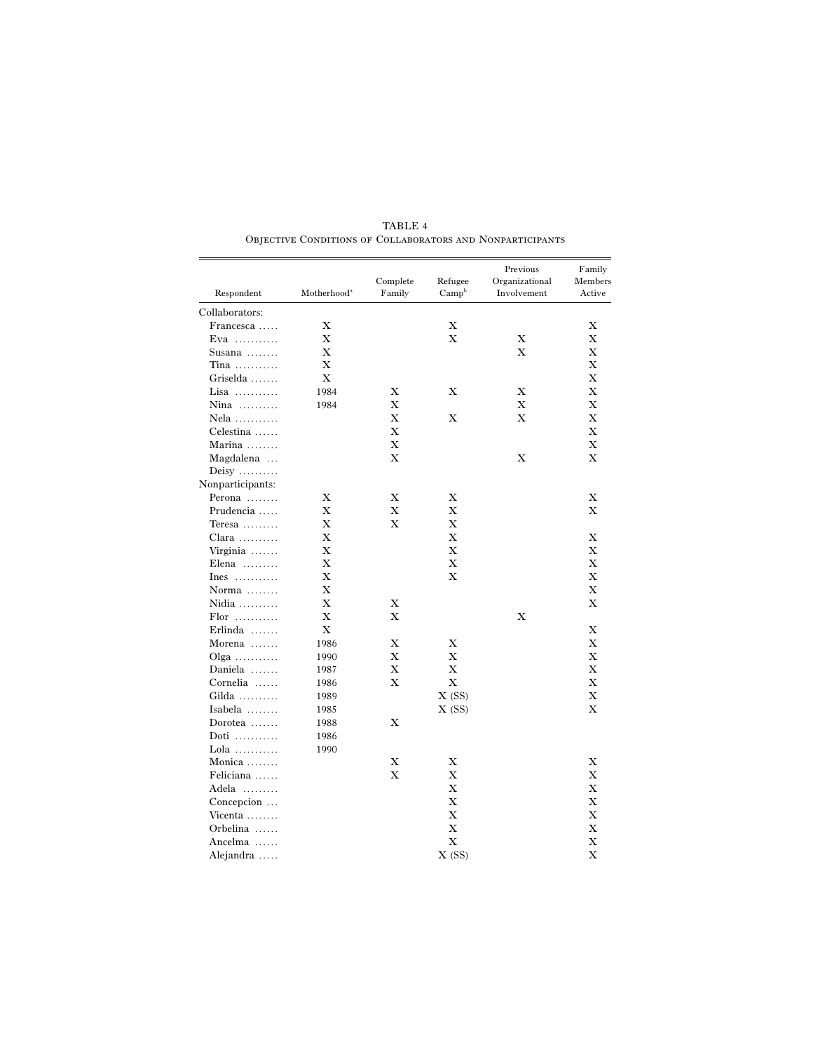TABLE 4

Objective Conditions of Collaborators and Nonparticipants

| Respondent | Motherhood[a] | Complete Family | Refugee Camp[b] | Previous Organizational Involvement | Family Members Active |
|---|---|---|---|---|---|
| Collaborators: | | | | | |
| Francesca | X | | X | | X |
| Eva | X | | X | X | X |
| Susana | X | | | X | X |
| Tina | X | | | | X |
| Griselda | X | | | | X |
| Lisa | 1984 | X | X | X | X |
| Nina | 1984 | X | | X | X |
| Nela | | X | X | X | X |
| Celestina | | X | | | X |
| Marina | | X | | | X |
| Magdalena | | X | | X | X |
| Deisy | | | | | |
| Nonparticipants: | | | | | |
| Perona | X | X | X | | X |
| Prudencia | X | X | X | | X |
| Teresa | X | X | X | | |
| Clara | X | | X | | X |
| Virginia | X | | X | | X |
| Elena | X | | X | | X |
| Ines | X | | X | | X |
| Norma | X | | | | X |
| Nidia | X | X | | | X |
| Flor | X | X | | X | |
| Erlinda | X | | | | X |
| Morena | 1986 | X | X | | X |
| Olga | 1990 | X | X | | X |
| Daniela | 1987 | X | X | | X |
| Cornelia | 1986 | X | X | | X |
| Gilda | 1989 | | X (SS) | | X |
| Isabela | 1985 | | X (SS) | | X |
| Dorotea | 1988 | X | | | |
| Doti | 1986 | | | | |
| Lola | 1990 | | | | |
| Monica | | X | X | | X |
| Feliciana | | X | X | | X |
| Adela | | | X | | X |
| Concepcion | | | X | | X |
| Vicenta | | | X | | X |
| Orbelina | | | X | | X |
| Ancelma | | | X | | X |
| Alejandra | | | X (SS) | | X |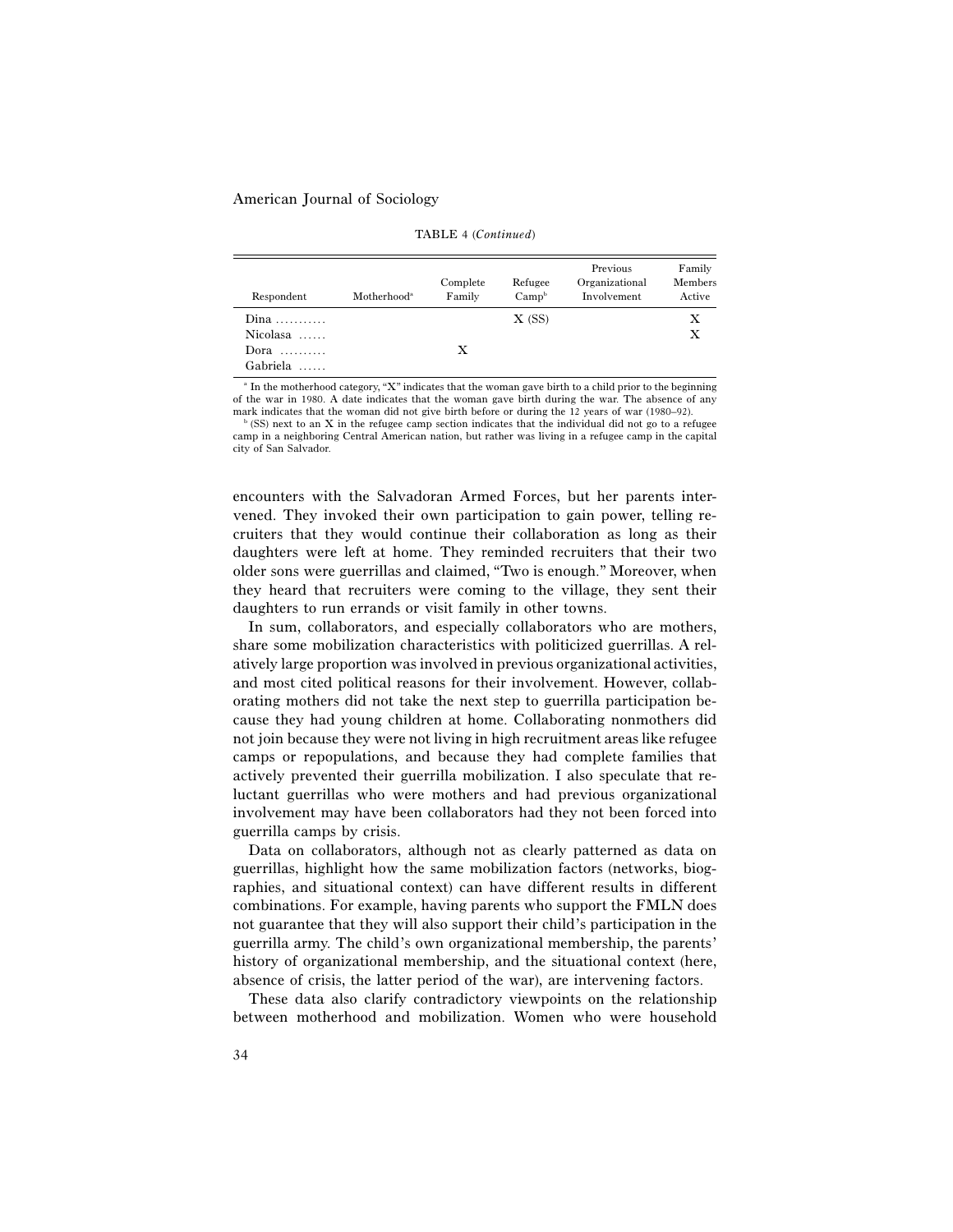TABLE 4 (*Continued*)

| Respondent | Motherhood[a] | Complete Family | Refugee Camp[b] | Previous Organizational Involvement | Family Members Active |
|---|---|---|---|---|---|
| Dina .......... | | | X (SS) | | X |
| Nicolasa ...... | | | | | X |
| Dora ......... | | X | | | |
| Gabriela ...... | | | | | |

[a] In the motherhood category, "X" indicates that the woman gave birth to a child prior to the beginning of the war in 1980. A date indicates that the woman gave birth during the war. The absence of any mark indicates that the woman did not give birth before or during the 12 years of war (1980–92).

[b] (SS) next to an X in the refugee camp section indicates that the individual did not go to a refugee camp in a neighboring Central American nation, but rather was living in a refugee camp in the capital city of San Salvador.

encounters with the Salvadoran Armed Forces, but her parents intervened. They invoked their own participation to gain power, telling recruiters that they would continue their collaboration as long as their daughters were left at home. They reminded recruiters that their two older sons were guerrillas and claimed, "Two is enough." Moreover, when they heard that recruiters were coming to the village, they sent their daughters to run errands or visit family in other towns.

In sum, collaborators, and especially collaborators who are mothers, share some mobilization characteristics with politicized guerrillas. A relatively large proportion was involved in previous organizational activities, and most cited political reasons for their involvement. However, collaborating mothers did not take the next step to guerrilla participation because they had young children at home. Collaborating nonmothers did not join because they were not living in high recruitment areas like refugee camps or repopulations, and because they had complete families that actively prevented their guerrilla mobilization. I also speculate that reluctant guerrillas who were mothers and had previous organizational involvement may have been collaborators had they not been forced into guerrilla camps by crisis.

Data on collaborators, although not as clearly patterned as data on guerrillas, highlight how the same mobilization factors (networks, biographies, and situational context) can have different results in different combinations. For example, having parents who support the FMLN does not guarantee that they will also support their child's participation in the guerrilla army. The child's own organizational membership, the parents' history of organizational membership, and the situational context (here, absence of crisis, the latter period of the war), are intervening factors.

These data also clarify contradictory viewpoints on the relationship between motherhood and mobilization. Women who were household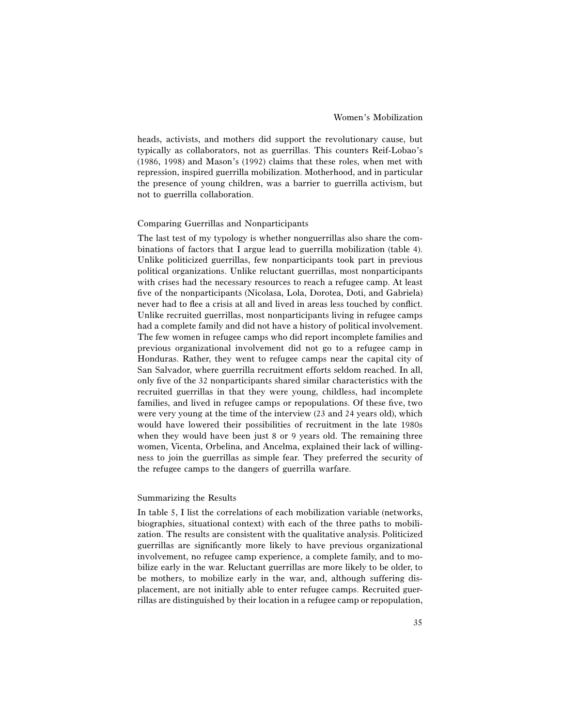heads, activists, and mothers did support the revolutionary cause, but typically as collaborators, not as guerrillas. This counters Reif-Lobao's (1986, 1998) and Mason's (1992) claims that these roles, when met with repression, inspired guerrilla mobilization. Motherhood, and in particular the presence of young children, was a barrier to guerrilla activism, but not to guerrilla collaboration.

### Comparing Guerrillas and Nonparticipants

The last test of my typology is whether nonguerrillas also share the combinations of factors that I argue lead to guerrilla mobilization (table 4). Unlike politicized guerrillas, few nonparticipants took part in previous political organizations. Unlike reluctant guerrillas, most nonparticipants with crises had the necessary resources to reach a refugee camp. At least five of the nonparticipants (Nicolasa, Lola, Dorotea, Doti, and Gabriela) never had to flee a crisis at all and lived in areas less touched by conflict. Unlike recruited guerrillas, most nonparticipants living in refugee camps had a complete family and did not have a history of political involvement. The few women in refugee camps who did report incomplete families and previous organizational involvement did not go to a refugee camp in Honduras. Rather, they went to refugee camps near the capital city of San Salvador, where guerrilla recruitment efforts seldom reached. In all, only five of the 32 nonparticipants shared similar characteristics with the recruited guerrillas in that they were young, childless, had incomplete families, and lived in refugee camps or repopulations. Of these five, two were very young at the time of the interview (23 and 24 years old), which would have lowered their possibilities of recruitment in the late 1980s when they would have been just 8 or 9 years old. The remaining three women, Vicenta, Orbelina, and Ancelma, explained their lack of willingness to join the guerrillas as simple fear. They preferred the security of the refugee camps to the dangers of guerrilla warfare.

### Summarizing the Results

In table 5, I list the correlations of each mobilization variable (networks, biographies, situational context) with each of the three paths to mobilization. The results are consistent with the qualitative analysis. Politicized guerrillas are significantly more likely to have previous organizational involvement, no refugee camp experience, a complete family, and to mobilize early in the war. Reluctant guerrillas are more likely to be older, to be mothers, to mobilize early in the war, and, although suffering displacement, are not initially able to enter refugee camps. Recruited guerrillas are distinguished by their location in a refugee camp or repopulation,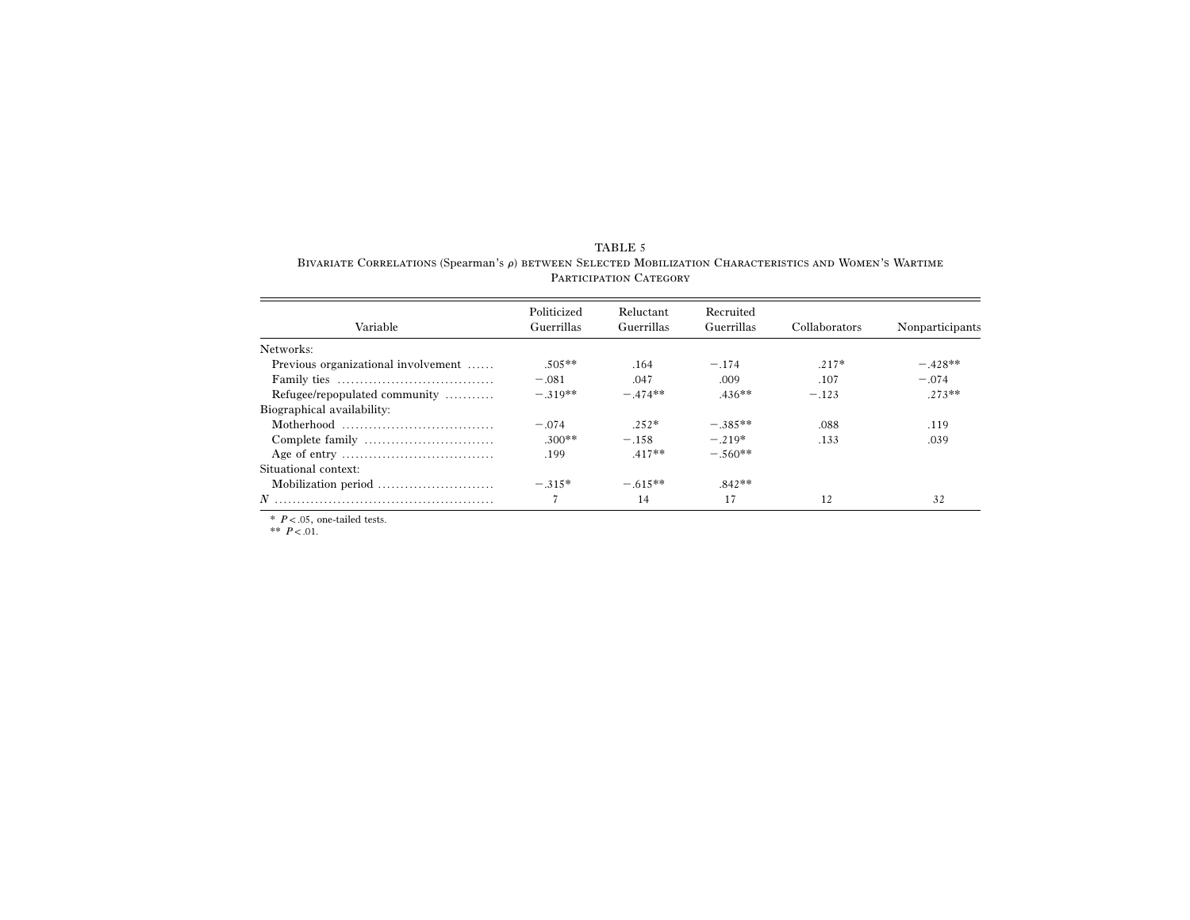TABLE 5

Bivariate Correlations (Spearman's $\rho$) between Selected Mobilization Characteristics and Women's Wartime Participation Category

| Variable | Politicized Guerrillas | Reluctant Guerrillas | Recruited Guerrillas | Collaborators | Nonparticipants |
|---|---|---|---|---|---|
| Networks: | | | | | |
| Previous organizational involvement | .505** | .164 | −.174 | .217* | −.428** |
| Family ties | −.081 | .047 | .009 | .107 | −.074 |
| Refugee/repopulated community | −.319** | −.474** | .436** | −.123 | .273** |
| Biographical availability: | | | | | |
| Motherhood | −.074 | .252* | −.385** | .088 | .119 |
| Complete family | .300** | −.158 | −.219* | .133 | .039 |
| Age of entry | .199 | .417** | −.560** | | |
| Situational context: | | | | | |
| Mobilization period | −.315* | −.615** | .842** | | |
| *N* | 7 | 14 | 17 | 12 | 32 |

\* $P < .05$, one-tailed tests.
\*\* $P < .01$.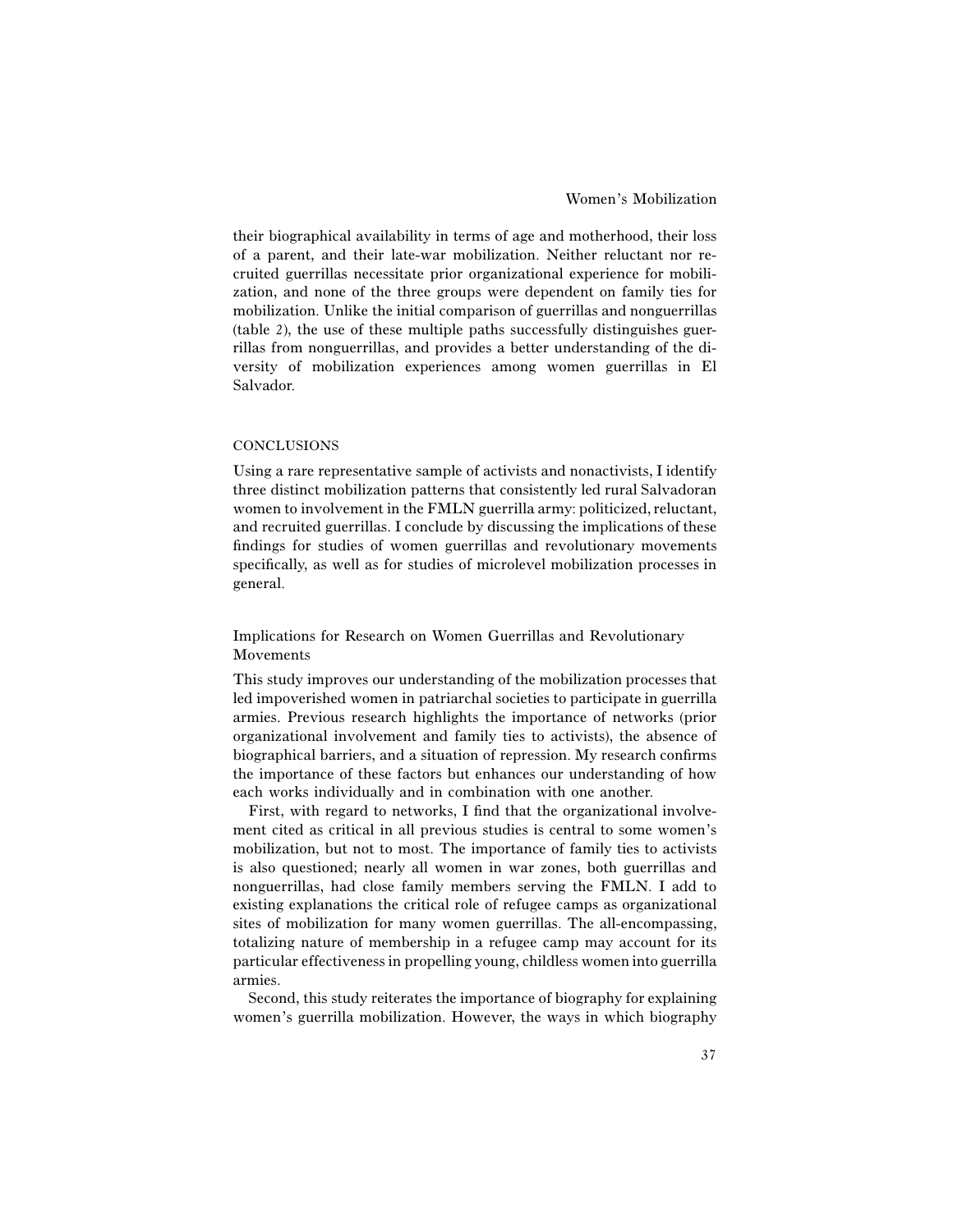their biographical availability in terms of age and motherhood, their loss of a parent, and their late-war mobilization. Neither reluctant nor recruited guerrillas necessitate prior organizational experience for mobilization, and none of the three groups were dependent on family ties for mobilization. Unlike the initial comparison of guerrillas and nonguerrillas (table 2), the use of these multiple paths successfully distinguishes guerrillas from nonguerrillas, and provides a better understanding of the diversity of mobilization experiences among women guerrillas in El Salvador.

## CONCLUSIONS

Using a rare representative sample of activists and nonactivists, I identify three distinct mobilization patterns that consistently led rural Salvadoran women to involvement in the FMLN guerrilla army: politicized, reluctant, and recruited guerrillas. I conclude by discussing the implications of these findings for studies of women guerrillas and revolutionary movements specifically, as well as for studies of microlevel mobilization processes in general.

### Implications for Research on Women Guerrillas and Revolutionary Movements

This study improves our understanding of the mobilization processes that led impoverished women in patriarchal societies to participate in guerrilla armies. Previous research highlights the importance of networks (prior organizational involvement and family ties to activists), the absence of biographical barriers, and a situation of repression. My research confirms the importance of these factors but enhances our understanding of how each works individually and in combination with one another.

First, with regard to networks, I find that the organizational involvement cited as critical in all previous studies is central to some women's mobilization, but not to most. The importance of family ties to activists is also questioned; nearly all women in war zones, both guerrillas and nonguerrillas, had close family members serving the FMLN. I add to existing explanations the critical role of refugee camps as organizational sites of mobilization for many women guerrillas. The all-encompassing, totalizing nature of membership in a refugee camp may account for its particular effectiveness in propelling young, childless women into guerrilla armies.

Second, this study reiterates the importance of biography for explaining women's guerrilla mobilization. However, the ways in which biography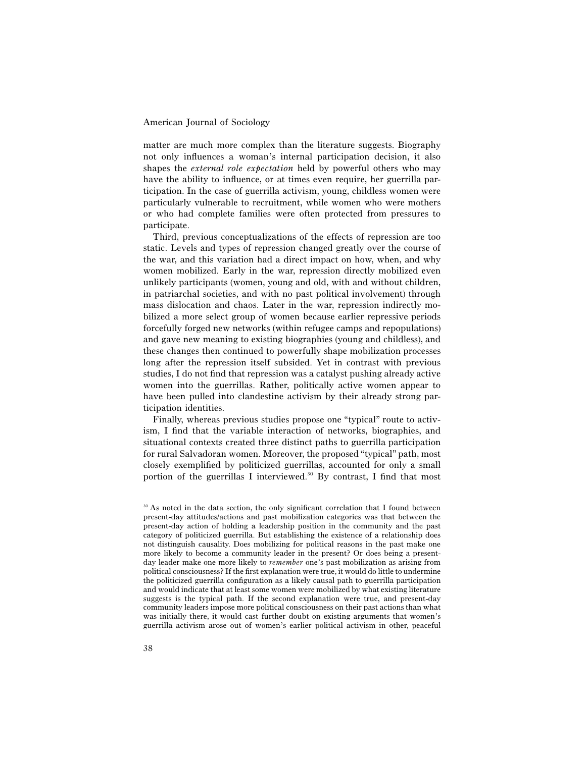matter are much more complex than the literature suggests. Biography not only influences a woman's internal participation decision, it also shapes the *external role expectation* held by powerful others who may have the ability to influence, or at times even require, her guerrilla participation. In the case of guerrilla activism, young, childless women were particularly vulnerable to recruitment, while women who were mothers or who had complete families were often protected from pressures to participate.

Third, previous conceptualizations of the effects of repression are too static. Levels and types of repression changed greatly over the course of the war, and this variation had a direct impact on how, when, and why women mobilized. Early in the war, repression directly mobilized even unlikely participants (women, young and old, with and without children, in patriarchal societies, and with no past political involvement) through mass dislocation and chaos. Later in the war, repression indirectly mobilized a more select group of women because earlier repressive periods forcefully forged new networks (within refugee camps and repopulations) and gave new meaning to existing biographies (young and childless), and these changes then continued to powerfully shape mobilization processes long after the repression itself subsided. Yet in contrast with previous studies, I do not find that repression was a catalyst pushing already active women into the guerrillas. Rather, politically active women appear to have been pulled into clandestine activism by their already strong participation identities.

Finally, whereas previous studies propose one "typical" route to activism, I find that the variable interaction of networks, biographies, and situational contexts created three distinct paths to guerrilla participation for rural Salvadoran women. Moreover, the proposed "typical" path, most closely exemplified by politicized guerrillas, accounted for only a small portion of the guerrillas I interviewed.[30] By contrast, I find that most

[30] As noted in the data section, the only significant correlation that I found between present-day attitudes/actions and past mobilization categories was that between the present-day action of holding a leadership position in the community and the past category of politicized guerrilla. But establishing the existence of a relationship does not distinguish causality. Does mobilizing for political reasons in the past make one more likely to become a community leader in the present? Or does being a present-day leader make one more likely to *remember* one's past mobilization as arising from political consciousness? If the first explanation were true, it would do little to undermine the politicized guerrilla configuration as a likely causal path to guerrilla participation and would indicate that at least some women were mobilized by what existing literature suggests is the typical path. If the second explanation were true, and present-day community leaders impose more political consciousness on their past actions than what was initially there, it would cast further doubt on existing arguments that women's guerrilla activism arose out of women's earlier political activism in other, peaceful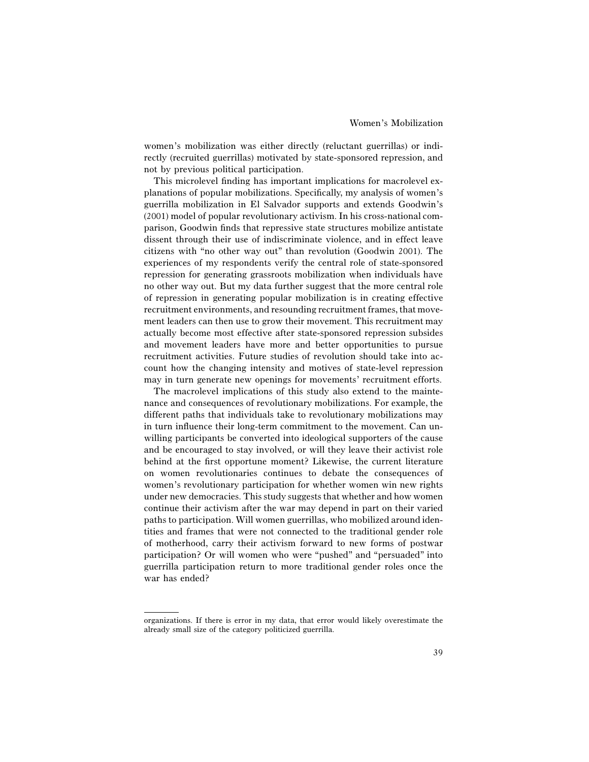women's mobilization was either directly (reluctant guerrillas) or indirectly (recruited guerrillas) motivated by state-sponsored repression, and not by previous political participation.

This microlevel finding has important implications for macrolevel explanations of popular mobilizations. Specifically, my analysis of women's guerrilla mobilization in El Salvador supports and extends Goodwin's (2001) model of popular revolutionary activism. In his cross-national comparison, Goodwin finds that repressive state structures mobilize antistate dissent through their use of indiscriminate violence, and in effect leave citizens with "no other way out" than revolution (Goodwin 2001). The experiences of my respondents verify the central role of state-sponsored repression for generating grassroots mobilization when individuals have no other way out. But my data further suggest that the more central role of repression in generating popular mobilization is in creating effective recruitment environments, and resounding recruitment frames, that movement leaders can then use to grow their movement. This recruitment may actually become most effective after state-sponsored repression subsides and movement leaders have more and better opportunities to pursue recruitment activities. Future studies of revolution should take into account how the changing intensity and motives of state-level repression may in turn generate new openings for movements' recruitment efforts.

The macrolevel implications of this study also extend to the maintenance and consequences of revolutionary mobilizations. For example, the different paths that individuals take to revolutionary mobilizations may in turn influence their long-term commitment to the movement. Can unwilling participants be converted into ideological supporters of the cause and be encouraged to stay involved, or will they leave their activist role behind at the first opportune moment? Likewise, the current literature on women revolutionaries continues to debate the consequences of women's revolutionary participation for whether women win new rights under new democracies. This study suggests that whether and how women continue their activism after the war may depend in part on their varied paths to participation. Will women guerrillas, who mobilized around identities and frames that were not connected to the traditional gender role of motherhood, carry their activism forward to new forms of postwar participation? Or will women who were "pushed" and "persuaded" into guerrilla participation return to more traditional gender roles once the war has ended?

---

organizations. If there is error in my data, that error would likely overestimate the already small size of the category politicized guerrilla.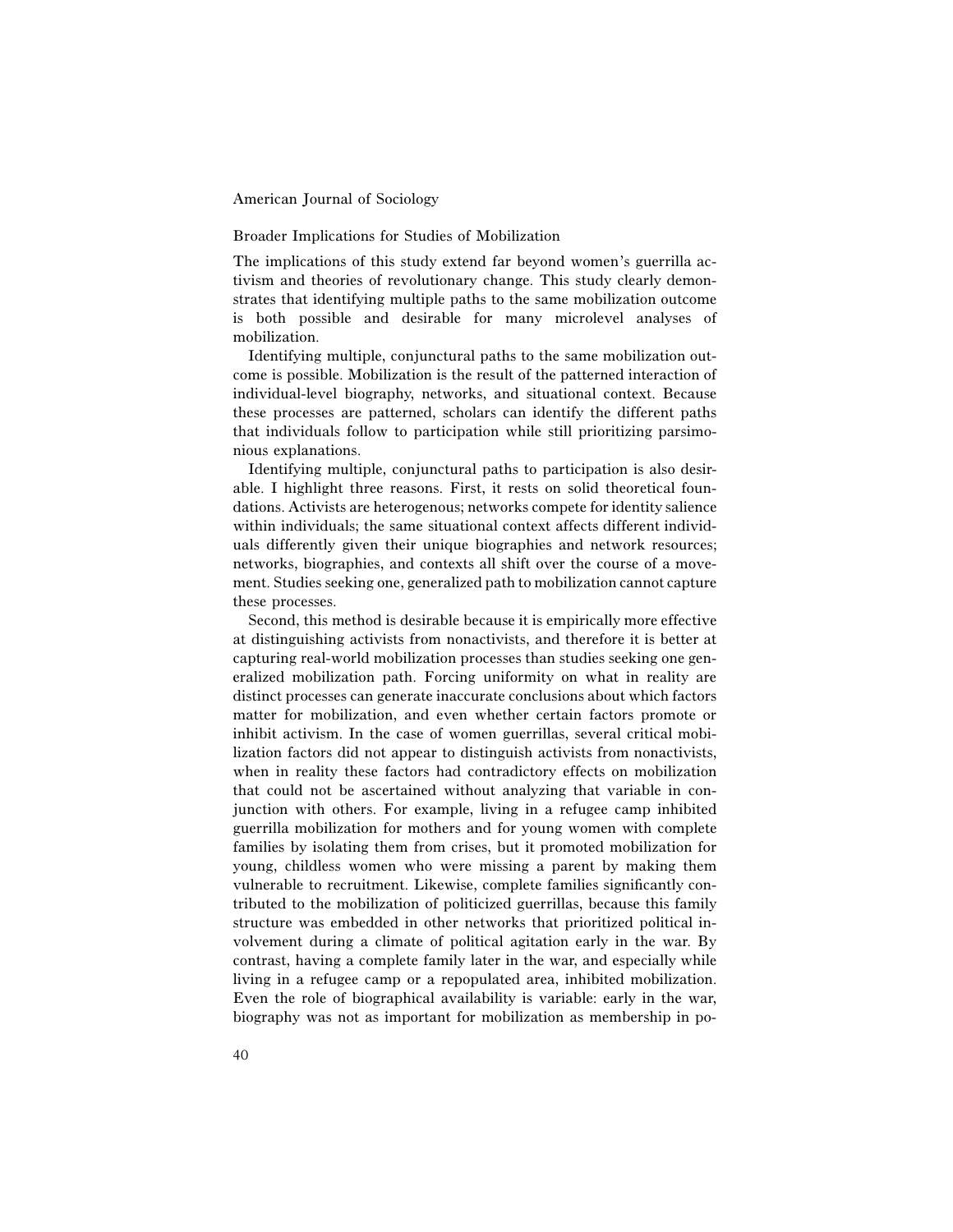## Broader Implications for Studies of Mobilization

The implications of this study extend far beyond women's guerrilla activism and theories of revolutionary change. This study clearly demonstrates that identifying multiple paths to the same mobilization outcome is both possible and desirable for many microlevel analyses of mobilization.

Identifying multiple, conjunctural paths to the same mobilization outcome is possible. Mobilization is the result of the patterned interaction of individual-level biography, networks, and situational context. Because these processes are patterned, scholars can identify the different paths that individuals follow to participation while still prioritizing parsimonious explanations.

Identifying multiple, conjunctural paths to participation is also desirable. I highlight three reasons. First, it rests on solid theoretical foundations. Activists are heterogenous; networks compete for identity salience within individuals; the same situational context affects different individuals differently given their unique biographies and network resources; networks, biographies, and contexts all shift over the course of a movement. Studies seeking one, generalized path to mobilization cannot capture these processes.

Second, this method is desirable because it is empirically more effective at distinguishing activists from nonactivists, and therefore it is better at capturing real-world mobilization processes than studies seeking one generalized mobilization path. Forcing uniformity on what in reality are distinct processes can generate inaccurate conclusions about which factors matter for mobilization, and even whether certain factors promote or inhibit activism. In the case of women guerrillas, several critical mobilization factors did not appear to distinguish activists from nonactivists, when in reality these factors had contradictory effects on mobilization that could not be ascertained without analyzing that variable in conjunction with others. For example, living in a refugee camp inhibited guerrilla mobilization for mothers and for young women with complete families by isolating them from crises, but it promoted mobilization for young, childless women who were missing a parent by making them vulnerable to recruitment. Likewise, complete families significantly contributed to the mobilization of politicized guerrillas, because this family structure was embedded in other networks that prioritized political involvement during a climate of political agitation early in the war. By contrast, having a complete family later in the war, and especially while living in a refugee camp or a repopulated area, inhibited mobilization. Even the role of biographical availability is variable: early in the war, biography was not as important for mobilization as membership in po-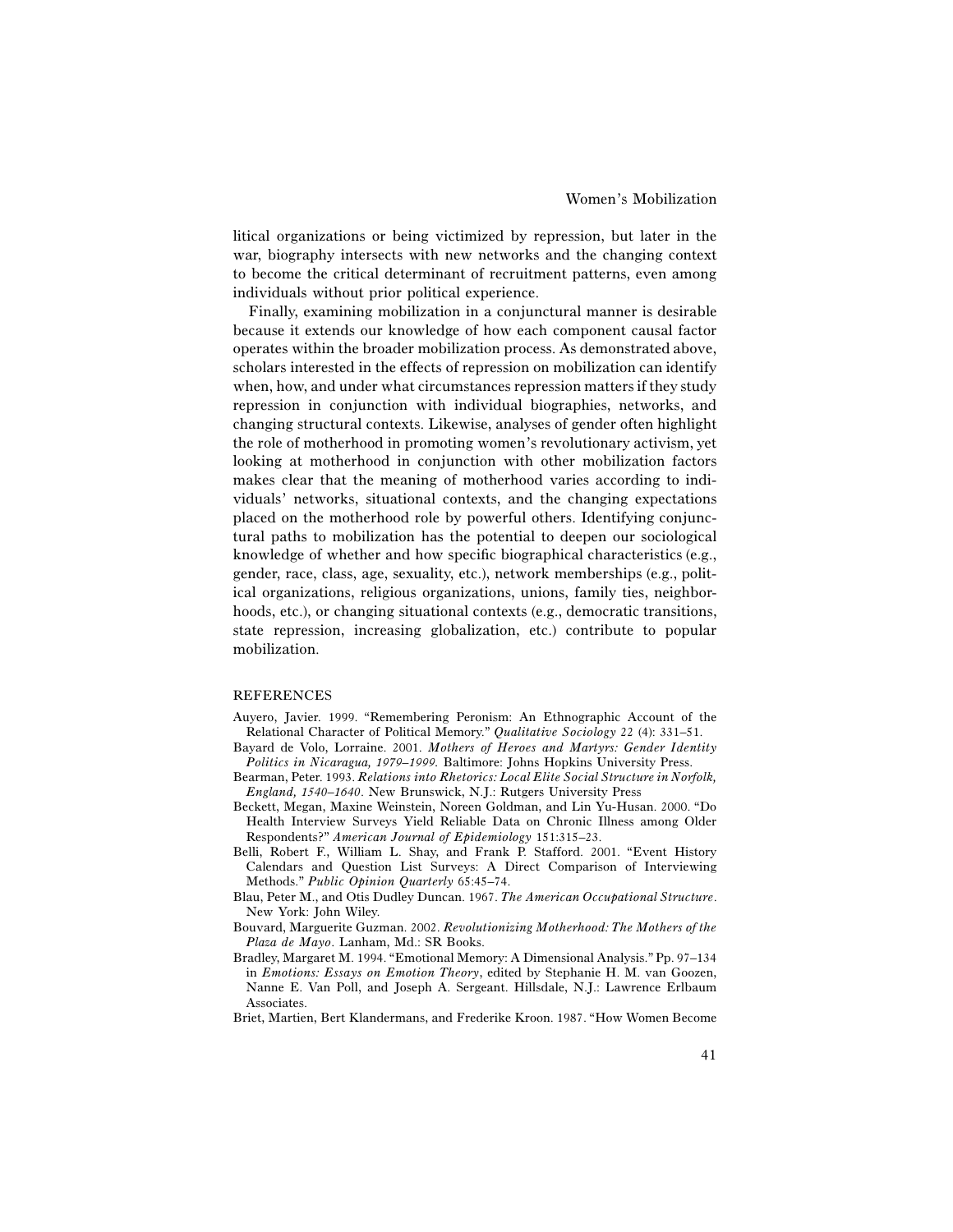litical organizations or being victimized by repression, but later in the war, biography intersects with new networks and the changing context to become the critical determinant of recruitment patterns, even among individuals without prior political experience.

Finally, examining mobilization in a conjunctural manner is desirable because it extends our knowledge of how each component causal factor operates within the broader mobilization process. As demonstrated above, scholars interested in the effects of repression on mobilization can identify when, how, and under what circumstances repression matters if they study repression in conjunction with individual biographies, networks, and changing structural contexts. Likewise, analyses of gender often highlight the role of motherhood in promoting women's revolutionary activism, yet looking at motherhood in conjunction with other mobilization factors makes clear that the meaning of motherhood varies according to individuals' networks, situational contexts, and the changing expectations placed on the motherhood role by powerful others. Identifying conjunctural paths to mobilization has the potential to deepen our sociological knowledge of whether and how specific biographical characteristics (e.g., gender, race, class, age, sexuality, etc.), network memberships (e.g., political organizations, religious organizations, unions, family ties, neighborhoods, etc.), or changing situational contexts (e.g., democratic transitions, state repression, increasing globalization, etc.) contribute to popular mobilization.

## REFERENCES

Auyero, Javier. 1999. "Remembering Peronism: An Ethnographic Account of the Relational Character of Political Memory." *Qualitative Sociology* 22 (4): 331–51.

Bayard de Volo, Lorraine. 2001. *Mothers of Heroes and Martyrs: Gender Identity Politics in Nicaragua, 1979–1999.* Baltimore: Johns Hopkins University Press.

Bearman, Peter. 1993. *Relations into Rhetorics: Local Elite Social Structure in Norfolk, England, 1540–1640*. New Brunswick, N.J.: Rutgers University Press

Beckett, Megan, Maxine Weinstein, Noreen Goldman, and Lin Yu-Husan. 2000. "Do Health Interview Surveys Yield Reliable Data on Chronic Illness among Older Respondents?" *American Journal of Epidemiology* 151:315–23.

Belli, Robert F., William L. Shay, and Frank P. Stafford. 2001. "Event History Calendars and Question List Surveys: A Direct Comparison of Interviewing Methods." *Public Opinion Quarterly* 65:45–74.

Blau, Peter M., and Otis Dudley Duncan. 1967. *The American Occupational Structure*. New York: John Wiley.

Bouvard, Marguerite Guzman. 2002. *Revolutionizing Motherhood: The Mothers of the Plaza de Mayo*. Lanham, Md.: SR Books.

Bradley, Margaret M. 1994. "Emotional Memory: A Dimensional Analysis." Pp. 97–134 in *Emotions: Essays on Emotion Theory*, edited by Stephanie H. M. van Goozen, Nanne E. Van Poll, and Joseph A. Sergeant. Hillsdale, N.J.: Lawrence Erlbaum Associates.

Briet, Martien, Bert Klandermans, and Frederike Kroon. 1987. "How Women Become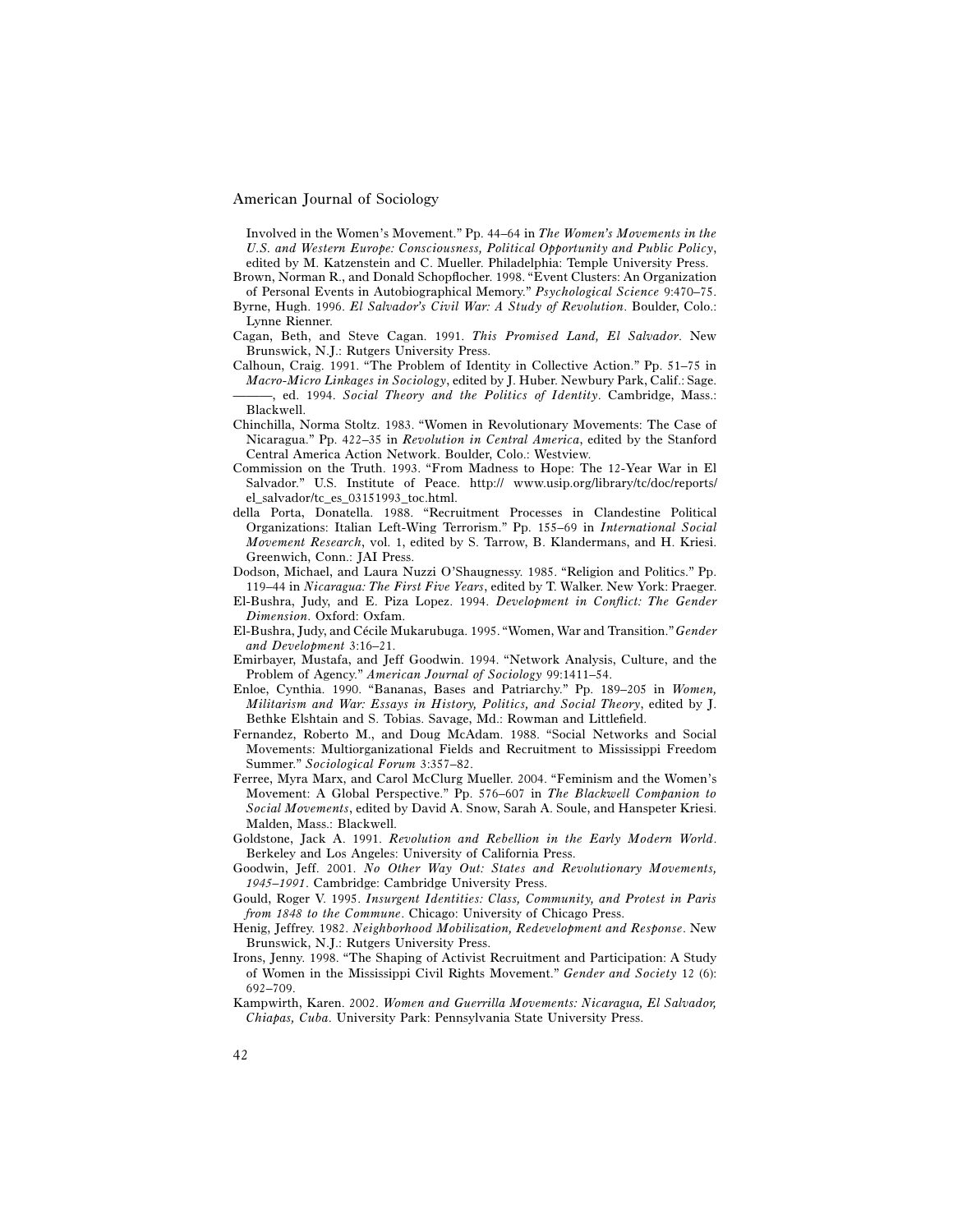Involved in the Women's Movement." Pp. 44–64 in *The Women's Movements in the U.S. and Western Europe: Consciousness, Political Opportunity and Public Policy*, edited by M. Katzenstein and C. Mueller. Philadelphia: Temple University Press.

Brown, Norman R., and Donald Schopflocher. 1998. "Event Clusters: An Organization of Personal Events in Autobiographical Memory." *Psychological Science* 9:470–75.

Byrne, Hugh. 1996. *El Salvador's Civil War: A Study of Revolution*. Boulder, Colo.: Lynne Rienner.

Cagan, Beth, and Steve Cagan. 1991. *This Promised Land, El Salvador*. New Brunswick, N.J.: Rutgers University Press.

Calhoun, Craig. 1991. "The Problem of Identity in Collective Action." Pp. 51–75 in *Macro-Micro Linkages in Sociology*, edited by J. Huber. Newbury Park, Calif.: Sage.

———, ed. 1994. *Social Theory and the Politics of Identity*. Cambridge, Mass.: Blackwell.

Chinchilla, Norma Stoltz. 1983. "Women in Revolutionary Movements: The Case of Nicaragua." Pp. 422–35 in *Revolution in Central America*, edited by the Stanford Central America Action Network. Boulder, Colo.: Westview.

Commission on the Truth. 1993. "From Madness to Hope: The 12-Year War in El Salvador." U.S. Institute of Peace. http:// www.usip.org/library/tc/doc/reports/el_salvador/tc_es_03151993_toc.html.

della Porta, Donatella. 1988. "Recruitment Processes in Clandestine Political Organizations: Italian Left-Wing Terrorism." Pp. 155–69 in *International Social Movement Research*, vol. 1, edited by S. Tarrow, B. Klandermans, and H. Kriesi. Greenwich, Conn.: JAI Press.

Dodson, Michael, and Laura Nuzzi O'Shaugnessy. 1985. "Religion and Politics." Pp. 119–44 in *Nicaragua: The First Five Years*, edited by T. Walker. New York: Praeger.

El-Bushra, Judy, and E. Piza Lopez. 1994. *Development in Conflict: The Gender Dimension*. Oxford: Oxfam.

El-Bushra, Judy, and Cécile Mukarubuga. 1995. "Women, War and Transition." *Gender and Development* 3:16–21.

Emirbayer, Mustafa, and Jeff Goodwin. 1994. "Network Analysis, Culture, and the Problem of Agency." *American Journal of Sociology* 99:1411–54.

Enloe, Cynthia. 1990. "Bananas, Bases and Patriarchy." Pp. 189–205 in *Women, Militarism and War: Essays in History, Politics, and Social Theory*, edited by J. Bethke Elshtain and S. Tobias. Savage, Md.: Rowman and Littlefield.

Fernandez, Roberto M., and Doug McAdam. 1988. "Social Networks and Social Movements: Multiorganizational Fields and Recruitment to Mississippi Freedom Summer." *Sociological Forum* 3:357–82.

Ferree, Myra Marx, and Carol McClurg Mueller. 2004. "Feminism and the Women's Movement: A Global Perspective." Pp. 576–607 in *The Blackwell Companion to Social Movements*, edited by David A. Snow, Sarah A. Soule, and Hanspeter Kriesi. Malden, Mass.: Blackwell.

Goldstone, Jack A. 1991. *Revolution and Rebellion in the Early Modern World*. Berkeley and Los Angeles: University of California Press.

Goodwin, Jeff. 2001. *No Other Way Out: States and Revolutionary Movements, 1945–1991*. Cambridge: Cambridge University Press.

Gould, Roger V. 1995. *Insurgent Identities: Class, Community, and Protest in Paris from 1848 to the Commune*. Chicago: University of Chicago Press.

Henig, Jeffrey. 1982. *Neighborhood Mobilization, Redevelopment and Response*. New Brunswick, N.J.: Rutgers University Press.

Irons, Jenny. 1998. "The Shaping of Activist Recruitment and Participation: A Study of Women in the Mississippi Civil Rights Movement." *Gender and Society* 12 (6): 692–709.

Kampwirth, Karen. 2002. *Women and Guerrilla Movements: Nicaragua, El Salvador, Chiapas, Cuba*. University Park: Pennsylvania State University Press.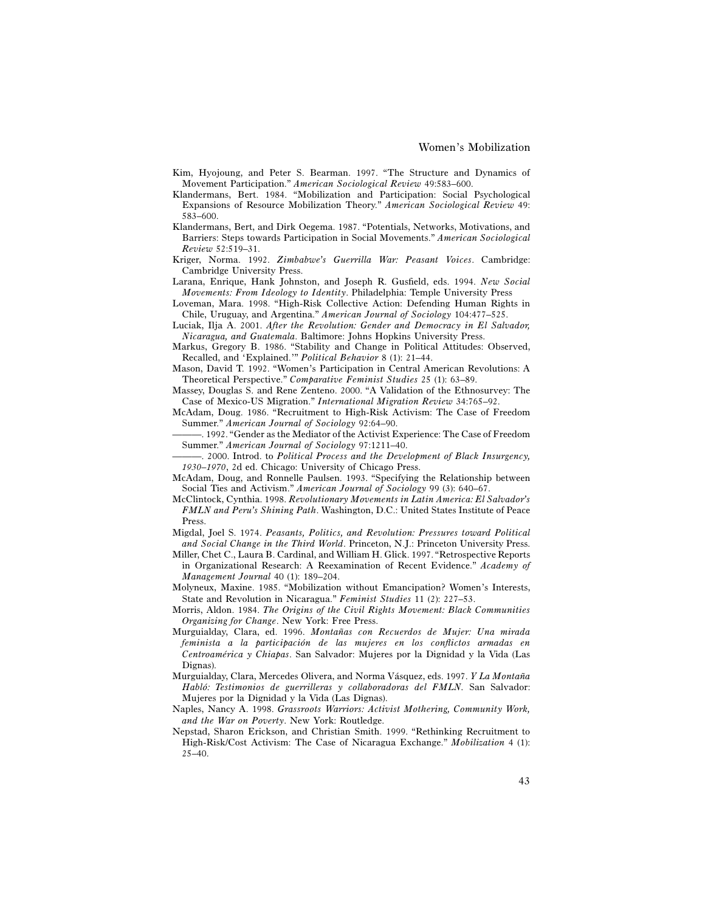Kim, Hyojoung, and Peter S. Bearman. 1997. "The Structure and Dynamics of Movement Participation." *American Sociological Review* 49:583–600.

Klandermans, Bert. 1984. "Mobilization and Participation: Social Psychological Expansions of Resource Mobilization Theory." *American Sociological Review* 49: 583–600.

Klandermans, Bert, and Dirk Oegema. 1987. "Potentials, Networks, Motivations, and Barriers: Steps towards Participation in Social Movements." *American Sociological Review* 52:519–31.

Kriger, Norma. 1992. *Zimbabwe's Guerrilla War: Peasant Voices*. Cambridge: Cambridge University Press.

Larana, Enrique, Hank Johnston, and Joseph R. Gusfield, eds. 1994. *New Social Movements: From Ideology to Identity*. Philadelphia: Temple University Press

Loveman, Mara. 1998. "High-Risk Collective Action: Defending Human Rights in Chile, Uruguay, and Argentina." *American Journal of Sociology* 104:477–525.

Luciak, Ilja A. 2001. *After the Revolution: Gender and Democracy in El Salvador, Nicaragua, and Guatemala*. Baltimore: Johns Hopkins University Press.

Markus, Gregory B. 1986. "Stability and Change in Political Attitudes: Observed, Recalled, and 'Explained.'" *Political Behavior* 8 (1): 21–44.

Mason, David T. 1992. "Women's Participation in Central American Revolutions: A Theoretical Perspective." *Comparative Feminist Studies* 25 (1): 63–89.

Massey, Douglas S. and Rene Zenteno. 2000. "A Validation of the Ethnosurvey: The Case of Mexico-US Migration." *International Migration Review* 34:765–92.

McAdam, Doug. 1986. "Recruitment to High-Risk Activism: The Case of Freedom Summer." *American Journal of Sociology* 92:64–90.

———. 1992. "Gender as the Mediator of the Activist Experience: The Case of Freedom Summer." *American Journal of Sociology* 97:1211–40.

———. 2000. Introd. to *Political Process and the Development of Black Insurgency, 1930–1970*, 2d ed. Chicago: University of Chicago Press.

McAdam, Doug, and Ronnelle Paulsen. 1993. "Specifying the Relationship between Social Ties and Activism." *American Journal of Sociology* 99 (3): 640–67.

McClintock, Cynthia. 1998. *Revolutionary Movements in Latin America: El Salvador's FMLN and Peru's Shining Path*. Washington, D.C.: United States Institute of Peace Press.

Migdal, Joel S. 1974. *Peasants, Politics, and Revolution: Pressures toward Political and Social Change in the Third World*. Princeton, N.J.: Princeton University Press.

Miller, Chet C., Laura B. Cardinal, and William H. Glick. 1997. "Retrospective Reports in Organizational Research: A Reexamination of Recent Evidence." *Academy of Management Journal* 40 (1): 189–204.

Molyneux, Maxine. 1985. "Mobilization without Emancipation? Women's Interests, State and Revolution in Nicaragua." *Feminist Studies* 11 (2): 227–53.

Morris, Aldon. 1984. *The Origins of the Civil Rights Movement: Black Communities Organizing for Change*. New York: Free Press.

Murguialday, Clara, ed. 1996. *Montañas con Recuerdos de Mujer: Una mirada feminista a la participación de las mujeres en los conflictos armadas en Centroamérica y Chiapas*. San Salvador: Mujeres por la Dignidad y la Vida (Las Dignas).

Murguialday, Clara, Mercedes Olivera, and Norma Vásquez, eds. 1997. *Y La Montaña Habló: Testimonios de guerrilleras y collaboradoras del FMLN*. San Salvador: Mujeres por la Dignidad y la Vida (Las Dignas).

Naples, Nancy A. 1998. *Grassroots Warriors: Activist Mothering, Community Work, and the War on Poverty*. New York: Routledge.

Nepstad, Sharon Erickson, and Christian Smith. 1999. "Rethinking Recruitment to High-Risk/Cost Activism: The Case of Nicaragua Exchange." *Mobilization* 4 (1): 25–40.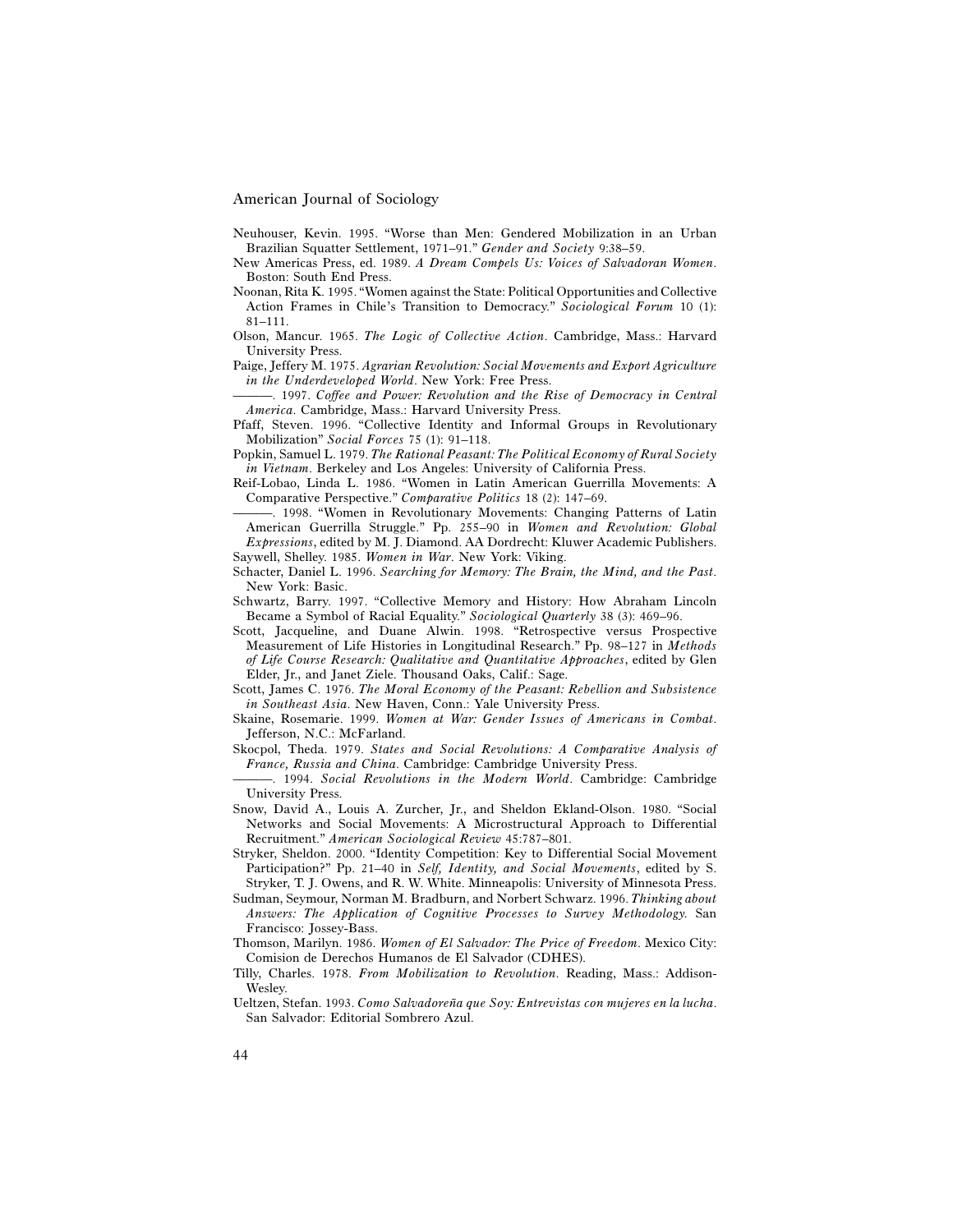Neuhouser, Kevin. 1995. "Worse than Men: Gendered Mobilization in an Urban Brazilian Squatter Settlement, 1971–91." *Gender and Society* 9:38–59.

New Americas Press, ed. 1989. *A Dream Compels Us: Voices of Salvadoran Women*. Boston: South End Press.

Noonan, Rita K. 1995. "Women against the State: Political Opportunities and Collective Action Frames in Chile's Transition to Democracy." *Sociological Forum* 10 (1): 81–111.

Olson, Mancur. 1965. *The Logic of Collective Action*. Cambridge, Mass.: Harvard University Press.

Paige, Jeffery M. 1975. *Agrarian Revolution: Social Movements and Export Agriculture in the Underdeveloped World*. New York: Free Press.

———. 1997. *Coffee and Power: Revolution and the Rise of Democracy in Central America*. Cambridge, Mass.: Harvard University Press.

Pfaff, Steven. 1996. "Collective Identity and Informal Groups in Revolutionary Mobilization" *Social Forces* 75 (1): 91–118.

Popkin, Samuel L. 1979. *The Rational Peasant: The Political Economy of Rural Society in Vietnam*. Berkeley and Los Angeles: University of California Press.

Reif-Lobao, Linda L. 1986. "Women in Latin American Guerrilla Movements: A Comparative Perspective." *Comparative Politics* 18 (2): 147–69.

———. 1998. "Women in Revolutionary Movements: Changing Patterns of Latin American Guerrilla Struggle." Pp. 255–90 in *Women and Revolution: Global Expressions*, edited by M. J. Diamond. AA Dordrecht: Kluwer Academic Publishers.

Saywell, Shelley. 1985. *Women in War*. New York: Viking.

Schacter, Daniel L. 1996. *Searching for Memory: The Brain, the Mind, and the Past*. New York: Basic.

Schwartz, Barry. 1997. "Collective Memory and History: How Abraham Lincoln Became a Symbol of Racial Equality." *Sociological Quarterly* 38 (3): 469–96.

Scott, Jacqueline, and Duane Alwin. 1998. "Retrospective versus Prospective Measurement of Life Histories in Longitudinal Research." Pp. 98–127 in *Methods of Life Course Research: Qualitative and Quantitative Approaches*, edited by Glen Elder, Jr., and Janet Ziele. Thousand Oaks, Calif.: Sage.

Scott, James C. 1976. *The Moral Economy of the Peasant: Rebellion and Subsistence in Southeast Asia*. New Haven, Conn.: Yale University Press.

Skaine, Rosemarie. 1999. *Women at War: Gender Issues of Americans in Combat*. Jefferson, N.C.: McFarland.

Skocpol, Theda. 1979. *States and Social Revolutions: A Comparative Analysis of France, Russia and China*. Cambridge: Cambridge University Press.

———. 1994. *Social Revolutions in the Modern World*. Cambridge: Cambridge University Press.

Snow, David A., Louis A. Zurcher, Jr., and Sheldon Ekland-Olson. 1980. "Social Networks and Social Movements: A Microstructural Approach to Differential Recruitment." *American Sociological Review* 45:787–801.

Stryker, Sheldon. 2000. "Identity Competition: Key to Differential Social Movement Participation?" Pp. 21–40 in *Self, Identity, and Social Movements*, edited by S. Stryker, T. J. Owens, and R. W. White. Minneapolis: University of Minnesota Press.

Sudman, Seymour, Norman M. Bradburn, and Norbert Schwarz. 1996. *Thinking about Answers: The Application of Cognitive Processes to Survey Methodology.* San Francisco: Jossey-Bass.

Thomson, Marilyn. 1986. *Women of El Salvador: The Price of Freedom*. Mexico City: Comision de Derechos Humanos de El Salvador (CDHES).

Tilly, Charles. 1978. *From Mobilization to Revolution*. Reading, Mass.: Addison-Wesley.

Ueltzen, Stefan. 1993. *Como Salvadoreña que Soy: Entrevistas con mujeres en la lucha*. San Salvador: Editorial Sombrero Azul.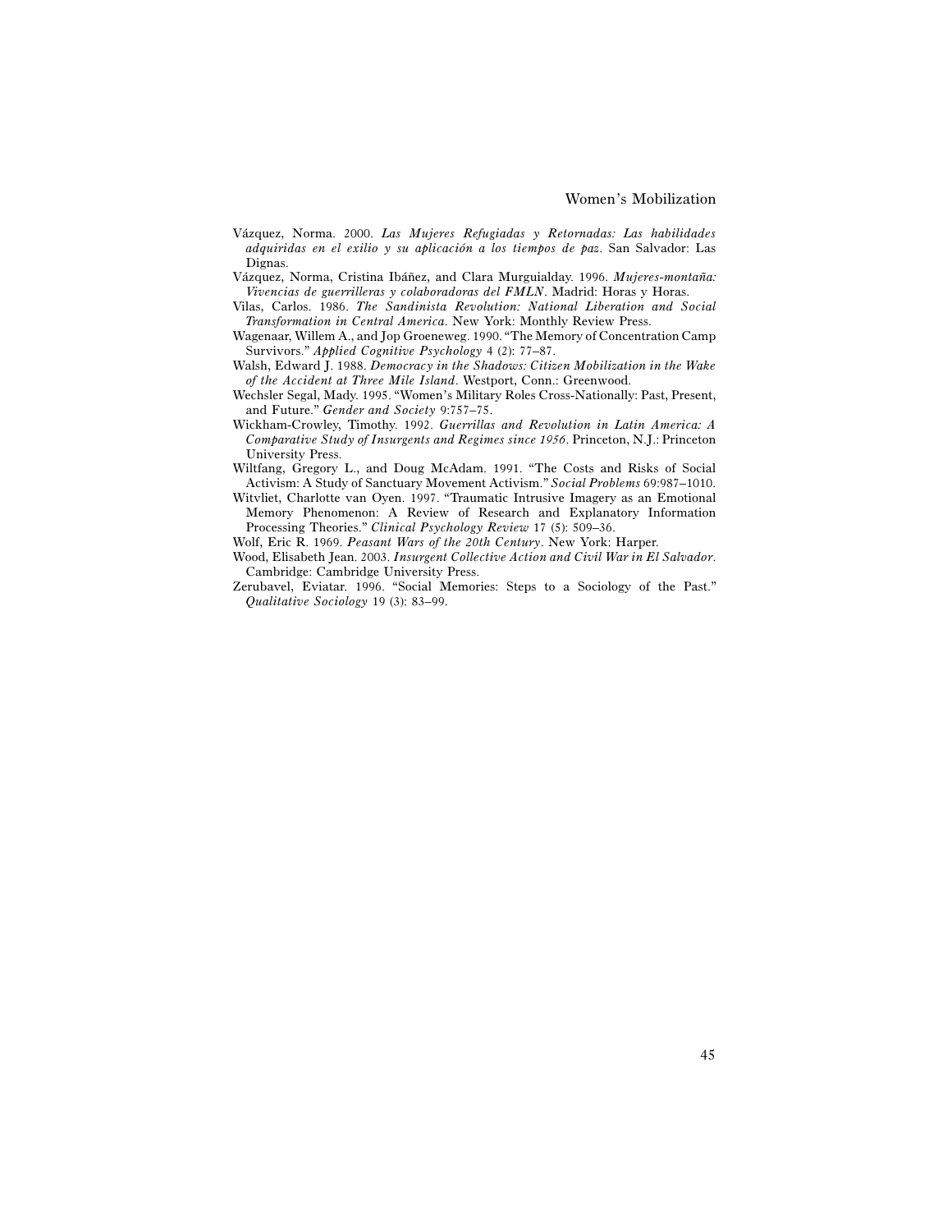Vázquez, Norma. 2000. *Las Mujeres Refugiadas y Retornadas: Las habilidades adquiridas en el exilio y su aplicación a los tiempos de paz*. San Salvador: Las Dignas.

Vázquez, Norma, Cristina Ibáñez, and Clara Murguialday. 1996. *Mujeres-montaña: Vivencias de guerrilleras y colaboradoras del FMLN*. Madrid: Horas y Horas.

Vilas, Carlos. 1986. *The Sandinista Revolution: National Liberation and Social Transformation in Central America*. New York: Monthly Review Press.

Wagenaar, Willem A., and Jop Groeneweg. 1990. "The Memory of Concentration Camp Survivors." *Applied Cognitive Psychology* 4 (2): 77–87.

Walsh, Edward J. 1988. *Democracy in the Shadows: Citizen Mobilization in the Wake of the Accident at Three Mile Island*. Westport, Conn.: Greenwood.

Wechsler Segal, Mady. 1995. "Women's Military Roles Cross-Nationally: Past, Present, and Future." *Gender and Society* 9:757–75.

Wickham-Crowley, Timothy. 1992. *Guerrillas and Revolution in Latin America: A Comparative Study of Insurgents and Regimes since 1956*. Princeton, N.J.: Princeton University Press.

Wiltfang, Gregory L., and Doug McAdam. 1991. "The Costs and Risks of Social Activism: A Study of Sanctuary Movement Activism." *Social Problems* 69:987–1010.

Witvliet, Charlotte van Oyen. 1997. "Traumatic Intrusive Imagery as an Emotional Memory Phenomenon: A Review of Research and Explanatory Information Processing Theories." *Clinical Psychology Review* 17 (5): 509–36.

Wolf, Eric R. 1969. *Peasant Wars of the 20th Century*. New York: Harper.

Wood, Elisabeth Jean. 2003. *Insurgent Collective Action and Civil War in El Salvador*. Cambridge: Cambridge University Press.

Zerubavel, Eviatar. 1996. "Social Memories: Steps to a Sociology of the Past." *Qualitative Sociology* 19 (3): 83–99.